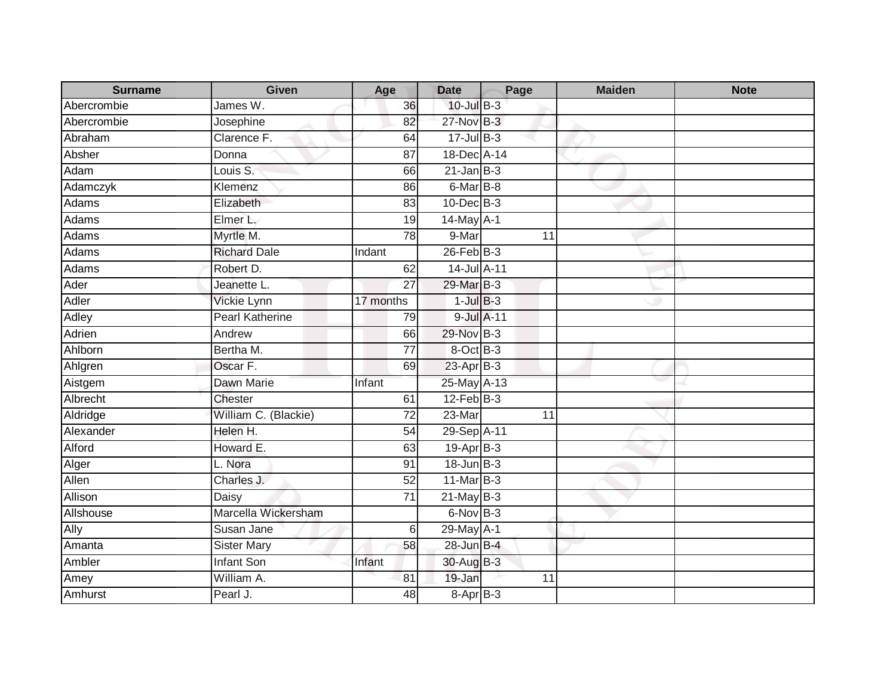| Surname | Given | Age | Date | Page | Maiden | Note |
|---|---|---|---|---|---|---|
| Abercrombie | James W. | 36 | 10-Jul | B-3 | | |
| Abercrombie | Josephine | 82 | 27-Nov | B-3 | | |
| Abraham | Clarence F. | 64 | 17-Jul | B-3 | | |
| Absher | Donna | 87 | 18-Dec | A-14 | | |
| Adam | Louis S. | 66 | 21-Jan | B-3 | | |
| Adamczyk | Klemenz | 86 | 6-Mar | B-8 | | |
| Adams | Elizabeth | 83 | 10-Dec | B-3 | | |
| Adams | Elmer L. | 19 | 14-May | A-1 | | |
| Adams | Myrtle M. | 78 | 9-Mar | 11 | | |
| Adams | Richard Dale | Indant | 26-Feb | B-3 | | |
| Adams | Robert D. | 62 | 14-Jul | A-11 | | |
| Ader | Jeanette L. | 27 | 29-Mar | B-3 | | |
| Adler | Vickie Lynn | 17 months | 1-Jul | B-3 | | |
| Adley | Pearl Katherine | 79 | 9-Jul | A-11 | | |
| Adrien | Andrew | 66 | 29-Nov | B-3 | | |
| Ahlborn | Bertha M. | 77 | 8-Oct | B-3 | | |
| Ahlgren | Oscar F. | 69 | 23-Apr | B-3 | | |
| Aistgem | Dawn Marie | Infant | 25-May | A-13 | | |
| Albrecht | Chester | 61 | 12-Feb | B-3 | | |
| Aldridge | William C. (Blackie) | 72 | 23-Mar | 11 | | |
| Alexander | Helen H. | 54 | 29-Sep | A-11 | | |
| Alford | Howard E. | 63 | 19-Apr | B-3 | | |
| Alger | L. Nora | 91 | 18-Jun | B-3 | | |
| Allen | Charles J. | 52 | 11-Mar | B-3 | | |
| Allison | Daisy | 71 | 21-May | B-3 | | |
| Allshouse | Marcella Wickersham | | 6-Nov | B-3 | | |
| Ally | Susan Jane | 6 | 29-May | A-1 | | |
| Amanta | Sister Mary | 58 | 28-Jun | B-4 | | |
| Ambler | Infant Son | Infant | 30-Aug | B-3 | | |
| Amey | William A. | 81 | 19-Jan | 11 | | |
| Amhurst | Pearl J. | 48 | 8-Apr | B-3 | | |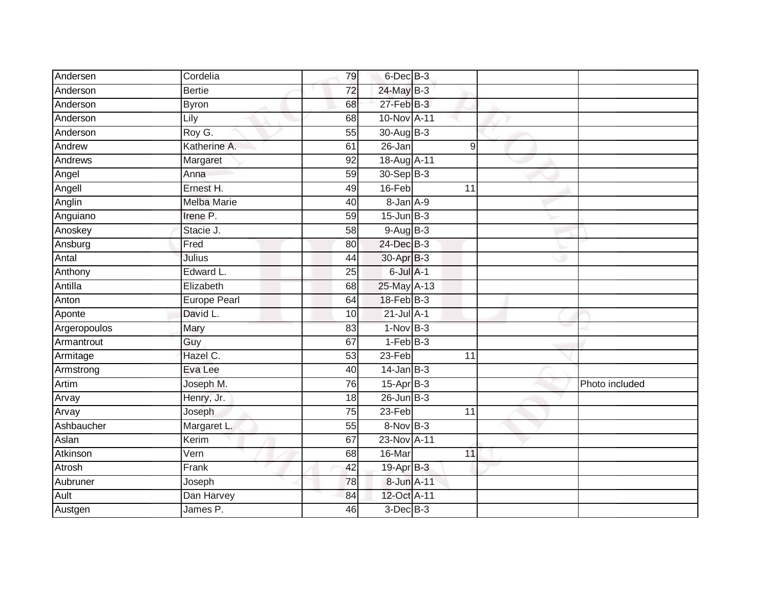| Andersen | Cordelia | 79 | 6-Dec | B-3 | | | |
|---|---|---|---|---|---|---|---|
| Anderson | Bertie | 72 | 24-May | B-3 | | | |
| Anderson | Byron | 68 | 27-Feb | B-3 | | | |
| Anderson | Lily | 68 | 10-Nov | A-11 | | | |
| Anderson | Roy G. | 55 | 30-Aug | B-3 | | | |
| Andrew | Katherine A. | 61 | 26-Jan | | 9 | | |
| Andrews | Margaret | 92 | 18-Aug | A-11 | | | |
| Angel | Anna | 59 | 30-Sep | B-3 | | | |
| Angell | Ernest H. | 49 | 16-Feb | | 11 | | |
| Anglin | Melba Marie | 40 | 8-Jan | A-9 | | | |
| Anguiano | Irene P. | 59 | 15-Jun | B-3 | | | |
| Anoskey | Stacie J. | 58 | 9-Aug | B-3 | | | |
| Ansburg | Fred | 80 | 24-Dec | B-3 | | | |
| Antal | Julius | 44 | 30-Apr | B-3 | | | |
| Anthony | Edward L. | 25 | 6-Jul | A-1 | | | |
| Antilla | Elizabeth | 68 | 25-May | A-13 | | | |
| Anton | Europe Pearl | 64 | 18-Feb | B-3 | | | |
| Aponte | David L. | 10 | 21-Jul | A-1 | | | |
| Argeropoulos | Mary | 83 | 1-Nov | B-3 | | | |
| Armantrout | Guy | 67 | 1-Feb | B-3 | | | |
| Armitage | Hazel C. | 53 | 23-Feb | | 11 | | |
| Armstrong | Eva Lee | 40 | 14-Jan | B-3 | | | |
| Artim | Joseph M. | 76 | 15-Apr | B-3 | | | Photo included |
| Arvay | Henry, Jr. | 18 | 26-Jun | B-3 | | | |
| Arvay | Joseph | 75 | 23-Feb | | 11 | | |
| Ashbaucher | Margaret L. | 55 | 8-Nov | B-3 | | | |
| Aslan | Kerim | 67 | 23-Nov | A-11 | | | |
| Atkinson | Vern | 68 | 16-Mar | | 11 | | |
| Atrosh | Frank | 42 | 19-Apr | B-3 | | | |
| Aubruner | Joseph | 78 | 8-Jun | A-11 | | | |
| Ault | Dan Harvey | 84 | 12-Oct | A-11 | | | |
| Austgen | James P. | 46 | 3-Dec | B-3 | | | |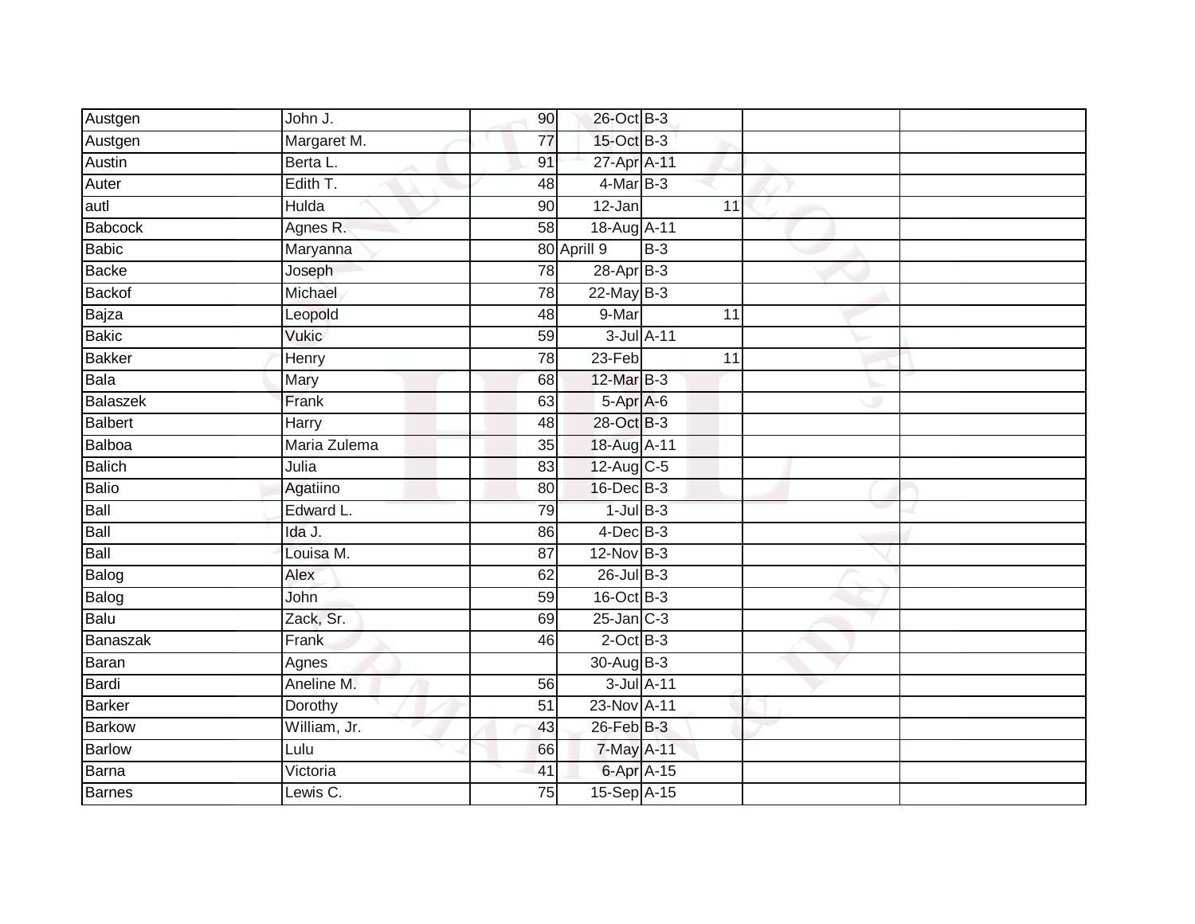| | | | | | | | |
|---|---|---|---|---|---|---|---|
| Austgen | John J. | 90 | 26-Oct | B-3 | | | |
| Austgen | Margaret M. | 77 | 15-Oct | B-3 | | | |
| Austin | Berta L. | 91 | 27-Apr | A-11 | | | |
| Auter | Edith T. | 48 | 4-Mar | B-3 | | | |
| autl | Hulda | 90 | 12-Jan | 11 | | | |
| Babcock | Agnes R. | 58 | 18-Aug | A-11 | | | |
| Babic | Maryanna | 80 | Aprill 9 | B-3 | | | |
| Backe | Joseph | 78 | 28-Apr | B-3 | | | |
| Backof | Michael | 78 | 22-May | B-3 | | | |
| Bajza | Leopold | 48 | 9-Mar | 11 | | | |
| Bakic | Vukic | 59 | 3-Jul | A-11 | | | |
| Bakker | Henry | 78 | 23-Feb | 11 | | | |
| Bala | Mary | 68 | 12-Mar | B-3 | | | |
| Balaszek | Frank | 63 | 5-Apr | A-6 | | | |
| Balbert | Harry | 48 | 28-Oct | B-3 | | | |
| Balboa | Maria Zulema | 35 | 18-Aug | A-11 | | | |
| Balich | Julia | 83 | 12-Aug | C-5 | | | |
| Balio | Agatiino | 80 | 16-Dec | B-3 | | | |
| Ball | Edward L. | 79 | 1-Jul | B-3 | | | |
| Ball | Ida J. | 86 | 4-Dec | B-3 | | | |
| Ball | Louisa M. | 87 | 12-Nov | B-3 | | | |
| Balog | Alex | 62 | 26-Jul | B-3 | | | |
| Balog | John | 59 | 16-Oct | B-3 | | | |
| Balu | Zack, Sr. | 69 | 25-Jan | C-3 | | | |
| Banaszak | Frank | 46 | 2-Oct | B-3 | | | |
| Baran | Agnes | | 30-Aug | B-3 | | | |
| Bardi | Aneline M. | 56 | 3-Jul | A-11 | | | |
| Barker | Dorothy | 51 | 23-Nov | A-11 | | | |
| Barkow | William, Jr. | 43 | 26-Feb | B-3 | | | |
| Barlow | Lulu | 66 | 7-May | A-11 | | | |
| Barna | Victoria | 41 | 6-Apr | A-15 | | | |
| Barnes | Lewis C. | 75 | 15-Sep | A-15 | | | |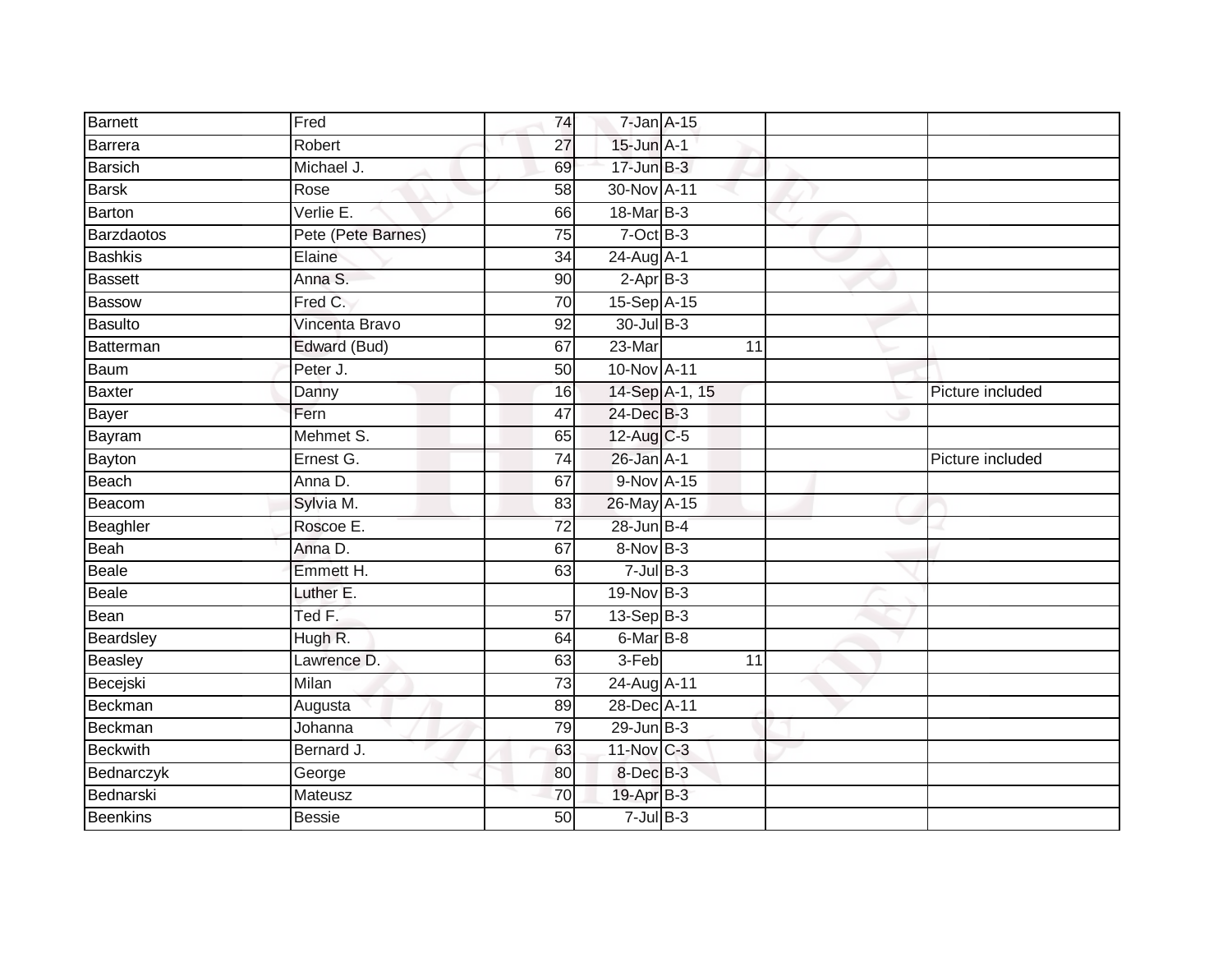| | | | | | | |
|---|---|---|---|---|---|---|
| Barnett | Fred | 74 | 7-Jan | A-15 | | |
| Barrera | Robert | 27 | 15-Jun | A-1 | | |
| Barsich | Michael J. | 69 | 17-Jun | B-3 | | |
| Barsk | Rose | 58 | 30-Nov | A-11 | | |
| Barton | Verlie E. | 66 | 18-Mar | B-3 | | |
| Barzdaotos | Pete (Pete Barnes) | 75 | 7-Oct | B-3 | | |
| Bashkis | Elaine | 34 | 24-Aug | A-1 | | |
| Bassett | Anna S. | 90 | 2-Apr | B-3 | | |
| Bassow | Fred C. | 70 | 15-Sep | A-15 | | |
| Basulto | Vincenta Bravo | 92 | 30-Jul | B-3 | | |
| Batterman | Edward (Bud) | 67 | 23-Mar | 11 | | |
| Baum | Peter J. | 50 | 10-Nov | A-11 | | |
| Baxter | Danny | 16 | 14-Sep | A-1, 15 | | Picture included |
| Bayer | Fern | 47 | 24-Dec | B-3 | | |
| Bayram | Mehmet S. | 65 | 12-Aug | C-5 | | |
| Bayton | Ernest G. | 74 | 26-Jan | A-1 | | Picture included |
| Beach | Anna D. | 67 | 9-Nov | A-15 | | |
| Beacom | Sylvia M. | 83 | 26-May | A-15 | | |
| Beaghler | Roscoe E. | 72 | 28-Jun | B-4 | | |
| Beah | Anna D. | 67 | 8-Nov | B-3 | | |
| Beale | Emmett H. | 63 | 7-Jul | B-3 | | |
| Beale | Luther E. | | 19-Nov | B-3 | | |
| Bean | Ted F. | 57 | 13-Sep | B-3 | | |
| Beardsley | Hugh R. | 64 | 6-Mar | B-8 | | |
| Beasley | Lawrence D. | 63 | 3-Feb | 11 | | |
| Becejski | Milan | 73 | 24-Aug | A-11 | | |
| Beckman | Augusta | 89 | 28-Dec | A-11 | | |
| Beckman | Johanna | 79 | 29-Jun | B-3 | | |
| Beckwith | Bernard J. | 63 | 11-Nov | C-3 | | |
| Bednarczyk | George | 80 | 8-Dec | B-3 | | |
| Bednarski | Mateusz | 70 | 19-Apr | B-3 | | |
| Beenkins | Bessie | 50 | 7-Jul | B-3 | | |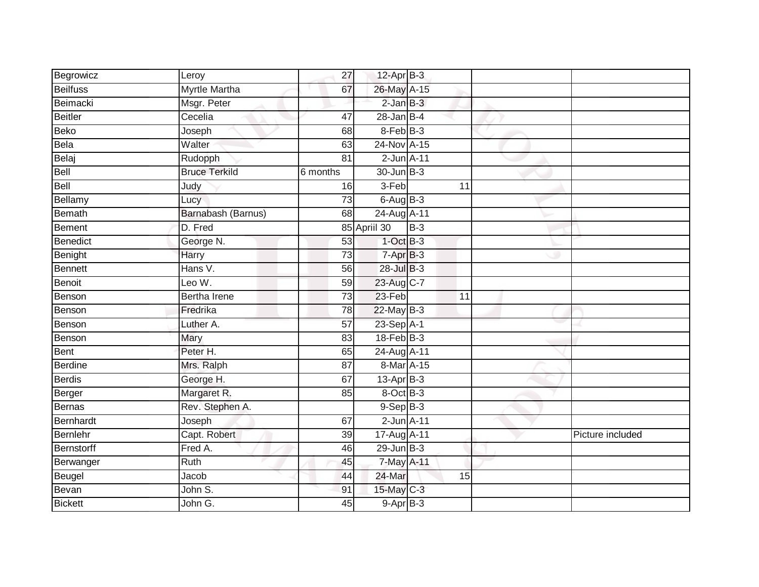| Begrowicz | Leroy | 27 | 12-Apr | B-3 | | | |
|---|---|---|---|---|---|---|---|
| Beilfuss | Myrtle Martha | 67 | 26-May | A-15 | | | |
| Beimacki | Msgr. Peter | | 2-Jan | B-3 | | | |
| Beitler | Cecelia | 47 | 28-Jan | B-4 | | | |
| Beko | Joseph | 68 | 8-Feb | B-3 | | | |
| Bela | Walter | 63 | 24-Nov | A-15 | | | |
| Belaj | Rudopph | 81 | 2-Jun | A-11 | | | |
| Bell | Bruce Terkild | 6 months | 30-Jun | B-3 | | | |
| Bell | Judy | 16 | 3-Feb | | 11 | | |
| Bellamy | Lucy | 73 | 6-Aug | B-3 | | | |
| Bemath | Barnabash (Barnus) | 68 | 24-Aug | A-11 | | | |
| Bement | D. Fred | 85 | Apriil 30 | B-3 | | | |
| Benedict | George N. | 53 | 1-Oct | B-3 | | | |
| Benight | Harry | 73 | 7-Apr | B-3 | | | |
| Bennett | Hans V. | 56 | 28-Jul | B-3 | | | |
| Benoit | Leo W. | 59 | 23-Aug | C-7 | | | |
| Benson | Bertha Irene | 73 | 23-Feb | | 11 | | |
| Benson | Fredrika | 78 | 22-May | B-3 | | | |
| Benson | Luther A. | 57 | 23-Sep | A-1 | | | |
| Benson | Mary | 83 | 18-Feb | B-3 | | | |
| Bent | Peter H. | 65 | 24-Aug | A-11 | | | |
| Berdine | Mrs. Ralph | 87 | 8-Mar | A-15 | | | |
| Berdis | George H. | 67 | 13-Apr | B-3 | | | |
| Berger | Margaret R. | 85 | 8-Oct | B-3 | | | |
| Bernas | Rev. Stephen A. | | 9-Sep | B-3 | | | |
| Bernhardt | Joseph | 67 | 2-Jun | A-11 | | | |
| Bernlehr | Capt. Robert | 39 | 17-Aug | A-11 | | | Picture included |
| Bernstorff | Fred A. | 46 | 29-Jun | B-3 | | | |
| Berwanger | Ruth | 45 | 7-May | A-11 | | | |
| Beugel | Jacob | 44 | 24-Mar | | 15 | | |
| Bevan | John S. | 91 | 15-May | C-3 | | | |
| Bickett | John G. | 45 | 9-Apr | B-3 | | | |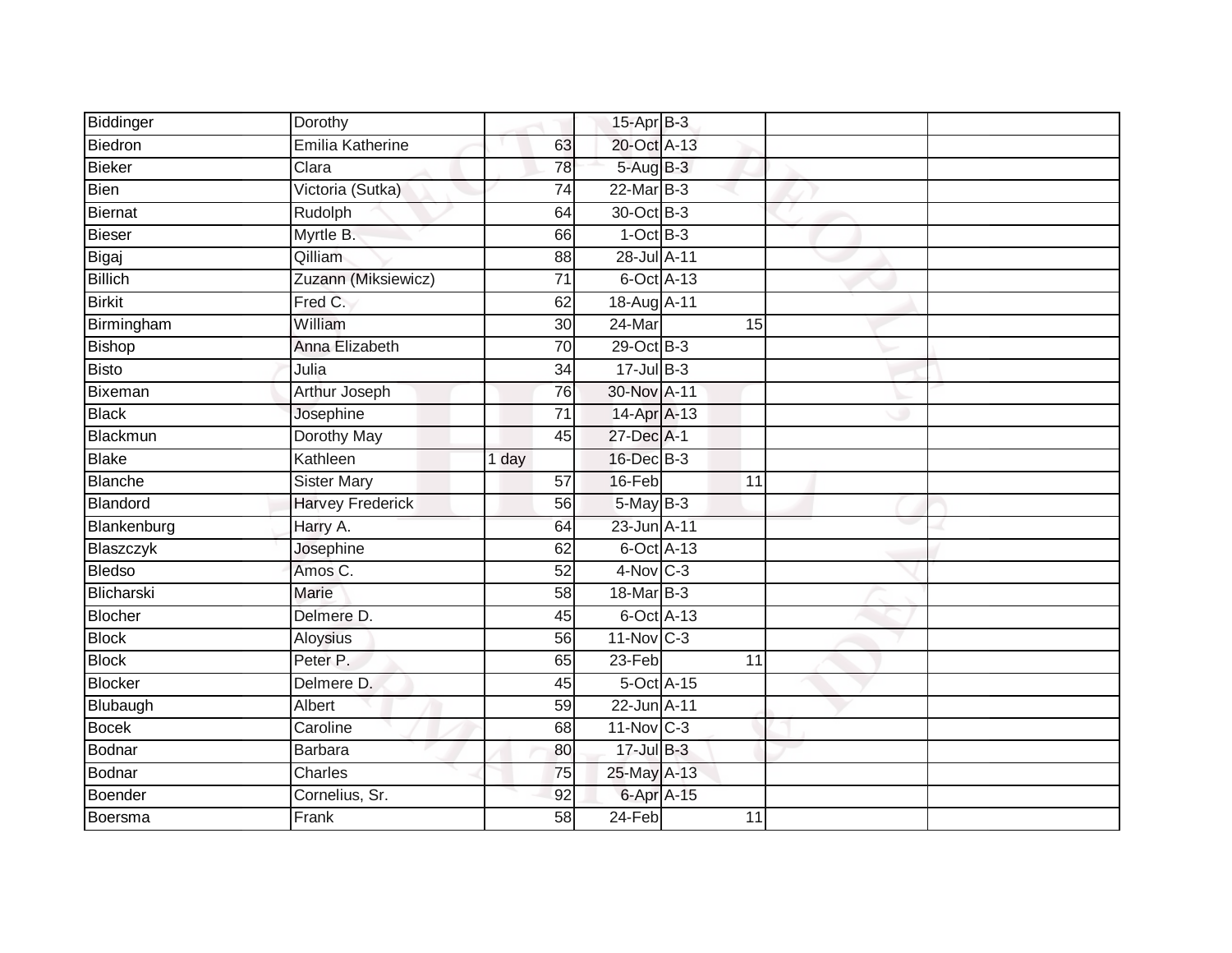| Biddinger | Dorothy | | 15-Apr | B-3 | | |
|---|---|---|---|---|---|---|
| Biedron | Emilia Katherine | 63 | 20-Oct | A-13 | | |
| Bieker | Clara | 78 | 5-Aug | B-3 | | |
| Bien | Victoria (Sutka) | 74 | 22-Mar | B-3 | | |
| Biernat | Rudolph | 64 | 30-Oct | B-3 | | |
| Bieser | Myrtle B. | 66 | 1-Oct | B-3 | | |
| Bigaj | Qilliam | 88 | 28-Jul | A-11 | | |
| Billich | Zuzann (Miksiewicz) | 71 | 6-Oct | A-13 | | |
| Birkit | Fred C. | 62 | 18-Aug | A-11 | | |
| Birmingham | William | 30 | 24-Mar | 15 | | |
| Bishop | Anna Elizabeth | 70 | 29-Oct | B-3 | | |
| Bisto | Julia | 34 | 17-Jul | B-3 | | |
| Bixeman | Arthur Joseph | 76 | 30-Nov | A-11 | | |
| Black | Josephine | 71 | 14-Apr | A-13 | | |
| Blackmun | Dorothy May | 45 | 27-Dec | A-1 | | |
| Blake | Kathleen | 1 day | 16-Dec | B-3 | | |
| Blanche | Sister Mary | 57 | 16-Feb | 11 | | |
| Blandord | Harvey Frederick | 56 | 5-May | B-3 | | |
| Blankenburg | Harry A. | 64 | 23-Jun | A-11 | | |
| Blaszczyk | Josephine | 62 | 6-Oct | A-13 | | |
| Bledso | Amos C. | 52 | 4-Nov | C-3 | | |
| Blicharski | Marie | 58 | 18-Mar | B-3 | | |
| Blocher | Delmere D. | 45 | 6-Oct | A-13 | | |
| Block | Aloysius | 56 | 11-Nov | C-3 | | |
| Block | Peter P. | 65 | 23-Feb | 11 | | |
| Blocker | Delmere D. | 45 | 5-Oct | A-15 | | |
| Blubaugh | Albert | 59 | 22-Jun | A-11 | | |
| Bocek | Caroline | 68 | 11-Nov | C-3 | | |
| Bodnar | Barbara | 80 | 17-Jul | B-3 | | |
| Bodnar | Charles | 75 | 25-May | A-13 | | |
| Boender | Cornelius, Sr. | 92 | 6-Apr | A-15 | | |
| Boersma | Frank | 58 | 24-Feb | 11 | | |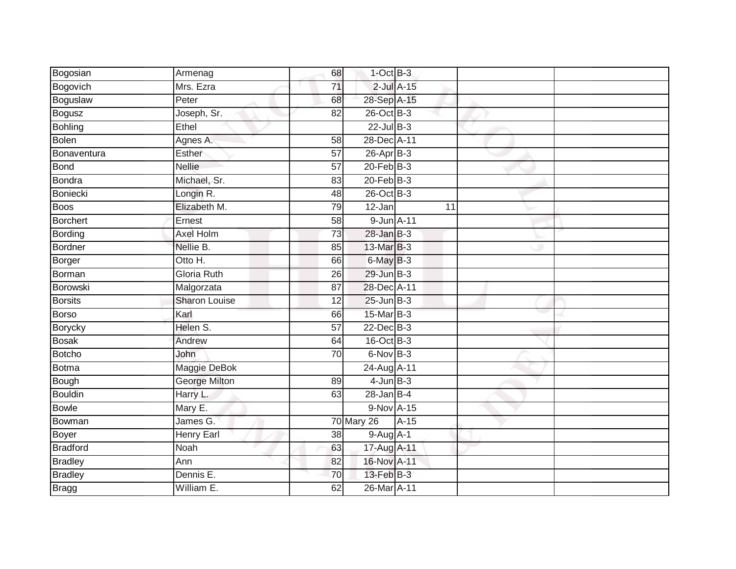| | | | | | | |
|---|---|---|---|---|---|---|
| Bogosian | Armenag | 68 | 1-Oct | B-3 | | |
| Bogovich | Mrs. Ezra | 71 | 2-Jul | A-15 | | |
| Boguslaw | Peter | 68 | 28-Sep | A-15 | | |
| Bogusz | Joseph, Sr. | 82 | 26-Oct | B-3 | | |
| Bohling | Ethel | | 22-Jul | B-3 | | |
| Bolen | Agnes A. | 58 | 28-Dec | A-11 | | |
| Bonaventura | Esther | 57 | 26-Apr | B-3 | | |
| Bond | Nellie | 57 | 20-Feb | B-3 | | |
| Bondra | Michael, Sr. | 83 | 20-Feb | B-3 | | |
| Boniecki | Longin R. | 48 | 26-Oct | B-3 | | |
| Boos | Elizabeth M. | 79 | 12-Jan | 11 | | |
| Borchert | Ernest | 58 | 9-Jun | A-11 | | |
| Bording | Axel Holm | 73 | 28-Jan | B-3 | | |
| Bordner | Nellie B. | 85 | 13-Mar | B-3 | | |
| Borger | Otto H. | 66 | 6-May | B-3 | | |
| Borman | Gloria Ruth | 26 | 29-Jun | B-3 | | |
| Borowski | Malgorzata | 87 | 28-Dec | A-11 | | |
| Borsits | Sharon Louise | 12 | 25-Jun | B-3 | | |
| Borso | Karl | 66 | 15-Mar | B-3 | | |
| Borycky | Helen S. | 57 | 22-Dec | B-3 | | |
| Bosak | Andrew | 64 | 16-Oct | B-3 | | |
| Botcho | John | 70 | 6-Nov | B-3 | | |
| Botma | Maggie DeBok | | 24-Aug | A-11 | | |
| Bough | George Milton | 89 | 4-Jun | B-3 | | |
| Bouldin | Harry L. | 63 | 28-Jan | B-4 | | |
| Bowle | Mary E. | | 9-Nov | A-15 | | |
| Bowman | James G. | 70 | Mary 26 | A-15 | | |
| Boyer | Henry Earl | 38 | 9-Aug | A-1 | | |
| Bradford | Noah | 63 | 17-Aug | A-11 | | |
| Bradley | Ann | 82 | 16-Nov | A-11 | | |
| Bradley | Dennis E. | 70 | 13-Feb | B-3 | | |
| Bragg | William E. | 62 | 26-Mar | A-11 | | |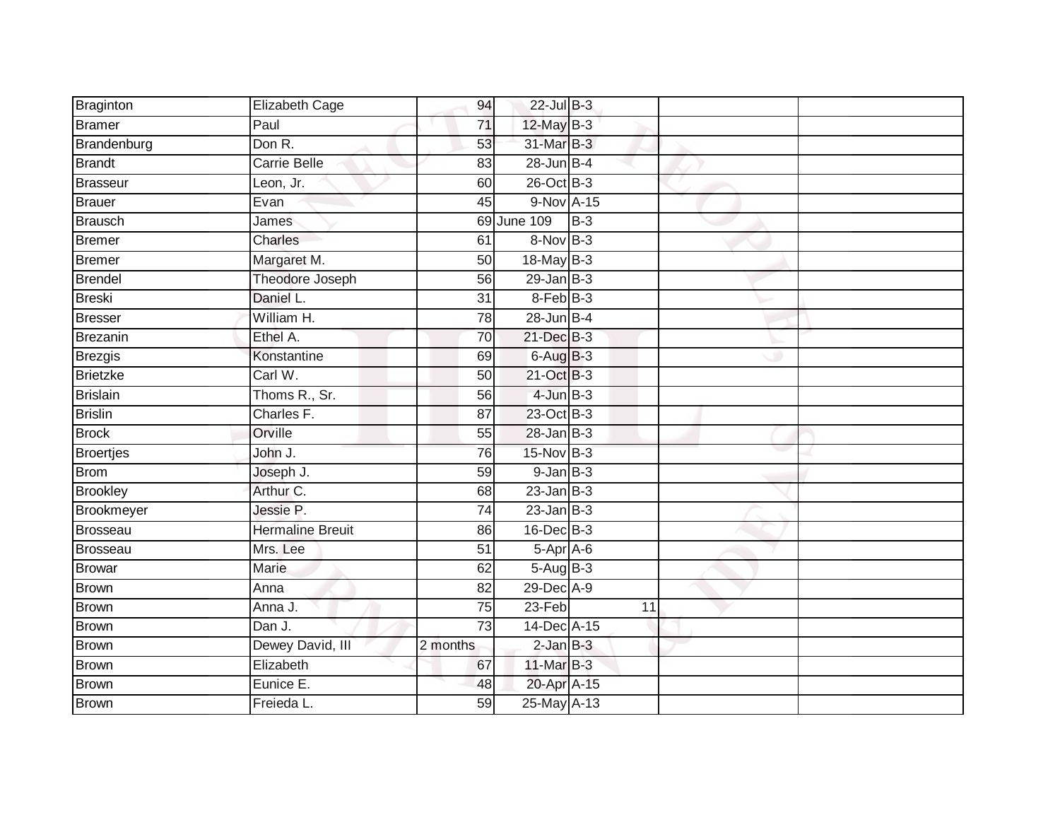| | | | | | | |
|---|---|---|---|---|---|---|
| Braginton | Elizabeth Cage | 94 | 22-Jul | B-3 | | |
| Bramer | Paul | 71 | 12-May | B-3 | | |
| Brandenburg | Don R. | 53 | 31-Mar | B-3 | | |
| Brandt | Carrie Belle | 83 | 28-Jun | B-4 | | |
| Brasseur | Leon, Jr. | 60 | 26-Oct | B-3 | | |
| Brauer | Evan | 45 | 9-Nov | A-15 | | |
| Brausch | James | 69 | June 109 | B-3 | | |
| Bremer | Charles | 61 | 8-Nov | B-3 | | |
| Bremer | Margaret M. | 50 | 18-May | B-3 | | |
| Brendel | Theodore Joseph | 56 | 29-Jan | B-3 | | |
| Breski | Daniel L. | 31 | 8-Feb | B-3 | | |
| Bresser | William H. | 78 | 28-Jun | B-4 | | |
| Brezanin | Ethel A. | 70 | 21-Dec | B-3 | | |
| Brezgis | Konstantine | 69 | 6-Aug | B-3 | | |
| Brietzke | Carl W. | 50 | 21-Oct | B-3 | | |
| Brislain | Thoms R., Sr. | 56 | 4-Jun | B-3 | | |
| Brislin | Charles F. | 87 | 23-Oct | B-3 | | |
| Brock | Orville | 55 | 28-Jan | B-3 | | |
| Broertjes | John J. | 76 | 15-Nov | B-3 | | |
| Brom | Joseph J. | 59 | 9-Jan | B-3 | | |
| Brookley | Arthur C. | 68 | 23-Jan | B-3 | | |
| Brookmeyer | Jessie P. | 74 | 23-Jan | B-3 | | |
| Brosseau | Hermaline Breuit | 86 | 16-Dec | B-3 | | |
| Brosseau | Mrs. Lee | 51 | 5-Apr | A-6 | | |
| Browar | Marie | 62 | 5-Aug | B-3 | | |
| Brown | Anna | 82 | 29-Dec | A-9 | | |
| Brown | Anna J. | 75 | 23-Feb | 11 | | |
| Brown | Dan J. | 73 | 14-Dec | A-15 | | |
| Brown | Dewey David, III | 2 months | 2-Jan | B-3 | | |
| Brown | Elizabeth | 67 | 11-Mar | B-3 | | |
| Brown | Eunice E. | 48 | 20-Apr | A-15 | | |
| Brown | Freieda L. | 59 | 25-May | A-13 | | |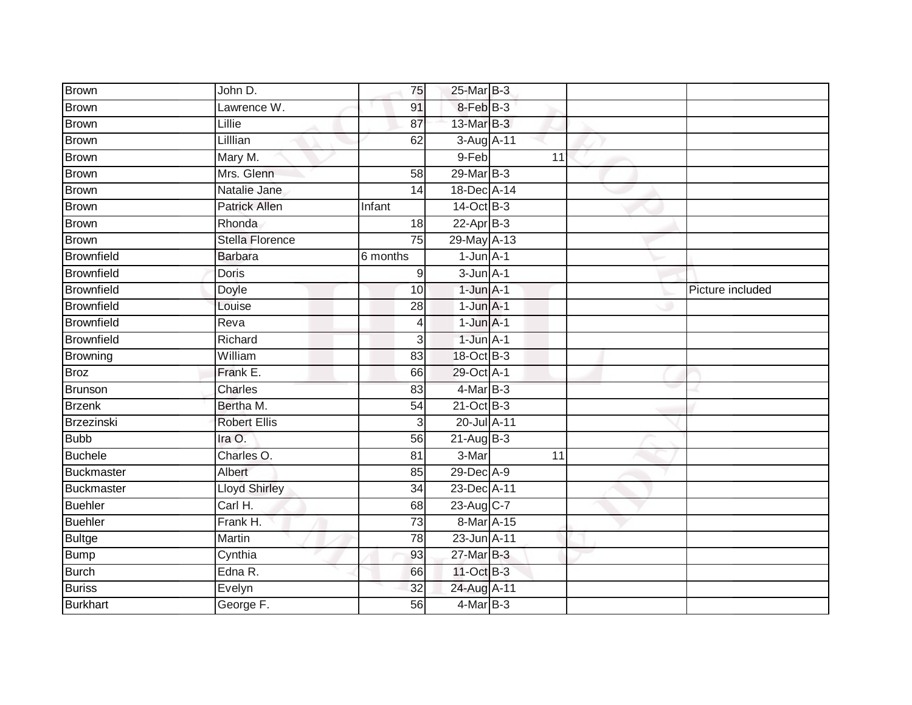| | | | | | | | |
|---|---|---|---|---|---|---|---|
| Brown | John D. | 75 | 25-Mar | B-3 | | | |
| Brown | Lawrence W. | 91 | 8-Feb | B-3 | | | |
| Brown | Lillie | 87 | 13-Mar | B-3 | | | |
| Brown | Lilllian | 62 | 3-Aug | A-11 | | | |
| Brown | Mary M. | | 9-Feb | | 11 | | |
| Brown | Mrs. Glenn | 58 | 29-Mar | B-3 | | | |
| Brown | Natalie Jane | 14 | 18-Dec | A-14 | | | |
| Brown | Patrick Allen | Infant | 14-Oct | B-3 | | | |
| Brown | Rhonda | 18 | 22-Apr | B-3 | | | |
| Brown | Stella Florence | 75 | 29-May | A-13 | | | |
| Brownfield | Barbara | 6 months | 1-Jun | A-1 | | | |
| Brownfield | Doris | 9 | 3-Jun | A-1 | | | |
| Brownfield | Doyle | 10 | 1-Jun | A-1 | | | Picture included |
| Brownfield | Louise | 28 | 1-Jun | A-1 | | | |
| Brownfield | Reva | 4 | 1-Jun | A-1 | | | |
| Brownfield | Richard | 3 | 1-Jun | A-1 | | | |
| Browning | William | 83 | 18-Oct | B-3 | | | |
| Broz | Frank E. | 66 | 29-Oct | A-1 | | | |
| Brunson | Charles | 83 | 4-Mar | B-3 | | | |
| Brzenk | Bertha M. | 54 | 21-Oct | B-3 | | | |
| Brzezinski | Robert Ellis | 3 | 20-Jul | A-11 | | | |
| Bubb | Ira O. | 56 | 21-Aug | B-3 | | | |
| Buchele | Charles O. | 81 | 3-Mar | | 11 | | |
| Buckmaster | Albert | 85 | 29-Dec | A-9 | | | |
| Buckmaster | Lloyd Shirley | 34 | 23-Dec | A-11 | | | |
| Buehler | Carl H. | 68 | 23-Aug | C-7 | | | |
| Buehler | Frank H. | 73 | 8-Mar | A-15 | | | |
| Bultge | Martin | 78 | 23-Jun | A-11 | | | |
| Bump | Cynthia | 93 | 27-Mar | B-3 | | | |
| Burch | Edna R. | 66 | 11-Oct | B-3 | | | |
| Buriss | Evelyn | 32 | 24-Aug | A-11 | | | |
| Burkhart | George F. | 56 | 4-Mar | B-3 | | | |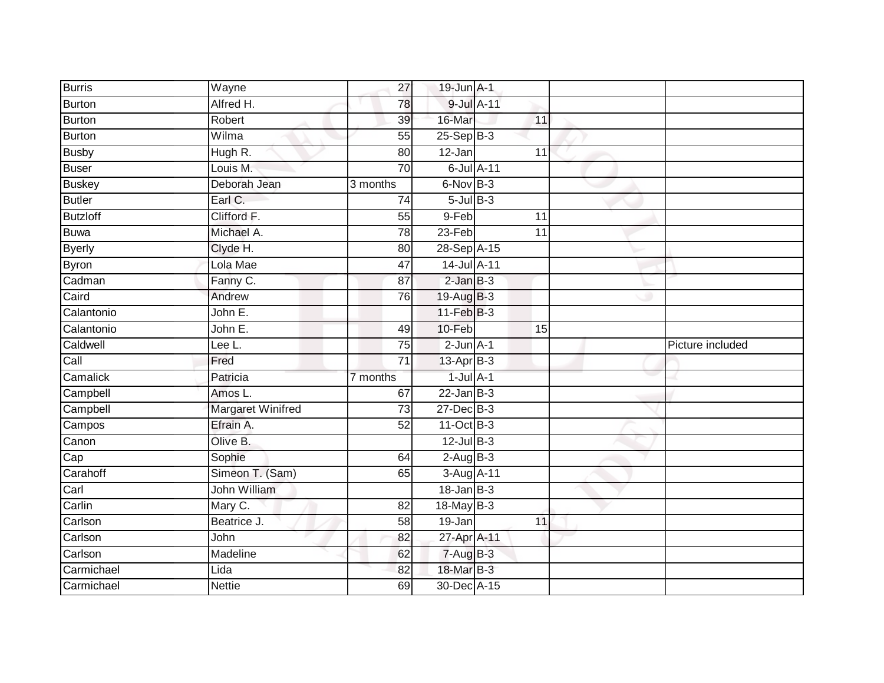| | | | | | | | |
|---|---|---|---|---|---|---|---|
| Burris | Wayne | 27 | 19-Jun | A-1 | | | |
| Burton | Alfred H. | 78 | 9-Jul | A-11 | | | |
| Burton | Robert | 39 | 16-Mar | | 11 | | |
| Burton | Wilma | 55 | 25-Sep | B-3 | | | |
| Busby | Hugh R. | 80 | 12-Jan | | 11 | | |
| Buser | Louis M. | 70 | 6-Jul | A-11 | | | |
| Buskey | Deborah Jean | 3 months | 6-Nov | B-3 | | | |
| Butler | Earl C. | 74 | 5-Jul | B-3 | | | |
| Butzloff | Clifford F. | 55 | 9-Feb | | 11 | | |
| Buwa | Michael A. | 78 | 23-Feb | | 11 | | |
| Byerly | Clyde H. | 80 | 28-Sep | A-15 | | | |
| Byron | Lola Mae | 47 | 14-Jul | A-11 | | | |
| Cadman | Fanny C. | 87 | 2-Jan | B-3 | | | |
| Caird | Andrew | 76 | 19-Aug | B-3 | | | |
| Calantonio | John E. | | 11-Feb | B-3 | | | |
| Calantonio | John E. | 49 | 10-Feb | | 15 | | |
| Caldwell | Lee L. | 75 | 2-Jun | A-1 | | | Picture included |
| Call | Fred | 71 | 13-Apr | B-3 | | | |
| Camalick | Patricia | 7 months | 1-Jul | A-1 | | | |
| Campbell | Amos L. | 67 | 22-Jan | B-3 | | | |
| Campbell | Margaret Winifred | 73 | 27-Dec | B-3 | | | |
| Campos | Efrain A. | 52 | 11-Oct | B-3 | | | |
| Canon | Olive B. | | 12-Jul | B-3 | | | |
| Cap | Sophie | 64 | 2-Aug | B-3 | | | |
| Carahoff | Simeon T. (Sam) | 65 | 3-Aug | A-11 | | | |
| Carl | John William | | 18-Jan | B-3 | | | |
| Carlin | Mary C. | 82 | 18-May | B-3 | | | |
| Carlson | Beatrice J. | 58 | 19-Jan | | 11 | | |
| Carlson | John | 82 | 27-Apr | A-11 | | | |
| Carlson | Madeline | 62 | 7-Aug | B-3 | | | |
| Carmichael | Lida | 82 | 18-Mar | B-3 | | | |
| Carmichael | Nettie | 69 | 30-Dec | A-15 | | | |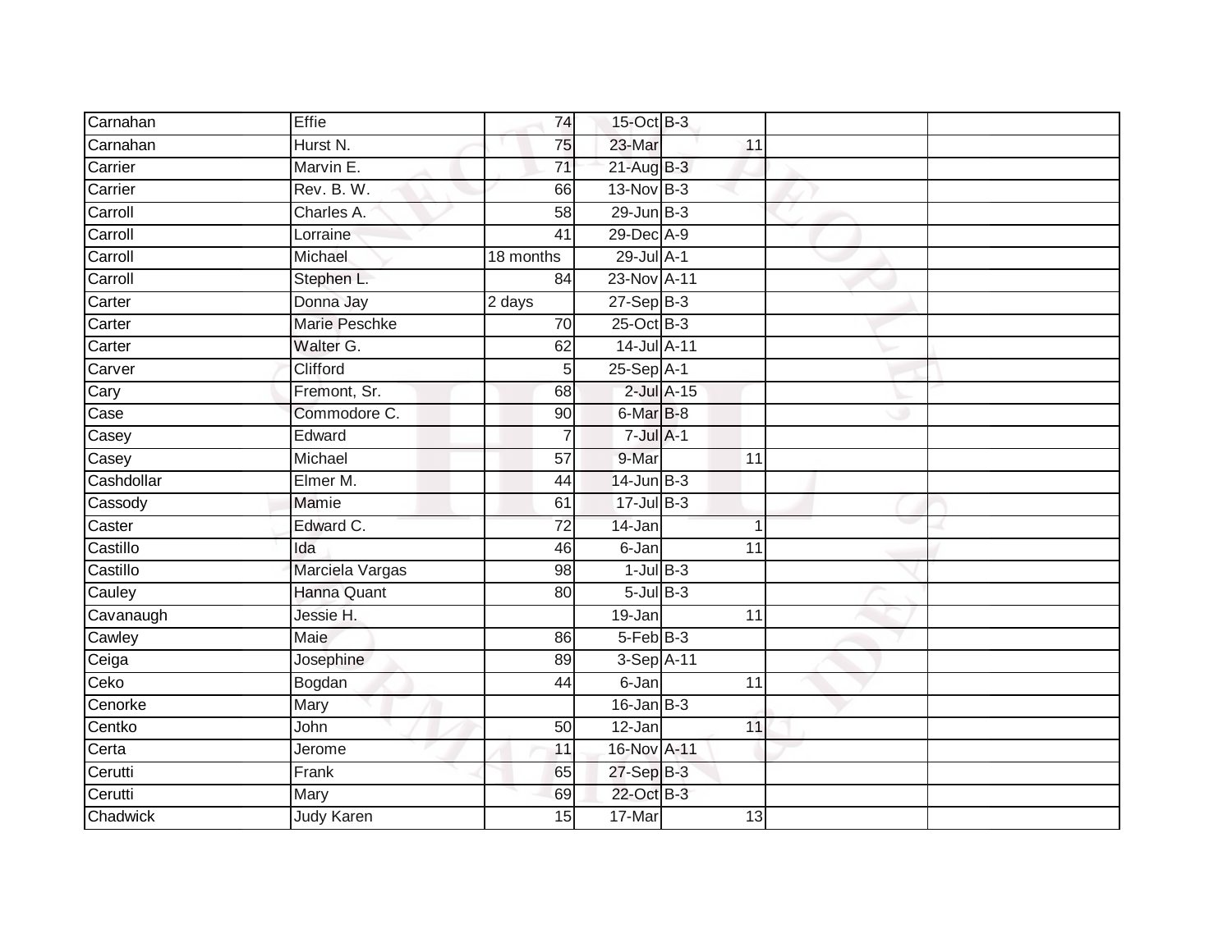| | | | | | | | |
|---|---|---|---|---|---|---|---|
| Carnahan | Effie | 74 | 15-Oct | B-3 | | | |
| Carnahan | Hurst N. | 75 | 23-Mar | | 11 | | |
| Carrier | Marvin E. | 71 | 21-Aug | B-3 | | | |
| Carrier | Rev. B. W. | 66 | 13-Nov | B-3 | | | |
| Carroll | Charles A. | 58 | 29-Jun | B-3 | | | |
| Carroll | Lorraine | 41 | 29-Dec | A-9 | | | |
| Carroll | Michael | 18 months | 29-Jul | A-1 | | | |
| Carroll | Stephen L. | 84 | 23-Nov | A-11 | | | |
| Carter | Donna Jay | 2 days | 27-Sep | B-3 | | | |
| Carter | Marie Peschke | 70 | 25-Oct | B-3 | | | |
| Carter | Walter G. | 62 | 14-Jul | A-11 | | | |
| Carver | Clifford | 5 | 25-Sep | A-1 | | | |
| Cary | Fremont, Sr. | 68 | 2-Jul | A-15 | | | |
| Case | Commodore C. | 90 | 6-Mar | B-8 | | | |
| Casey | Edward | 7 | 7-Jul | A-1 | | | |
| Casey | Michael | 57 | 9-Mar | | 11 | | |
| Cashdollar | Elmer M. | 44 | 14-Jun | B-3 | | | |
| Cassody | Mamie | 61 | 17-Jul | B-3 | | | |
| Caster | Edward C. | 72 | 14-Jan | | 1 | | |
| Castillo | Ida | 46 | 6-Jan | | 11 | | |
| Castillo | Marciela Vargas | 98 | 1-Jul | B-3 | | | |
| Cauley | Hanna Quant | 80 | 5-Jul | B-3 | | | |
| Cavanaugh | Jessie H. | | 19-Jan | | 11 | | |
| Cawley | Maie | 86 | 5-Feb | B-3 | | | |
| Ceiga | Josephine | 89 | 3-Sep | A-11 | | | |
| Ceko | Bogdan | 44 | 6-Jan | | 11 | | |
| Cenorke | Mary | | 16-Jan | B-3 | | | |
| Centko | John | 50 | 12-Jan | | 11 | | |
| Certa | Jerome | 11 | 16-Nov | A-11 | | | |
| Cerutti | Frank | 65 | 27-Sep | B-3 | | | |
| Cerutti | Mary | 69 | 22-Oct | B-3 | | | |
| Chadwick | Judy Karen | 15 | 17-Mar | | 13 | | |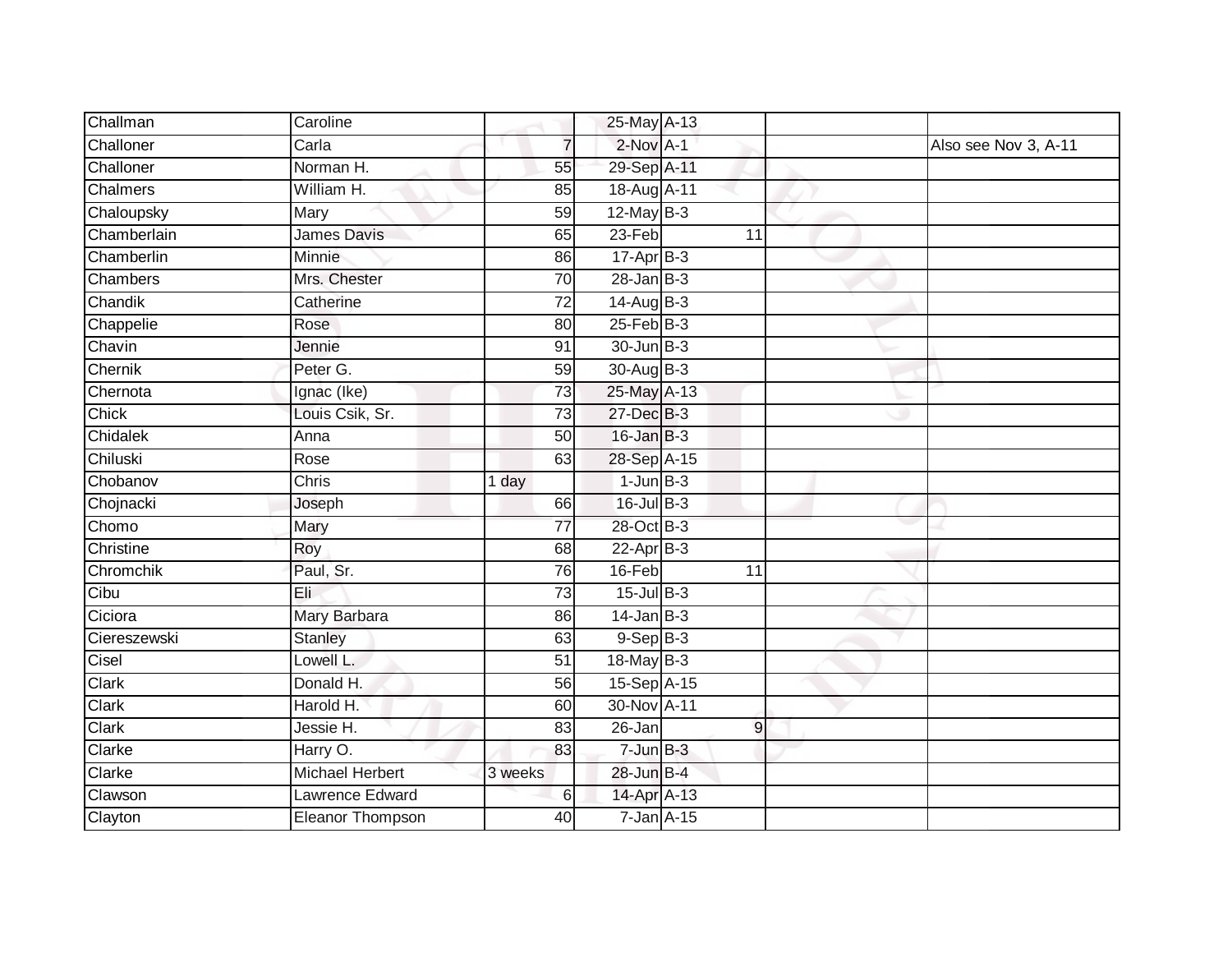| | | | | | | | |
|---|---|---|---|---|---|---|---|
| Challman | Caroline | | 25-May | A-13 | | | |
| Challoner | Carla | 7 | 2-Nov | A-1 | | | Also see Nov 3, A-11 |
| Challoner | Norman H. | 55 | 29-Sep | A-11 | | | |
| Chalmers | William H. | 85 | 18-Aug | A-11 | | | |
| Chaloupsky | Mary | 59 | 12-May | B-3 | | | |
| Chamberlain | James Davis | 65 | 23-Feb | | 11 | | |
| Chamberlin | Minnie | 86 | 17-Apr | B-3 | | | |
| Chambers | Mrs. Chester | 70 | 28-Jan | B-3 | | | |
| Chandik | Catherine | 72 | 14-Aug | B-3 | | | |
| Chappelie | Rose | 80 | 25-Feb | B-3 | | | |
| Chavin | Jennie | 91 | 30-Jun | B-3 | | | |
| Chernik | Peter G. | 59 | 30-Aug | B-3 | | | |
| Chernota | Ignac (Ike) | 73 | 25-May | A-13 | | | |
| Chick | Louis Csik, Sr. | 73 | 27-Dec | B-3 | | | |
| Chidalek | Anna | 50 | 16-Jan | B-3 | | | |
| Chiluski | Rose | 63 | 28-Sep | A-15 | | | |
| Chobanov | Chris | 1 day | 1-Jun | B-3 | | | |
| Chojnacki | Joseph | 66 | 16-Jul | B-3 | | | |
| Chomo | Mary | 77 | 28-Oct | B-3 | | | |
| Christine | Roy | 68 | 22-Apr | B-3 | | | |
| Chromchik | Paul, Sr. | 76 | 16-Feb | | 11 | | |
| Cibu | Eli | 73 | 15-Jul | B-3 | | | |
| Ciciora | Mary Barbara | 86 | 14-Jan | B-3 | | | |
| Ciereszewski | Stanley | 63 | 9-Sep | B-3 | | | |
| Cisel | Lowell L. | 51 | 18-May | B-3 | | | |
| Clark | Donald H. | 56 | 15-Sep | A-15 | | | |
| Clark | Harold H. | 60 | 30-Nov | A-11 | | | |
| Clark | Jessie H. | 83 | 26-Jan | | 9 | | |
| Clarke | Harry O. | 83 | 7-Jun | B-3 | | | |
| Clarke | Michael Herbert | 3 weeks | 28-Jun | B-4 | | | |
| Clawson | Lawrence Edward | 6 | 14-Apr | A-13 | | | |
| Clayton | Eleanor Thompson | 40 | 7-Jan | A-15 | | | |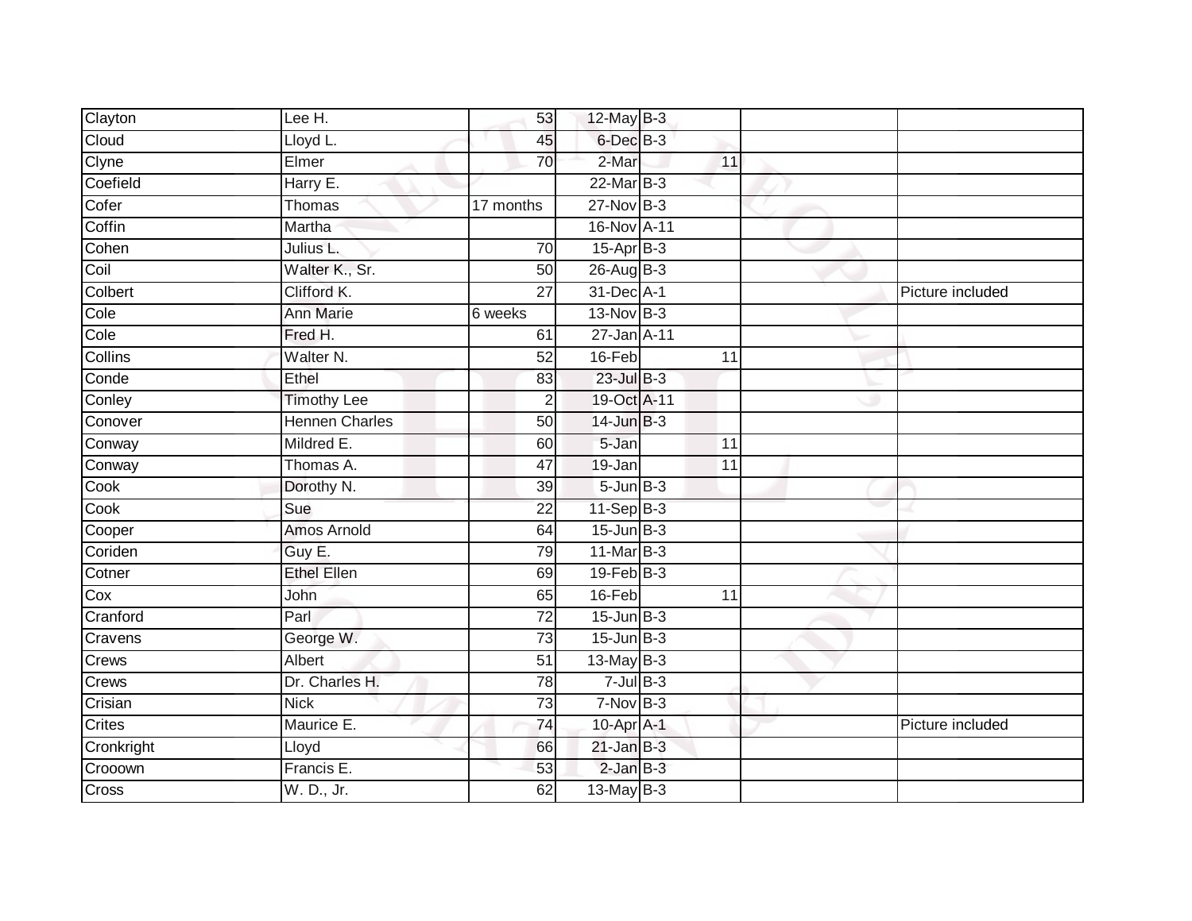| | | | | | | | |
|---|---|---|---|---|---|---|---|
| Clayton | Lee H. | 53 | 12-May | B-3 | | | |
| Cloud | Lloyd L. | 45 | 6-Dec | B-3 | | | |
| Clyne | Elmer | 70 | 2-Mar | | 11 | | |
| Coefield | Harry E. | | 22-Mar | B-3 | | | |
| Cofer | Thomas | 17 months | 27-Nov | B-3 | | | |
| Coffin | Martha | | 16-Nov | A-11 | | | |
| Cohen | Julius L. | 70 | 15-Apr | B-3 | | | |
| Coil | Walter K., Sr. | 50 | 26-Aug | B-3 | | | |
| Colbert | Clifford K. | 27 | 31-Dec | A-1 | | | Picture included |
| Cole | Ann Marie | 6 weeks | 13-Nov | B-3 | | | |
| Cole | Fred H. | 61 | 27-Jan | A-11 | | | |
| Collins | Walter N. | 52 | 16-Feb | | 11 | | |
| Conde | Ethel | 83 | 23-Jul | B-3 | | | |
| Conley | Timothy Lee | 2 | 19-Oct | A-11 | | | |
| Conover | Hennen Charles | 50 | 14-Jun | B-3 | | | |
| Conway | Mildred E. | 60 | 5-Jan | | 11 | | |
| Conway | Thomas A. | 47 | 19-Jan | | 11 | | |
| Cook | Dorothy N. | 39 | 5-Jun | B-3 | | | |
| Cook | Sue | 22 | 11-Sep | B-3 | | | |
| Cooper | Amos Arnold | 64 | 15-Jun | B-3 | | | |
| Coriden | Guy E. | 79 | 11-Mar | B-3 | | | |
| Cotner | Ethel Ellen | 69 | 19-Feb | B-3 | | | |
| Cox | John | 65 | 16-Feb | | 11 | | |
| Cranford | Parl | 72 | 15-Jun | B-3 | | | |
| Cravens | George W. | 73 | 15-Jun | B-3 | | | |
| Crews | Albert | 51 | 13-May | B-3 | | | |
| Crews | Dr. Charles H. | 78 | 7-Jul | B-3 | | | |
| Crisian | Nick | 73 | 7-Nov | B-3 | | | |
| Crites | Maurice E. | 74 | 10-Apr | A-1 | | | Picture included |
| Cronkright | Lloyd | 66 | 21-Jan | B-3 | | | |
| Crooown | Francis E. | 53 | 2-Jan | B-3 | | | |
| Cross | W. D., Jr. | 62 | 13-May | B-3 | | | |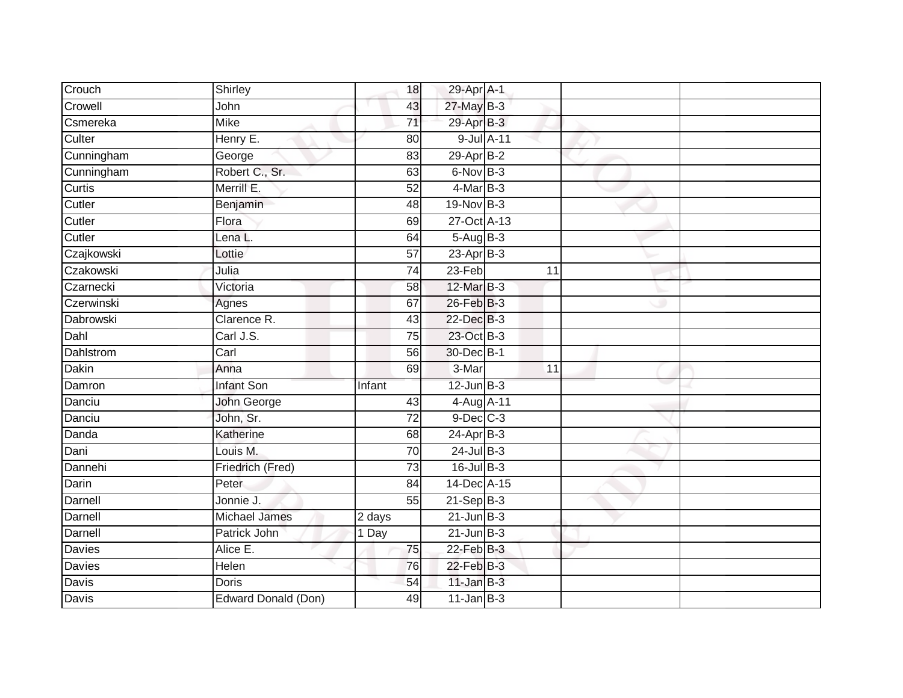| | | | | | | | |
|---|---|---|---|---|---|---|---|
| Crouch | Shirley | 18 | 29-Apr | A-1 | | | |
| Crowell | John | 43 | 27-May | B-3 | | | |
| Csmereka | Mike | 71 | 29-Apr | B-3 | | | |
| Culter | Henry E. | 80 | 9-Jul | A-11 | | | |
| Cunningham | George | 83 | 29-Apr | B-2 | | | |
| Cunningham | Robert C., Sr. | 63 | 6-Nov | B-3 | | | |
| Curtis | Merrill E. | 52 | 4-Mar | B-3 | | | |
| Cutler | Benjamin | 48 | 19-Nov | B-3 | | | |
| Cutler | Flora | 69 | 27-Oct | A-13 | | | |
| Cutler | Lena L. | 64 | 5-Aug | B-3 | | | |
| Czajkowski | Lottie | 57 | 23-Apr | B-3 | | | |
| Czakowski | Julia | 74 | 23-Feb | | 11 | | |
| Czarnecki | Victoria | 58 | 12-Mar | B-3 | | | |
| Czerwinski | Agnes | 67 | 26-Feb | B-3 | | | |
| Dabrowski | Clarence R. | 43 | 22-Dec | B-3 | | | |
| Dahl | Carl J.S. | 75 | 23-Oct | B-3 | | | |
| Dahlstrom | Carl | 56 | 30-Dec | B-1 | | | |
| Dakin | Anna | 69 | 3-Mar | | 11 | | |
| Damron | Infant Son | Infant | 12-Jun | B-3 | | | |
| Danciu | John George | 43 | 4-Aug | A-11 | | | |
| Danciu | John, Sr. | 72 | 9-Dec | C-3 | | | |
| Danda | Katherine | 68 | 24-Apr | B-3 | | | |
| Dani | Louis M. | 70 | 24-Jul | B-3 | | | |
| Dannehi | Friedrich (Fred) | 73 | 16-Jul | B-3 | | | |
| Darin | Peter | 84 | 14-Dec | A-15 | | | |
| Darnell | Jonnie J. | 55 | 21-Sep | B-3 | | | |
| Darnell | Michael James | 2 days | 21-Jun | B-3 | | | |
| Darnell | Patrick John | 1 Day | 21-Jun | B-3 | | | |
| Davies | Alice E. | 75 | 22-Feb | B-3 | | | |
| Davies | Helen | 76 | 22-Feb | B-3 | | | |
| Davis | Doris | 54 | 11-Jan | B-3 | | | |
| Davis | Edward Donald (Don) | 49 | 11-Jan | B-3 | | | |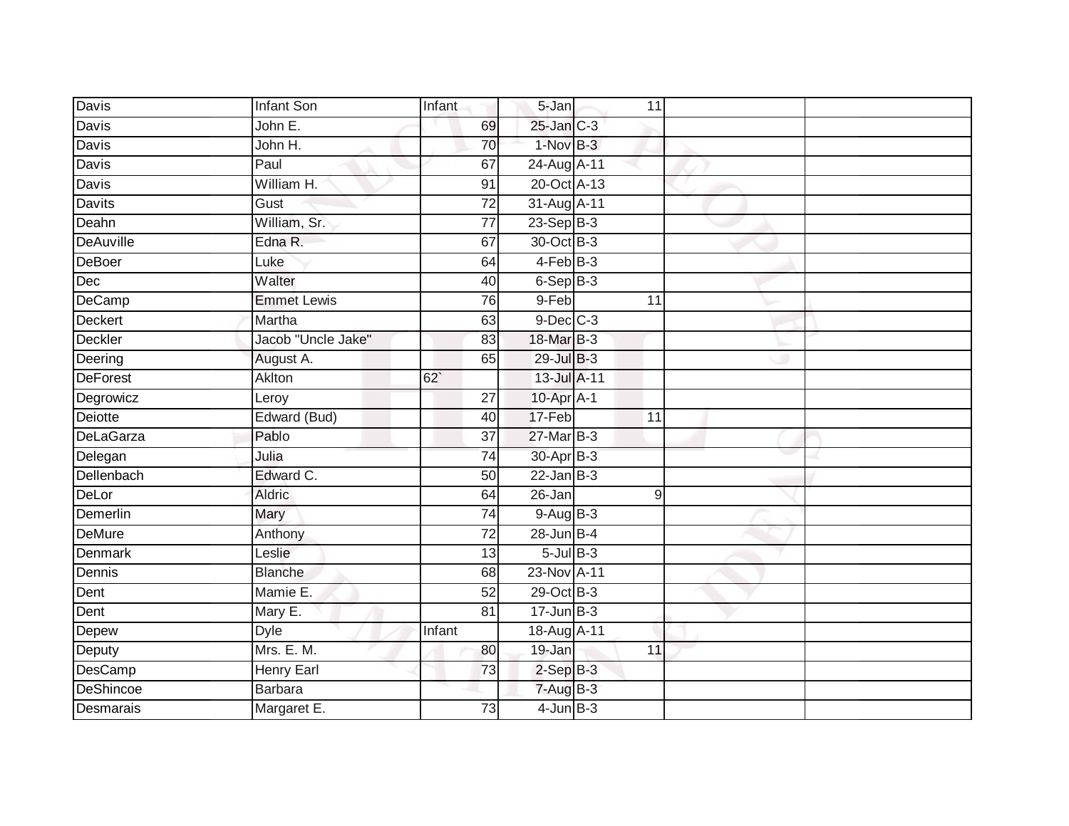| Davis | Infant Son | Infant | 5-Jan | 11 | | |
|---|---|---|---|---|---|---|
| Davis | John E. | 69 | 25-Jan | C-3 | | |
| Davis | John H. | 70 | 1-Nov | B-3 | | |
| Davis | Paul | 67 | 24-Aug | A-11 | | |
| Davis | William H. | 91 | 20-Oct | A-13 | | |
| Davits | Gust | 72 | 31-Aug | A-11 | | |
| Deahn | William, Sr. | 77 | 23-Sep | B-3 | | |
| DeAuville | Edna R. | 67 | 30-Oct | B-3 | | |
| DeBoer | Luke | 64 | 4-Feb | B-3 | | |
| Dec | Walter | 40 | 6-Sep | B-3 | | |
| DeCamp | Emmet Lewis | 76 | 9-Feb | 11 | | |
| Deckert | Martha | 63 | 9-Dec | C-3 | | |
| Deckler | Jacob "Uncle Jake" | 83 | 18-Mar | B-3 | | |
| Deering | August A. | 65 | 29-Jul | B-3 | | |
| DeForest | Aklton | 62` | 13-Jul | A-11 | | |
| Degrowicz | Leroy | 27 | 10-Apr | A-1 | | |
| Deiotte | Edward (Bud) | 40 | 17-Feb | 11 | | |
| DeLaGarza | Pablo | 37 | 27-Mar | B-3 | | |
| Delegan | Julia | 74 | 30-Apr | B-3 | | |
| Dellenbach | Edward C. | 50 | 22-Jan | B-3 | | |
| DeLor | Aldric | 64 | 26-Jan | 9 | | |
| Demerlin | Mary | 74 | 9-Aug | B-3 | | |
| DeMure | Anthony | 72 | 28-Jun | B-4 | | |
| Denmark | Leslie | 13 | 5-Jul | B-3 | | |
| Dennis | Blanche | 68 | 23-Nov | A-11 | | |
| Dent | Mamie E. | 52 | 29-Oct | B-3 | | |
| Dent | Mary E. | 81 | 17-Jun | B-3 | | |
| Depew | Dyle | Infant | 18-Aug | A-11 | | |
| Deputy | Mrs. E. M. | 80 | 19-Jan | 11 | | |
| DesCamp | Henry Earl | 73 | 2-Sep | B-3 | | |
| DeShincoe | Barbara | | 7-Aug | B-3 | | |
| Desmarais | Margaret E. | 73 | 4-Jun | B-3 | | |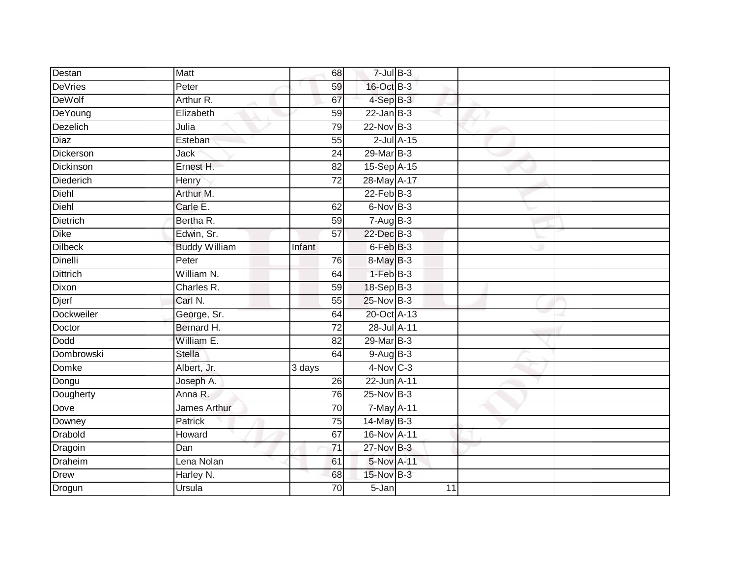| Destan | Matt | 68 | 7-Jul | B-3 | | |
|---|---|---|---|---|---|---|
| DeVries | Peter | 59 | 16-Oct | B-3 | | |
| DeWolf | Arthur R. | 67 | 4-Sep | B-3 | | |
| DeYoung | Elizabeth | 59 | 22-Jan | B-3 | | |
| Dezelich | Julia | 79 | 22-Nov | B-3 | | |
| Diaz | Esteban | 55 | 2-Jul | A-15 | | |
| Dickerson | Jack | 24 | 29-Mar | B-3 | | |
| Dickinson | Ernest H. | 82 | 15-Sep | A-15 | | |
| Diederich | Henry | 72 | 28-May | A-17 | | |
| Diehl | Arthur M. | | 22-Feb | B-3 | | |
| Diehl | Carle E. | 62 | 6-Nov | B-3 | | |
| Dietrich | Bertha R. | 59 | 7-Aug | B-3 | | |
| Dike | Edwin, Sr. | 57 | 22-Dec | B-3 | | |
| Dilbeck | Buddy William | Infant | 6-Feb | B-3 | | |
| Dinelli | Peter | 76 | 8-May | B-3 | | |
| Dittrich | William N. | 64 | 1-Feb | B-3 | | |
| Dixon | Charles R. | 59 | 18-Sep | B-3 | | |
| Djerf | Carl N. | 55 | 25-Nov | B-3 | | |
| Dockweiler | George, Sr. | 64 | 20-Oct | A-13 | | |
| Doctor | Bernard H. | 72 | 28-Jul | A-11 | | |
| Dodd | William E. | 82 | 29-Mar | B-3 | | |
| Dombrowski | Stella | 64 | 9-Aug | B-3 | | |
| Domke | Albert, Jr. | 3 days | 4-Nov | C-3 | | |
| Dongu | Joseph A. | 26 | 22-Jun | A-11 | | |
| Dougherty | Anna R. | 76 | 25-Nov | B-3 | | |
| Dove | James Arthur | 70 | 7-May | A-11 | | |
| Downey | Patrick | 75 | 14-May | B-3 | | |
| Drabold | Howard | 67 | 16-Nov | A-11 | | |
| Dragoin | Dan | 71 | 27-Nov | B-3 | | |
| Draheim | Lena Nolan | 61 | 5-Nov | A-11 | | |
| Drew | Harley N. | 68 | 15-Nov | B-3 | | |
| Drogun | Ursula | 70 | 5-Jan | 11 | | |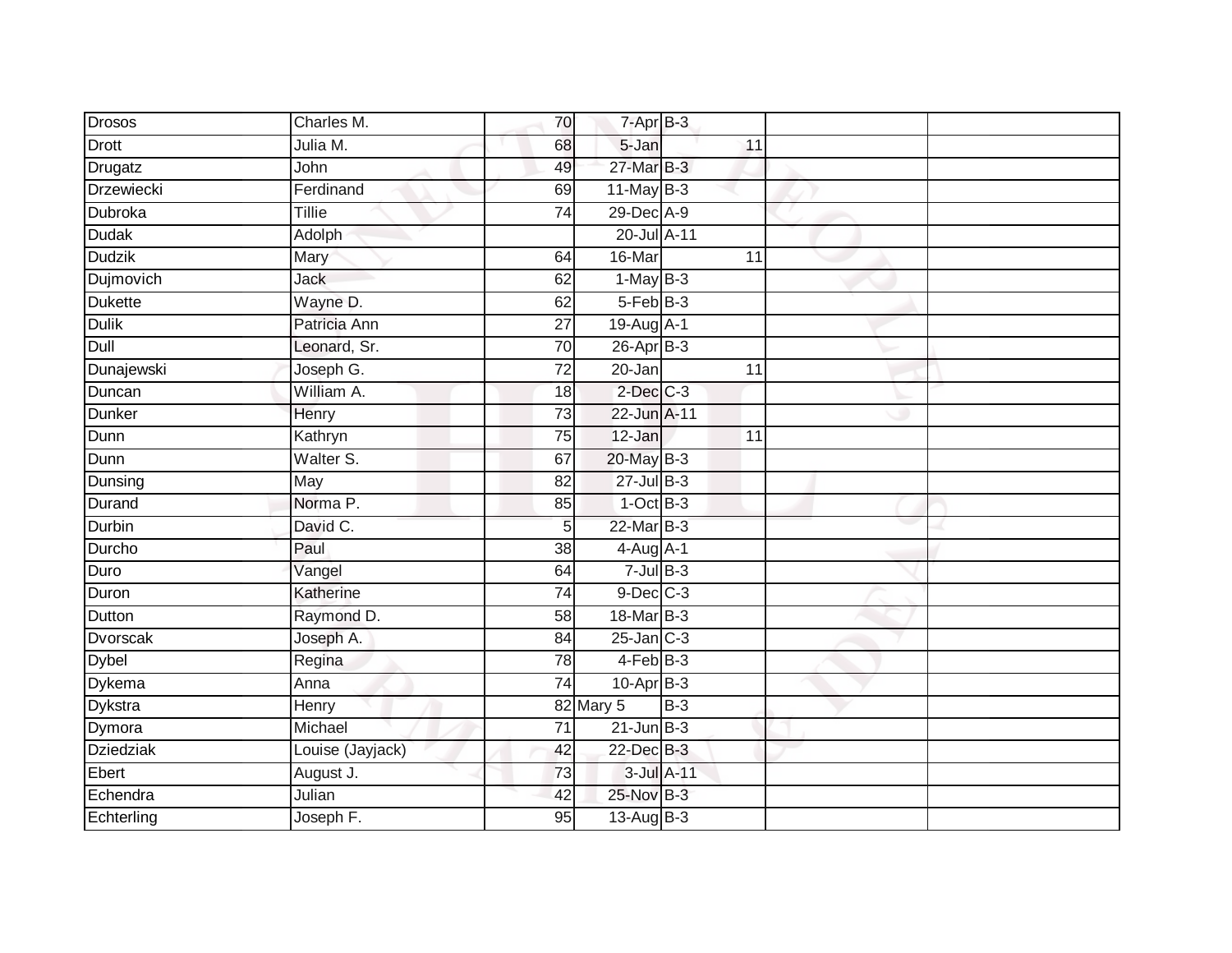| Drosos | Charles M. | 70 | 7-Apr | B-3 | | | |
|---|---|---|---|---|---|---|---|
| Drott | Julia M. | 68 | 5-Jan | | 11 | | |
| Drugatz | John | 49 | 27-Mar | B-3 | | | |
| Drzewiecki | Ferdinand | 69 | 11-May | B-3 | | | |
| Dubroka | Tillie | 74 | 29-Dec | A-9 | | | |
| Dudak | Adolph | | 20-Jul | A-11 | | | |
| Dudzik | Mary | 64 | 16-Mar | | 11 | | |
| Dujmovich | Jack | 62 | 1-May | B-3 | | | |
| Dukette | Wayne D. | 62 | 5-Feb | B-3 | | | |
| Dulik | Patricia Ann | 27 | 19-Aug | A-1 | | | |
| Dull | Leonard, Sr. | 70 | 26-Apr | B-3 | | | |
| Dunajewski | Joseph G. | 72 | 20-Jan | | 11 | | |
| Duncan | William A. | 18 | 2-Dec | C-3 | | | |
| Dunker | Henry | 73 | 22-Jun | A-11 | | | |
| Dunn | Kathryn | 75 | 12-Jan | | 11 | | |
| Dunn | Walter S. | 67 | 20-May | B-3 | | | |
| Dunsing | May | 82 | 27-Jul | B-3 | | | |
| Durand | Norma P. | 85 | 1-Oct | B-3 | | | |
| Durbin | David C. | 5 | 22-Mar | B-3 | | | |
| Durcho | Paul | 38 | 4-Aug | A-1 | | | |
| Duro | Vangel | 64 | 7-Jul | B-3 | | | |
| Duron | Katherine | 74 | 9-Dec | C-3 | | | |
| Dutton | Raymond D. | 58 | 18-Mar | B-3 | | | |
| Dvorscak | Joseph A. | 84 | 25-Jan | C-3 | | | |
| Dybel | Regina | 78 | 4-Feb | B-3 | | | |
| Dykema | Anna | 74 | 10-Apr | B-3 | | | |
| Dykstra | Henry | 82 | Mary 5 | B-3 | | | |
| Dymora | Michael | 71 | 21-Jun | B-3 | | | |
| Dziedziak | Louise (Jayjack) | 42 | 22-Dec | B-3 | | | |
| Ebert | August J. | 73 | 3-Jul | A-11 | | | |
| Echendra | Julian | 42 | 25-Nov | B-3 | | | |
| Echterling | Joseph F. | 95 | 13-Aug | B-3 | | | |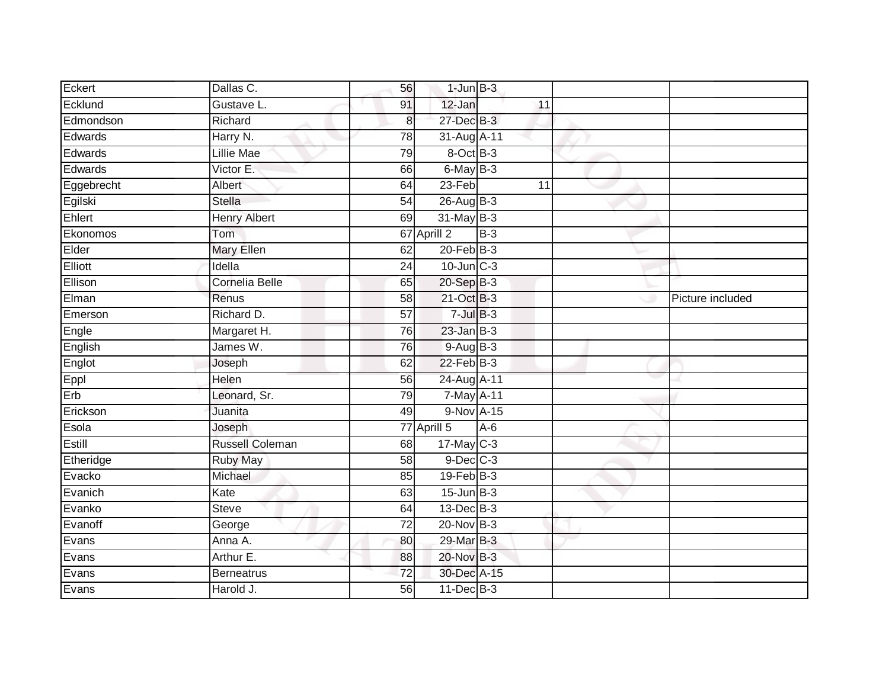| Eckert | Dallas C. | 56 | 1-Jun | B-3 | | |
|---|---|---|---|---|---|---|
| Ecklund | Gustave L. | 91 | 12-Jan | 11 | | |
| Edmondson | Richard | 8 | 27-Dec | B-3 | | |
| Edwards | Harry N. | 78 | 31-Aug | A-11 | | |
| Edwards | Lillie Mae | 79 | 8-Oct | B-3 | | |
| Edwards | Victor E. | 66 | 6-May | B-3 | | |
| Eggebrecht | Albert | 64 | 23-Feb | 11 | | |
| Egilski | Stella | 54 | 26-Aug | B-3 | | |
| Ehlert | Henry Albert | 69 | 31-May | B-3 | | |
| Ekonomos | Tom | 67 | Aprill 2 | B-3 | | |
| Elder | Mary Ellen | 62 | 20-Feb | B-3 | | |
| Elliott | Idella | 24 | 10-Jun | C-3 | | |
| Ellison | Cornelia Belle | 65 | 20-Sep | B-3 | | |
| Elman | Renus | 58 | 21-Oct | B-3 | | Picture included |
| Emerson | Richard D. | 57 | 7-Jul | B-3 | | |
| Engle | Margaret H. | 76 | 23-Jan | B-3 | | |
| English | James W. | 76 | 9-Aug | B-3 | | |
| Englot | Joseph | 62 | 22-Feb | B-3 | | |
| Eppl | Helen | 56 | 24-Aug | A-11 | | |
| Erb | Leonard, Sr. | 79 | 7-May | A-11 | | |
| Erickson | Juanita | 49 | 9-Nov | A-15 | | |
| Esola | Joseph | 77 | Aprill 5 | A-6 | | |
| Estill | Russell Coleman | 68 | 17-May | C-3 | | |
| Etheridge | Ruby May | 58 | 9-Dec | C-3 | | |
| Evacko | Michael | 85 | 19-Feb | B-3 | | |
| Evanich | Kate | 63 | 15-Jun | B-3 | | |
| Evanko | Steve | 64 | 13-Dec | B-3 | | |
| Evanoff | George | 72 | 20-Nov | B-3 | | |
| Evans | Anna A. | 80 | 29-Mar | B-3 | | |
| Evans | Arthur E. | 88 | 20-Nov | B-3 | | |
| Evans | Berneatrus | 72 | 30-Dec | A-15 | | |
| Evans | Harold J. | 56 | 11-Dec | B-3 | | |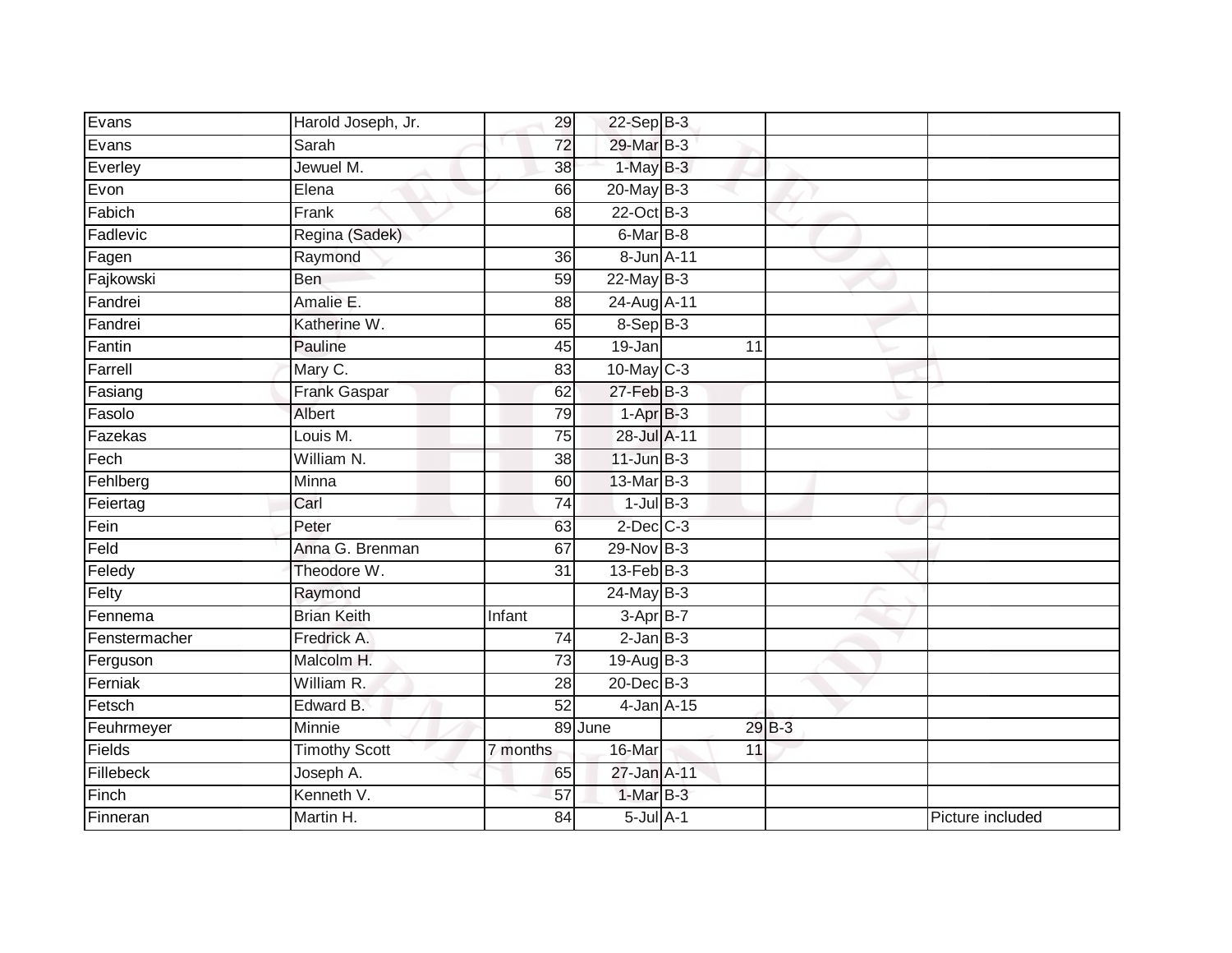| | | | | | | |
|---|---|---|---|---|---|---|
| Evans | Harold Joseph, Jr. | 29 | 22-Sep | B-3 | | |
| Evans | Sarah | 72 | 29-Mar | B-3 | | |
| Everley | Jewuel M. | 38 | 1-May | B-3 | | |
| Evon | Elena | 66 | 20-May | B-3 | | |
| Fabich | Frank | 68 | 22-Oct | B-3 | | |
| Fadlevic | Regina (Sadek) | | 6-Mar | B-8 | | |
| Fagen | Raymond | 36 | 8-Jun | A-11 | | |
| Fajkowski | Ben | 59 | 22-May | B-3 | | |
| Fandrei | Amalie E. | 88 | 24-Aug | A-11 | | |
| Fandrei | Katherine W. | 65 | 8-Sep | B-3 | | |
| Fantin | Pauline | 45 | 19-Jan | 11 | | |
| Farrell | Mary C. | 83 | 10-May | C-3 | | |
| Fasiang | Frank Gaspar | 62 | 27-Feb | B-3 | | |
| Fasolo | Albert | 79 | 1-Apr | B-3 | | |
| Fazekas | Louis M. | 75 | 28-Jul | A-11 | | |
| Fech | William N. | 38 | 11-Jun | B-3 | | |
| Fehlberg | Minna | 60 | 13-Mar | B-3 | | |
| Feiertag | Carl | 74 | 1-Jul | B-3 | | |
| Fein | Peter | 63 | 2-Dec | C-3 | | |
| Feld | Anna G. Brenman | 67 | 29-Nov | B-3 | | |
| Feledy | Theodore W. | 31 | 13-Feb | B-3 | | |
| Felty | Raymond | | 24-May | B-3 | | |
| Fennema | Brian Keith | Infant | 3-Apr | B-7 | | |
| Fenstermacher | Fredrick A. | 74 | 2-Jan | B-3 | | |
| Ferguson | Malcolm H. | 73 | 19-Aug | B-3 | | |
| Ferniak | William R. | 28 | 20-Dec | B-3 | | |
| Fetsch | Edward B. | 52 | 4-Jan | A-15 | | |
| Feuhrmeyer | Minnie | 89 | June | 29 | B-3 | |
| Fields | Timothy Scott | 7 months | 16-Mar | 11 | | |
| Fillebeck | Joseph A. | 65 | 27-Jan | A-11 | | |
| Finch | Kenneth V. | 57 | 1-Mar | B-3 | | |
| Finneran | Martin H. | 84 | 5-Jul | A-1 | | Picture included |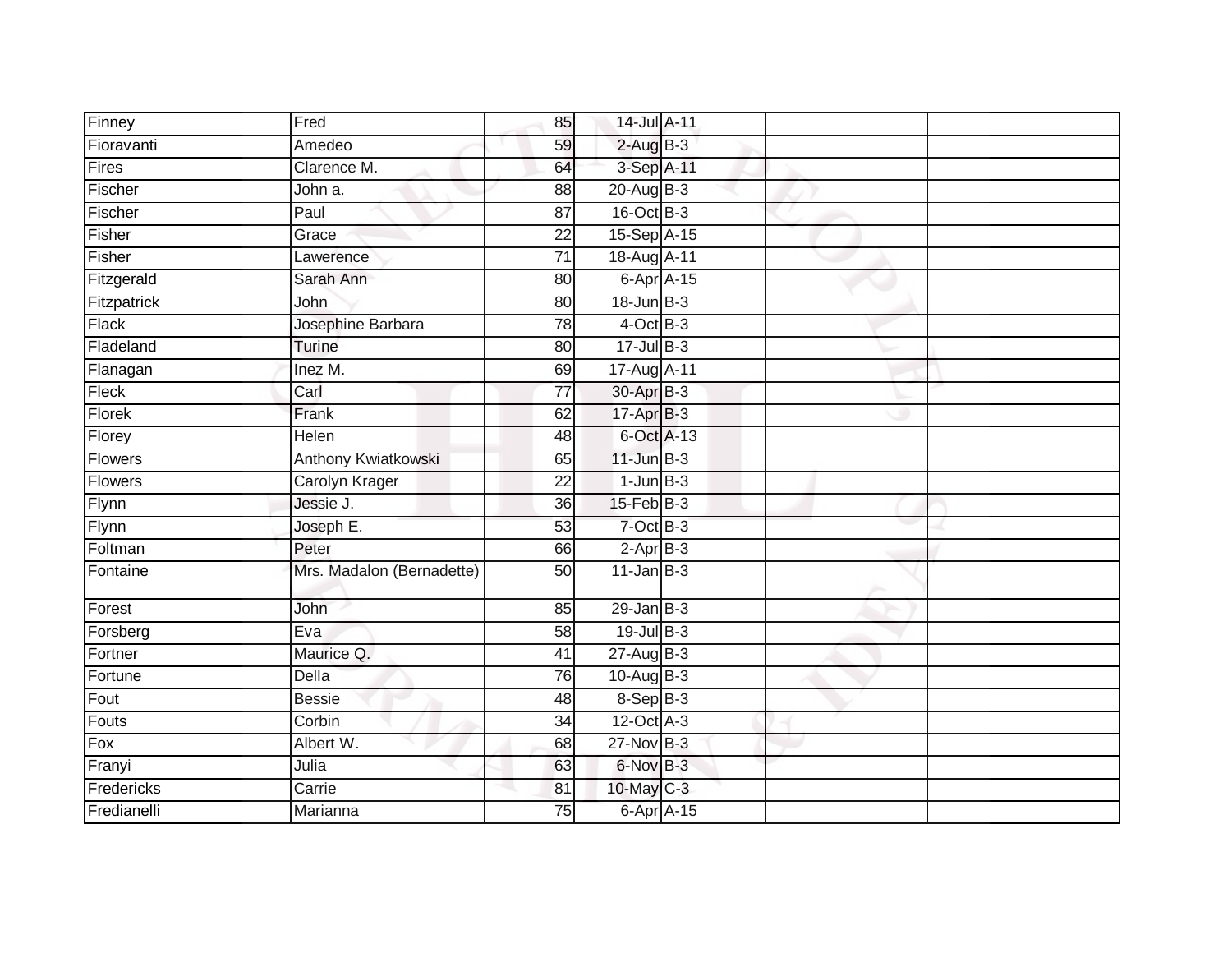| | | | | | | |
|---|---|---|---|---|---|---|
| Finney | Fred | 85 | 14-Jul | A-11 | | |
| Fioravanti | Amedeo | 59 | 2-Aug | B-3 | | |
| Fires | Clarence M. | 64 | 3-Sep | A-11 | | |
| Fischer | John a. | 88 | 20-Aug | B-3 | | |
| Fischer | Paul | 87 | 16-Oct | B-3 | | |
| Fisher | Grace | 22 | 15-Sep | A-15 | | |
| Fisher | Lawerence | 71 | 18-Aug | A-11 | | |
| Fitzgerald | Sarah Ann | 80 | 6-Apr | A-15 | | |
| Fitzpatrick | John | 80 | 18-Jun | B-3 | | |
| Flack | Josephine Barbara | 78 | 4-Oct | B-3 | | |
| Fladeland | Turine | 80 | 17-Jul | B-3 | | |
| Flanagan | Inez M. | 69 | 17-Aug | A-11 | | |
| Fleck | Carl | 77 | 30-Apr | B-3 | | |
| Florek | Frank | 62 | 17-Apr | B-3 | | |
| Florey | Helen | 48 | 6-Oct | A-13 | | |
| Flowers | Anthony Kwiatkowski | 65 | 11-Jun | B-3 | | |
| Flowers | Carolyn Krager | 22 | 1-Jun | B-3 | | |
| Flynn | Jessie J. | 36 | 15-Feb | B-3 | | |
| Flynn | Joseph E. | 53 | 7-Oct | B-3 | | |
| Foltman | Peter | 66 | 2-Apr | B-3 | | |
| Fontaine | Mrs. Madalon (Bernadette) | 50 | 11-Jan | B-3 | | |
| Forest | John | 85 | 29-Jan | B-3 | | |
| Forsberg | Eva | 58 | 19-Jul | B-3 | | |
| Fortner | Maurice Q. | 41 | 27-Aug | B-3 | | |
| Fortune | Della | 76 | 10-Aug | B-3 | | |
| Fout | Bessie | 48 | 8-Sep | B-3 | | |
| Fouts | Corbin | 34 | 12-Oct | A-3 | | |
| Fox | Albert W. | 68 | 27-Nov | B-3 | | |
| Franyi | Julia | 63 | 6-Nov | B-3 | | |
| Fredericks | Carrie | 81 | 10-May | C-3 | | |
| Fredianelli | Marianna | 75 | 6-Apr | A-15 | | |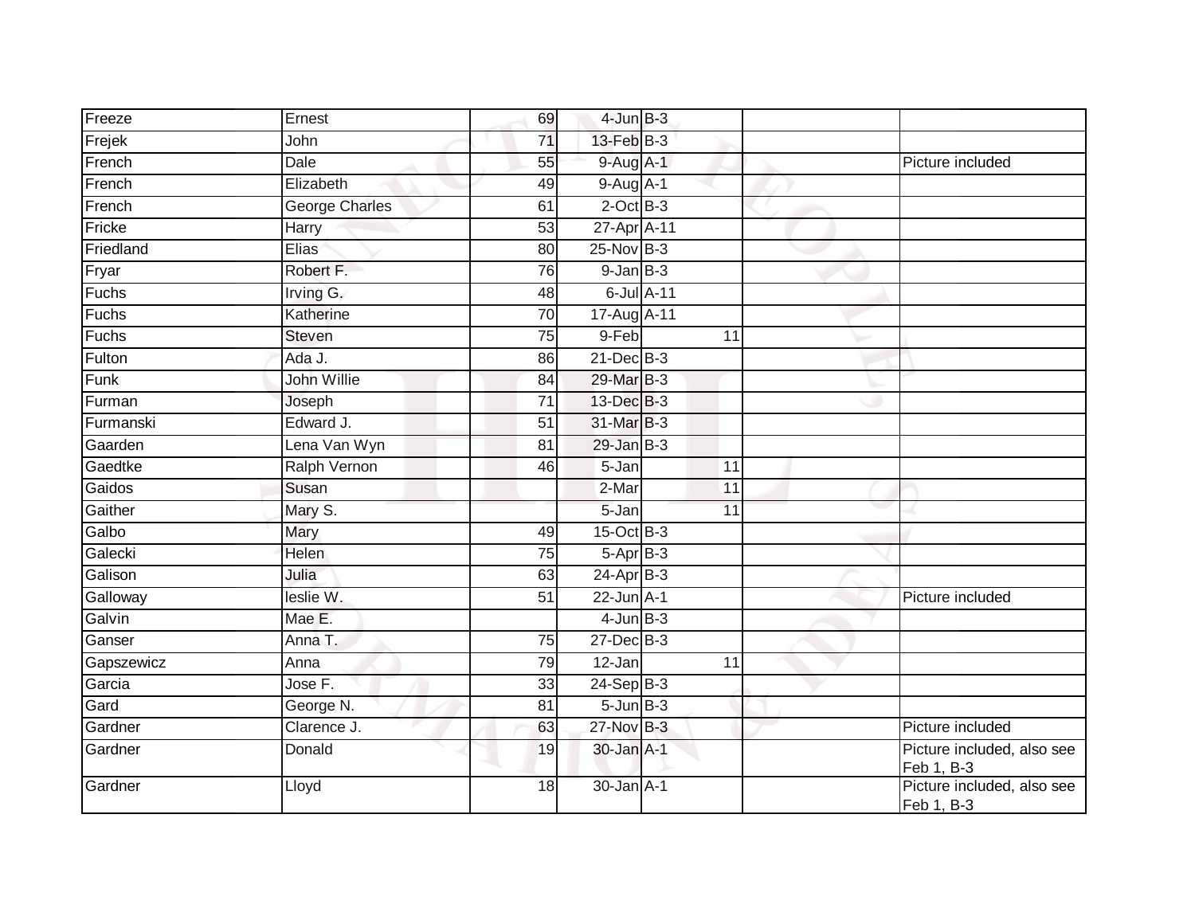| | | | | | | | |
|---|---|---|---|---|---|---|---|
| Freeze | Ernest | 69 | 4-Jun | B-3 | | | |
| Frejek | John | 71 | 13-Feb | B-3 | | | |
| French | Dale | 55 | 9-Aug | A-1 | | | Picture included |
| French | Elizabeth | 49 | 9-Aug | A-1 | | | |
| French | George Charles | 61 | 2-Oct | B-3 | | | |
| Fricke | Harry | 53 | 27-Apr | A-11 | | | |
| Friedland | Elias | 80 | 25-Nov | B-3 | | | |
| Fryar | Robert F. | 76 | 9-Jan | B-3 | | | |
| Fuchs | Irving G. | 48 | 6-Jul | A-11 | | | |
| Fuchs | Katherine | 70 | 17-Aug | A-11 | | | |
| Fuchs | Steven | 75 | 9-Feb | | 11 | | |
| Fulton | Ada J. | 86 | 21-Dec | B-3 | | | |
| Funk | John Willie | 84 | 29-Mar | B-3 | | | |
| Furman | Joseph | 71 | 13-Dec | B-3 | | | |
| Furmanski | Edward J. | 51 | 31-Mar | B-3 | | | |
| Gaarden | Lena Van Wyn | 81 | 29-Jan | B-3 | | | |
| Gaedtke | Ralph Vernon | 46 | 5-Jan | | 11 | | |
| Gaidos | Susan | | 2-Mar | | 11 | | |
| Gaither | Mary S. | | 5-Jan | | 11 | | |
| Galbo | Mary | 49 | 15-Oct | B-3 | | | |
| Galecki | Helen | 75 | 5-Apr | B-3 | | | |
| Galison | Julia | 63 | 24-Apr | B-3 | | | |
| Galloway | leslie W. | 51 | 22-Jun | A-1 | | | Picture included |
| Galvin | Mae E. | | 4-Jun | B-3 | | | |
| Ganser | Anna T. | 75 | 27-Dec | B-3 | | | |
| Gapszewicz | Anna | 79 | 12-Jan | | 11 | | |
| Garcia | Jose F. | 33 | 24-Sep | B-3 | | | |
| Gard | George N. | 81 | 5-Jun | B-3 | | | |
| Gardner | Clarence J. | 63 | 27-Nov | B-3 | | | Picture included |
| Gardner | Donald | 19 | 30-Jan | A-1 | | | Picture included, also see Feb 1, B-3 |
| Gardner | Lloyd | 18 | 30-Jan | A-1 | | | Picture included, also see Feb 1, B-3 |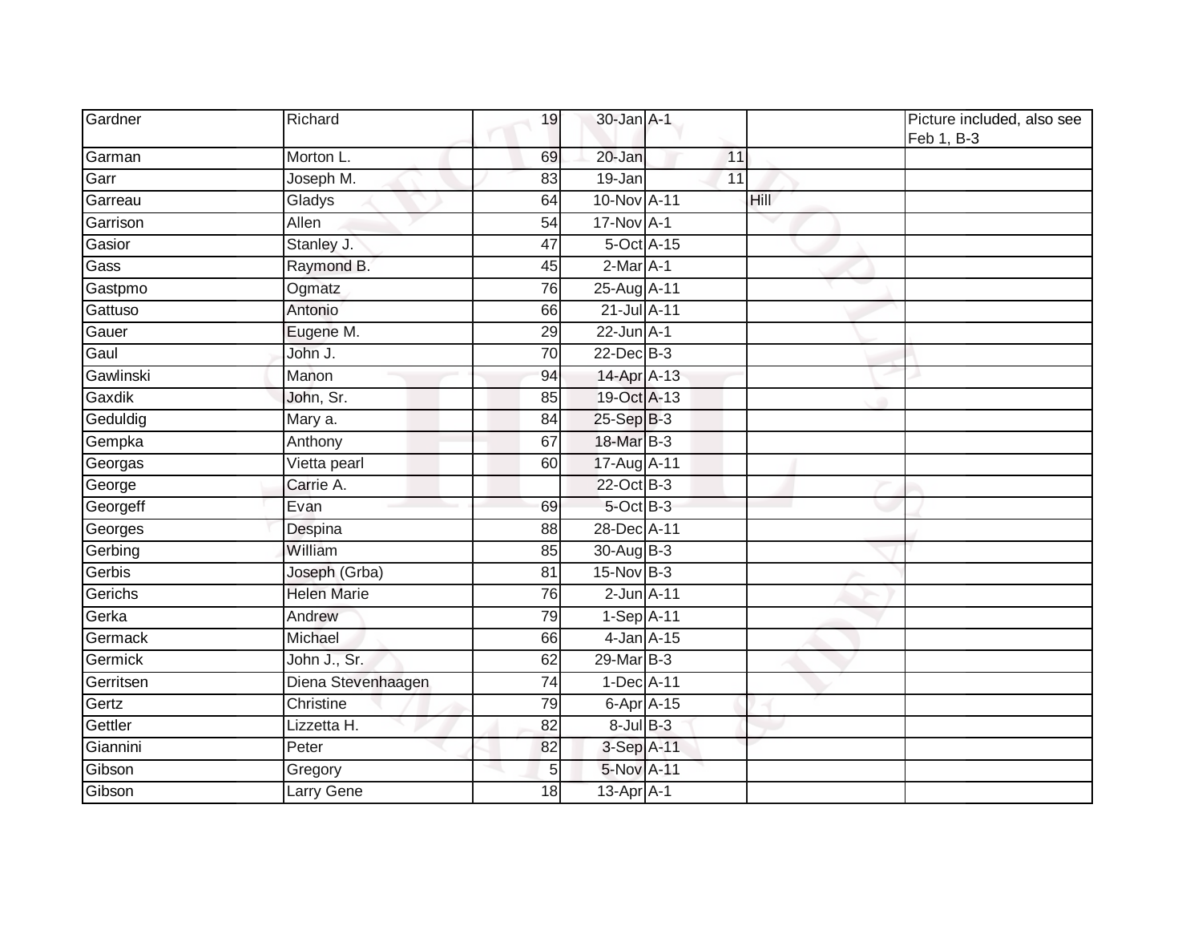| | | | | | | |
|---|---|---|---|---|---|---|
| Gardner | Richard | 19 | 30-Jan | A-1 | | Picture included, also see Feb 1, B-3 |
| Garman | Morton L. | 69 | 20-Jan | 11 | | |
| Garr | Joseph M. | 83 | 19-Jan | 11 | | |
| Garreau | Gladys | 64 | 10-Nov | A-11 | Hill | |
| Garrison | Allen | 54 | 17-Nov | A-1 | | |
| Gasior | Stanley J. | 47 | 5-Oct | A-15 | | |
| Gass | Raymond B. | 45 | 2-Mar | A-1 | | |
| Gastpmo | Ogmatz | 76 | 25-Aug | A-11 | | |
| Gattuso | Antonio | 66 | 21-Jul | A-11 | | |
| Gauer | Eugene M. | 29 | 22-Jun | A-1 | | |
| Gaul | John J. | 70 | 22-Dec | B-3 | | |
| Gawlinski | Manon | 94 | 14-Apr | A-13 | | |
| Gaxdik | John, Sr. | 85 | 19-Oct | A-13 | | |
| Geduldig | Mary a. | 84 | 25-Sep | B-3 | | |
| Gempka | Anthony | 67 | 18-Mar | B-3 | | |
| Georgas | Vietta pearl | 60 | 17-Aug | A-11 | | |
| George | Carrie A. | | 22-Oct | B-3 | | |
| Georgeff | Evan | 69 | 5-Oct | B-3 | | |
| Georges | Despina | 88 | 28-Dec | A-11 | | |
| Gerbing | William | 85 | 30-Aug | B-3 | | |
| Gerbis | Joseph (Grba) | 81 | 15-Nov | B-3 | | |
| Gerichs | Helen Marie | 76 | 2-Jun | A-11 | | |
| Gerka | Andrew | 79 | 1-Sep | A-11 | | |
| Germack | Michael | 66 | 4-Jan | A-15 | | |
| Germick | John J., Sr. | 62 | 29-Mar | B-3 | | |
| Gerritsen | Diena Stevenhaagen | 74 | 1-Dec | A-11 | | |
| Gertz | Christine | 79 | 6-Apr | A-15 | | |
| Gettler | Lizzetta H. | 82 | 8-Jul | B-3 | | |
| Giannini | Peter | 82 | 3-Sep | A-11 | | |
| Gibson | Gregory | 5 | 5-Nov | A-11 | | |
| Gibson | Larry Gene | 18 | 13-Apr | A-1 | | |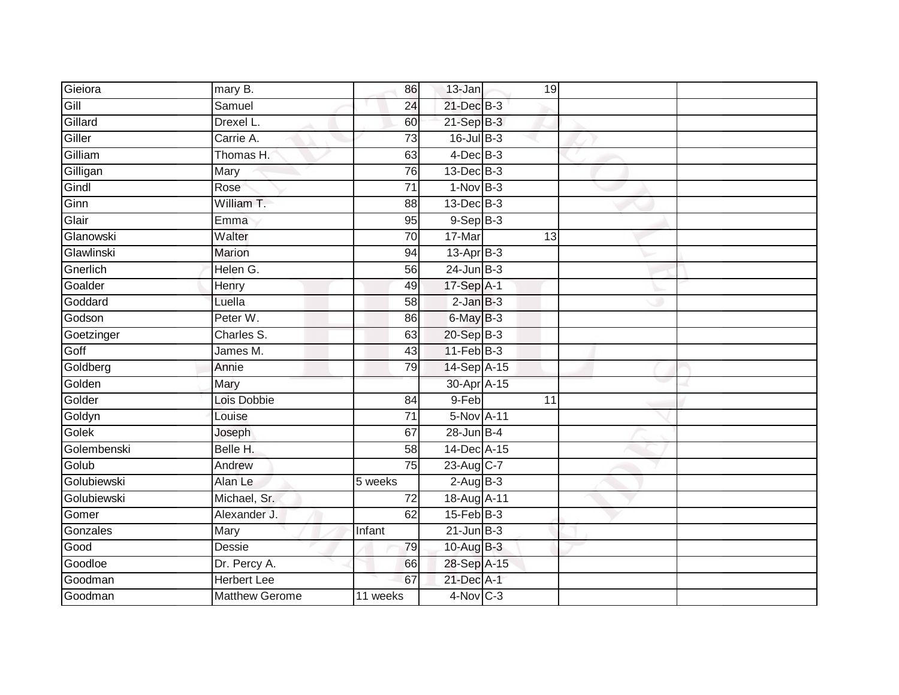| | | | | | | |
|---|---|---|---|---|---|---|
| Gieiora | mary B. | 86 | 13-Jan | 19 | | |
| Gill | Samuel | 24 | 21-Dec | B-3 | | |
| Gillard | Drexel L. | 60 | 21-Sep | B-3 | | |
| Giller | Carrie A. | 73 | 16-Jul | B-3 | | |
| Gilliam | Thomas H. | 63 | 4-Dec | B-3 | | |
| Gilligan | Mary | 76 | 13-Dec | B-3 | | |
| Gindl | Rose | 71 | 1-Nov | B-3 | | |
| Ginn | William T. | 88 | 13-Dec | B-3 | | |
| Glair | Emma | 95 | 9-Sep | B-3 | | |
| Glanowski | Walter | 70 | 17-Mar | 13 | | |
| Glawlinski | Marion | 94 | 13-Apr | B-3 | | |
| Gnerlich | Helen G. | 56 | 24-Jun | B-3 | | |
| Goalder | Henry | 49 | 17-Sep | A-1 | | |
| Goddard | Luella | 58 | 2-Jan | B-3 | | |
| Godson | Peter W. | 86 | 6-May | B-3 | | |
| Goetzinger | Charles S. | 63 | 20-Sep | B-3 | | |
| Goff | James M. | 43 | 11-Feb | B-3 | | |
| Goldberg | Annie | 79 | 14-Sep | A-15 | | |
| Golden | Mary | | 30-Apr | A-15 | | |
| Golder | Lois Dobbie | 84 | 9-Feb | 11 | | |
| Goldyn | Louise | 71 | 5-Nov | A-11 | | |
| Golek | Joseph | 67 | 28-Jun | B-4 | | |
| Golembenski | Belle H. | 58 | 14-Dec | A-15 | | |
| Golub | Andrew | 75 | 23-Aug | C-7 | | |
| Golubiewski | Alan Le | 5 weeks | 2-Aug | B-3 | | |
| Golubiewski | Michael, Sr. | 72 | 18-Aug | A-11 | | |
| Gomer | Alexander J. | 62 | 15-Feb | B-3 | | |
| Gonzales | Mary | Infant | 21-Jun | B-3 | | |
| Good | Dessie | 79 | 10-Aug | B-3 | | |
| Goodloe | Dr. Percy A. | 66 | 28-Sep | A-15 | | |
| Goodman | Herbert Lee | 67 | 21-Dec | A-1 | | |
| Goodman | Matthew Gerome | 11 weeks | 4-Nov | C-3 | | |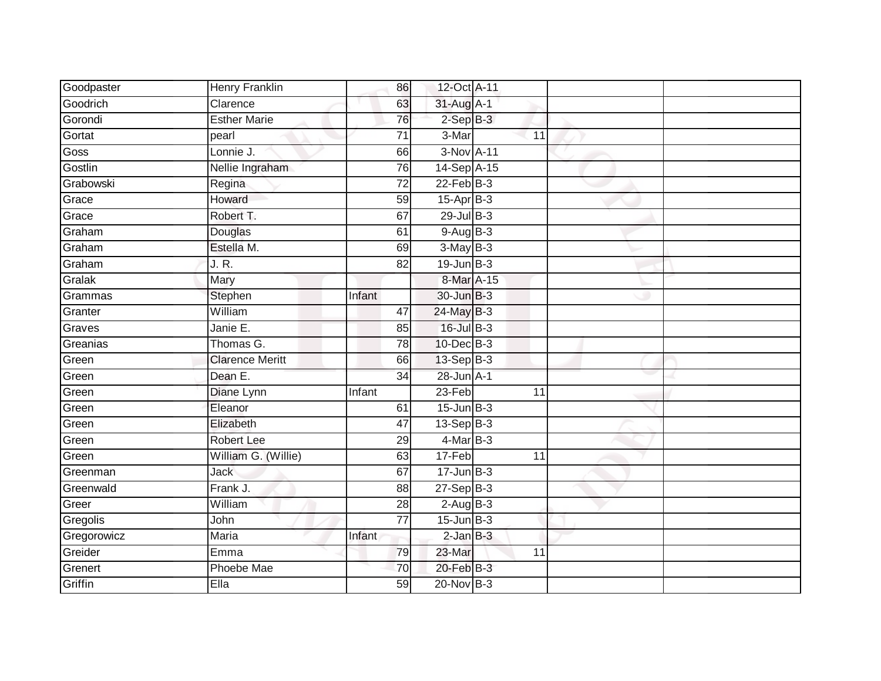| | | | | | | |
|---|---|---|---|---|---|---|
| Goodpaster | Henry Franklin | 86 | 12-Oct | A-11 | | |
| Goodrich | Clarence | 63 | 31-Aug | A-1 | | |
| Gorondi | Esther Marie | 76 | 2-Sep | B-3 | | |
| Gortat | pearl | 71 | 3-Mar | 11 | | |
| Goss | Lonnie J. | 66 | 3-Nov | A-11 | | |
| Gostlin | Nellie Ingraham | 76 | 14-Sep | A-15 | | |
| Grabowski | Regina | 72 | 22-Feb | B-3 | | |
| Grace | Howard | 59 | 15-Apr | B-3 | | |
| Grace | Robert T. | 67 | 29-Jul | B-3 | | |
| Graham | Douglas | 61 | 9-Aug | B-3 | | |
| Graham | Estella M. | 69 | 3-May | B-3 | | |
| Graham | J. R. | 82 | 19-Jun | B-3 | | |
| Gralak | Mary | | 8-Mar | A-15 | | |
| Grammas | Stephen | Infant | 30-Jun | B-3 | | |
| Granter | William | 47 | 24-May | B-3 | | |
| Graves | Janie E. | 85 | 16-Jul | B-3 | | |
| Greanias | Thomas G. | 78 | 10-Dec | B-3 | | |
| Green | Clarence Meritt | 66 | 13-Sep | B-3 | | |
| Green | Dean E. | 34 | 28-Jun | A-1 | | |
| Green | Diane Lynn | Infant | 23-Feb | 11 | | |
| Green | Eleanor | 61 | 15-Jun | B-3 | | |
| Green | Elizabeth | 47 | 13-Sep | B-3 | | |
| Green | Robert Lee | 29 | 4-Mar | B-3 | | |
| Green | William G. (Willie) | 63 | 17-Feb | 11 | | |
| Greenman | Jack | 67 | 17-Jun | B-3 | | |
| Greenwald | Frank J. | 88 | 27-Sep | B-3 | | |
| Greer | William | 28 | 2-Aug | B-3 | | |
| Gregolis | John | 77 | 15-Jun | B-3 | | |
| Gregorowicz | Maria | Infant | 2-Jan | B-3 | | |
| Greider | Emma | 79 | 23-Mar | 11 | | |
| Grenert | Phoebe Mae | 70 | 20-Feb | B-3 | | |
| Griffin | Ella | 59 | 20-Nov | B-3 | | |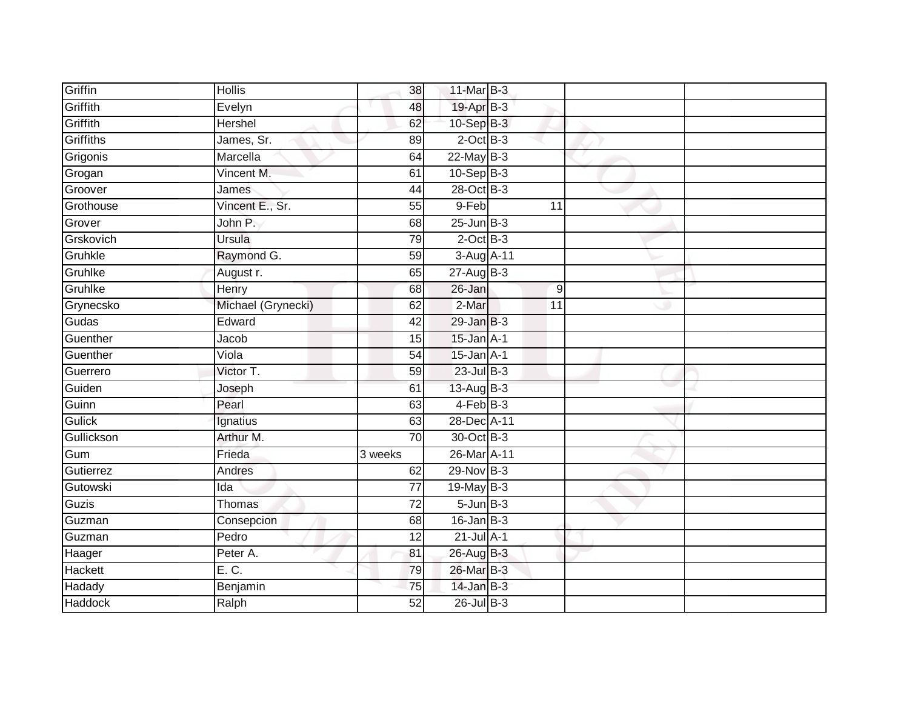| | | | | | | | |
|---|---|---|---|---|---|---|---|
| Griffin | Hollis | 38 | 11-Mar | B-3 | | | |
| Griffith | Evelyn | 48 | 19-Apr | B-3 | | | |
| Griffith | Hershel | 62 | 10-Sep | B-3 | | | |
| Griffiths | James, Sr. | 89 | 2-Oct | B-3 | | | |
| Grigonis | Marcella | 64 | 22-May | B-3 | | | |
| Grogan | Vincent M. | 61 | 10-Sep | B-3 | | | |
| Groover | James | 44 | 28-Oct | B-3 | | | |
| Grothouse | Vincent E., Sr. | 55 | 9-Feb | | 11 | | |
| Grover | John P. | 68 | 25-Jun | B-3 | | | |
| Grskovich | Ursula | 79 | 2-Oct | B-3 | | | |
| Gruhkle | Raymond G. | 59 | 3-Aug | A-11 | | | |
| Gruhlke | August r. | 65 | 27-Aug | B-3 | | | |
| Gruhlke | Henry | 68 | 26-Jan | | 9 | | |
| Grynecsko | Michael (Grynecki) | 62 | 2-Mar | | 11 | | |
| Gudas | Edward | 42 | 29-Jan | B-3 | | | |
| Guenther | Jacob | 15 | 15-Jan | A-1 | | | |
| Guenther | Viola | 54 | 15-Jan | A-1 | | | |
| Guerrero | Victor T. | 59 | 23-Jul | B-3 | | | |
| Guiden | Joseph | 61 | 13-Aug | B-3 | | | |
| Guinn | Pearl | 63 | 4-Feb | B-3 | | | |
| Gulick | Ignatius | 63 | 28-Dec | A-11 | | | |
| Gullickson | Arthur M. | 70 | 30-Oct | B-3 | | | |
| Gum | Frieda | 3 weeks | 26-Mar | A-11 | | | |
| Gutierrez | Andres | 62 | 29-Nov | B-3 | | | |
| Gutowski | Ida | 77 | 19-May | B-3 | | | |
| Guzis | Thomas | 72 | 5-Jun | B-3 | | | |
| Guzman | Consepcion | 68 | 16-Jan | B-3 | | | |
| Guzman | Pedro | 12 | 21-Jul | A-1 | | | |
| Haager | Peter A. | 81 | 26-Aug | B-3 | | | |
| Hackett | E. C. | 79 | 26-Mar | B-3 | | | |
| Hadady | Benjamin | 75 | 14-Jan | B-3 | | | |
| Haddock | Ralph | 52 | 26-Jul | B-3 | | | |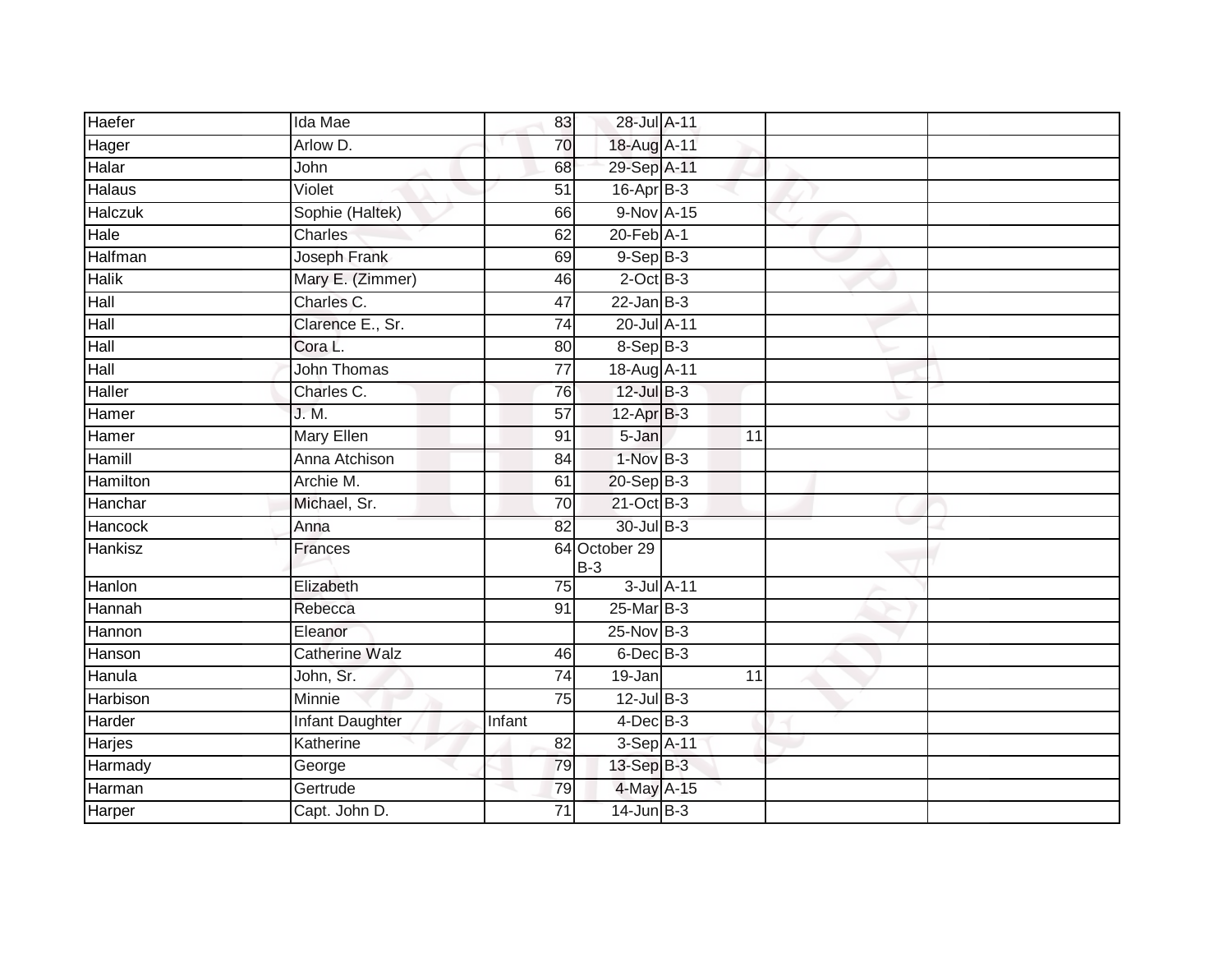| Haefer | Ida Mae | 83 | 28-Jul | A-11 | | | |
|---|---|---|---|---|---|---|---|
| Hager | Arlow D. | 70 | 18-Aug | A-11 | | | |
| Halar | John | 68 | 29-Sep | A-11 | | | |
| Halaus | Violet | 51 | 16-Apr | B-3 | | | |
| Halczuk | Sophie (Haltek) | 66 | 9-Nov | A-15 | | | |
| Hale | Charles | 62 | 20-Feb | A-1 | | | |
| Halfman | Joseph Frank | 69 | 9-Sep | B-3 | | | |
| Halik | Mary E. (Zimmer) | 46 | 2-Oct | B-3 | | | |
| Hall | Charles C. | 47 | 22-Jan | B-3 | | | |
| Hall | Clarence E., Sr. | 74 | 20-Jul | A-11 | | | |
| Hall | Cora L. | 80 | 8-Sep | B-3 | | | |
| Hall | John Thomas | 77 | 18-Aug | A-11 | | | |
| Haller | Charles C. | 76 | 12-Jul | B-3 | | | |
| Hamer | J. M. | 57 | 12-Apr | B-3 | | | |
| Hamer | Mary Ellen | 91 | 5-Jan | | 11 | | |
| Hamill | Anna Atchison | 84 | 1-Nov | B-3 | | | |
| Hamilton | Archie M. | 61 | 20-Sep | B-3 | | | |
| Hanchar | Michael, Sr. | 70 | 21-Oct | B-3 | | | |
| Hancock | Anna | 82 | 30-Jul | B-3 | | | |
| Hankisz | Frances | 64 | October 29 B-3 | | | | |
| Hanlon | Elizabeth | 75 | 3-Jul | A-11 | | | |
| Hannah | Rebecca | 91 | 25-Mar | B-3 | | | |
| Hannon | Eleanor | | 25-Nov | B-3 | | | |
| Hanson | Catherine Walz | 46 | 6-Dec | B-3 | | | |
| Hanula | John, Sr. | 74 | 19-Jan | | 11 | | |
| Harbison | Minnie | 75 | 12-Jul | B-3 | | | |
| Harder | Infant Daughter | Infant | 4-Dec | B-3 | | | |
| Harjes | Katherine | 82 | 3-Sep | A-11 | | | |
| Harmady | George | 79 | 13-Sep | B-3 | | | |
| Harman | Gertrude | 79 | 4-May | A-15 | | | |
| Harper | Capt. John D. | 71 | 14-Jun | B-3 | | | |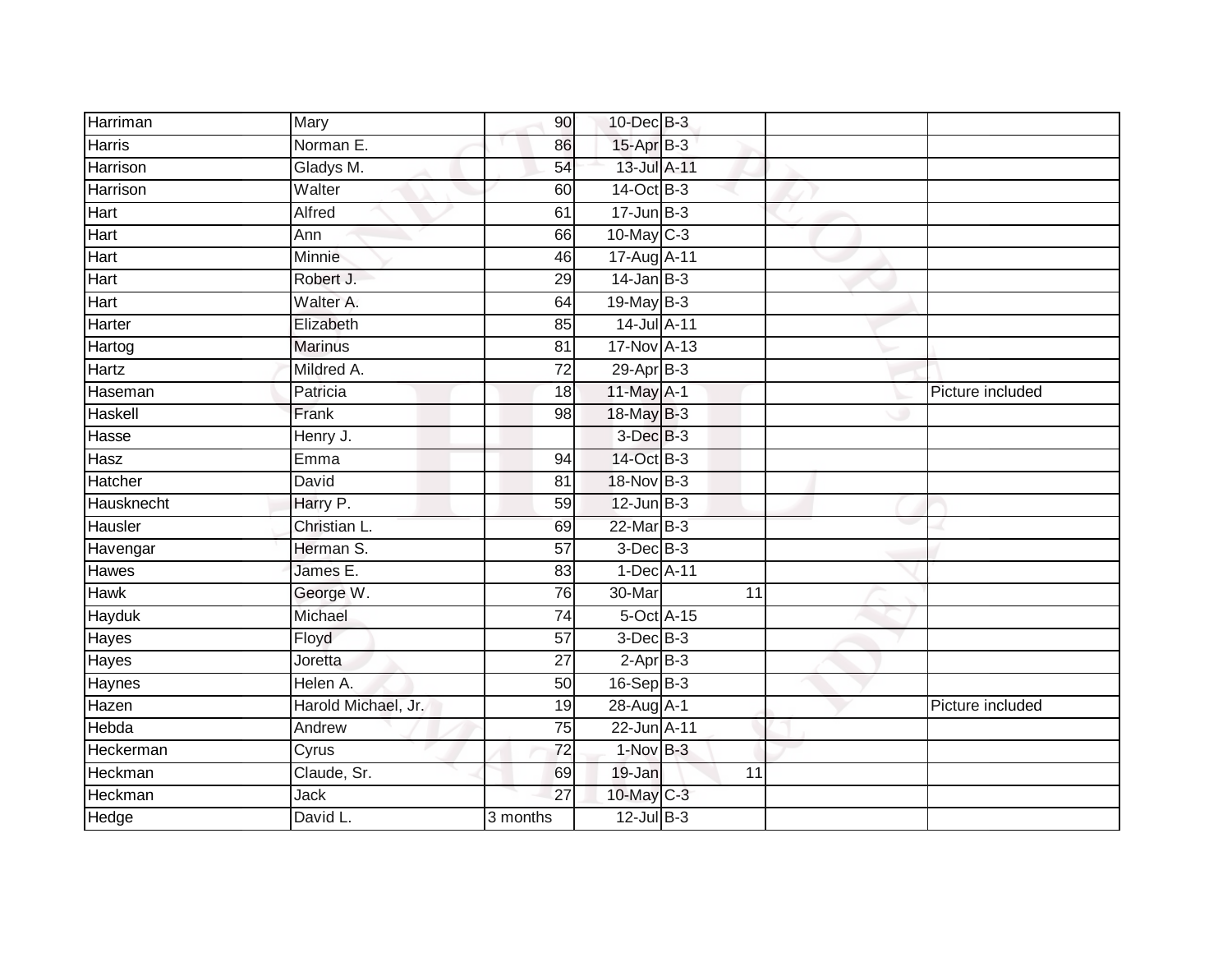| | | | | | | | |
|---|---|---|---|---|---|---|---|
| Harriman | Mary | 90 | 10-Dec | B-3 | | | |
| Harris | Norman E. | 86 | 15-Apr | B-3 | | | |
| Harrison | Gladys M. | 54 | 13-Jul | A-11 | | | |
| Harrison | Walter | 60 | 14-Oct | B-3 | | | |
| Hart | Alfred | 61 | 17-Jun | B-3 | | | |
| Hart | Ann | 66 | 10-May | C-3 | | | |
| Hart | Minnie | 46 | 17-Aug | A-11 | | | |
| Hart | Robert J. | 29 | 14-Jan | B-3 | | | |
| Hart | Walter A. | 64 | 19-May | B-3 | | | |
| Harter | Elizabeth | 85 | 14-Jul | A-11 | | | |
| Hartog | Marinus | 81 | 17-Nov | A-13 | | | |
| Hartz | Mildred A. | 72 | 29-Apr | B-3 | | | |
| Haseman | Patricia | 18 | 11-May | A-1 | | | Picture included |
| Haskell | Frank | 98 | 18-May | B-3 | | | |
| Hasse | Henry J. | | 3-Dec | B-3 | | | |
| Hasz | Emma | 94 | 14-Oct | B-3 | | | |
| Hatcher | David | 81 | 18-Nov | B-3 | | | |
| Hausknecht | Harry P. | 59 | 12-Jun | B-3 | | | |
| Hausler | Christian L. | 69 | 22-Mar | B-3 | | | |
| Havengar | Herman S. | 57 | 3-Dec | B-3 | | | |
| Hawes | James E. | 83 | 1-Dec | A-11 | | | |
| Hawk | George W. | 76 | 30-Mar | | 11 | | |
| Hayduk | Michael | 74 | 5-Oct | A-15 | | | |
| Hayes | Floyd | 57 | 3-Dec | B-3 | | | |
| Hayes | Joretta | 27 | 2-Apr | B-3 | | | |
| Haynes | Helen A. | 50 | 16-Sep | B-3 | | | |
| Hazen | Harold Michael, Jr. | 19 | 28-Aug | A-1 | | | Picture included |
| Hebda | Andrew | 75 | 22-Jun | A-11 | | | |
| Heckerman | Cyrus | 72 | 1-Nov | B-3 | | | |
| Heckman | Claude, Sr. | 69 | 19-Jan | | 11 | | |
| Heckman | Jack | 27 | 10-May | C-3 | | | |
| Hedge | David L. | 3 months | 12-Jul | B-3 | | | |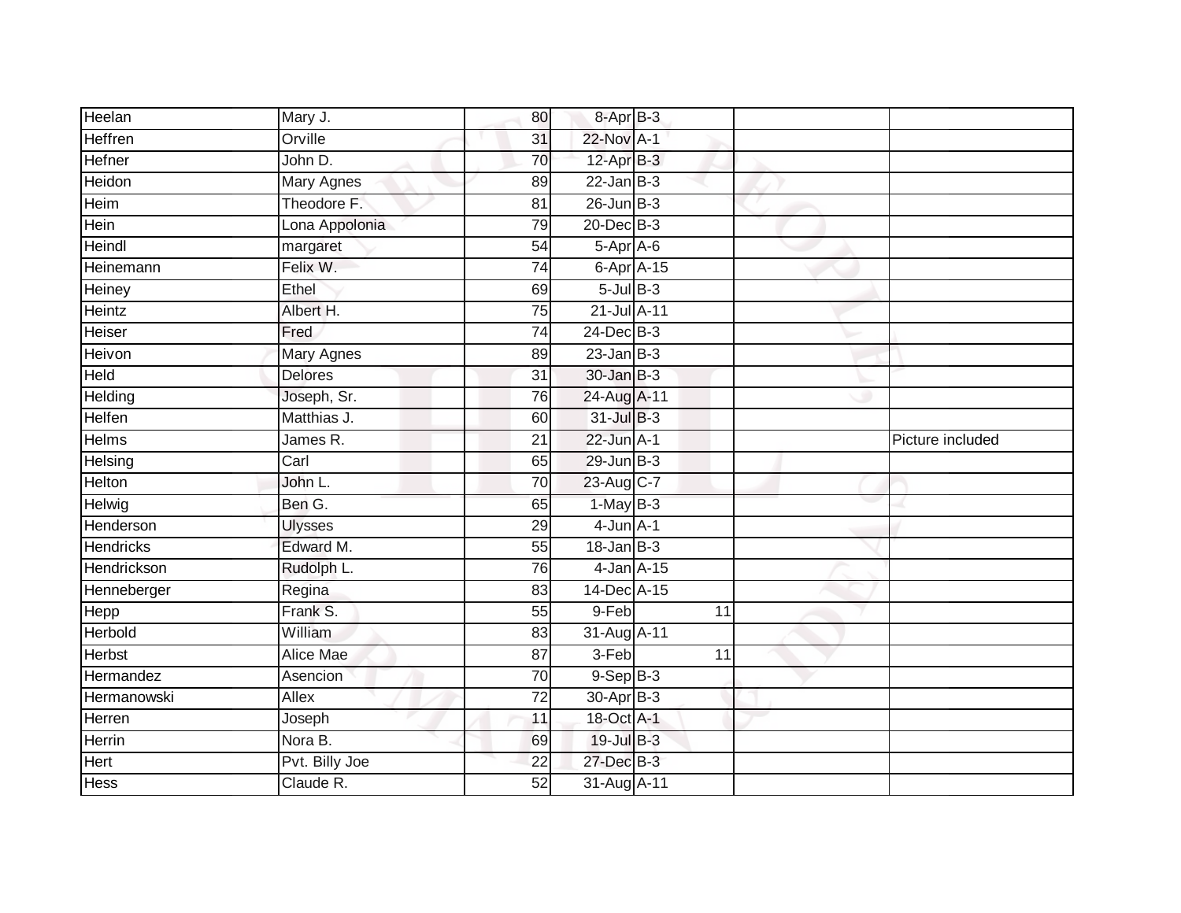| | | | | | | |
|---|---|---|---|---|---|---|
| Heelan | Mary J. | 80 | 8-Apr | B-3 | | |
| Heffren | Orville | 31 | 22-Nov | A-1 | | |
| Hefner | John D. | 70 | 12-Apr | B-3 | | |
| Heidon | Mary Agnes | 89 | 22-Jan | B-3 | | |
| Heim | Theodore F. | 81 | 26-Jun | B-3 | | |
| Hein | Lona Appolonia | 79 | 20-Dec | B-3 | | |
| Heindl | margaret | 54 | 5-Apr | A-6 | | |
| Heinemann | Felix W. | 74 | 6-Apr | A-15 | | |
| Heiney | Ethel | 69 | 5-Jul | B-3 | | |
| Heintz | Albert H. | 75 | 21-Jul | A-11 | | |
| Heiser | Fred | 74 | 24-Dec | B-3 | | |
| Heivon | Mary Agnes | 89 | 23-Jan | B-3 | | |
| Held | Delores | 31 | 30-Jan | B-3 | | |
| Helding | Joseph, Sr. | 76 | 24-Aug | A-11 | | |
| Helfen | Matthias J. | 60 | 31-Jul | B-3 | | |
| Helms | James R. | 21 | 22-Jun | A-1 | | Picture included |
| Helsing | Carl | 65 | 29-Jun | B-3 | | |
| Helton | John L. | 70 | 23-Aug | C-7 | | |
| Helwig | Ben G. | 65 | 1-May | B-3 | | |
| Henderson | Ulysses | 29 | 4-Jun | A-1 | | |
| Hendricks | Edward M. | 55 | 18-Jan | B-3 | | |
| Hendrickson | Rudolph L. | 76 | 4-Jan | A-15 | | |
| Henneberger | Regina | 83 | 14-Dec | A-15 | | |
| Hepp | Frank S. | 55 | 9-Feb | 11 | | |
| Herbold | William | 83 | 31-Aug | A-11 | | |
| Herbst | Alice Mae | 87 | 3-Feb | 11 | | |
| Hermandez | Asencion | 70 | 9-Sep | B-3 | | |
| Hermanowski | Allex | 72 | 30-Apr | B-3 | | |
| Herren | Joseph | 11 | 18-Oct | A-1 | | |
| Herrin | Nora B. | 69 | 19-Jul | B-3 | | |
| Hert | Pvt. Billy Joe | 22 | 27-Dec | B-3 | | |
| Hess | Claude R. | 52 | 31-Aug | A-11 | | |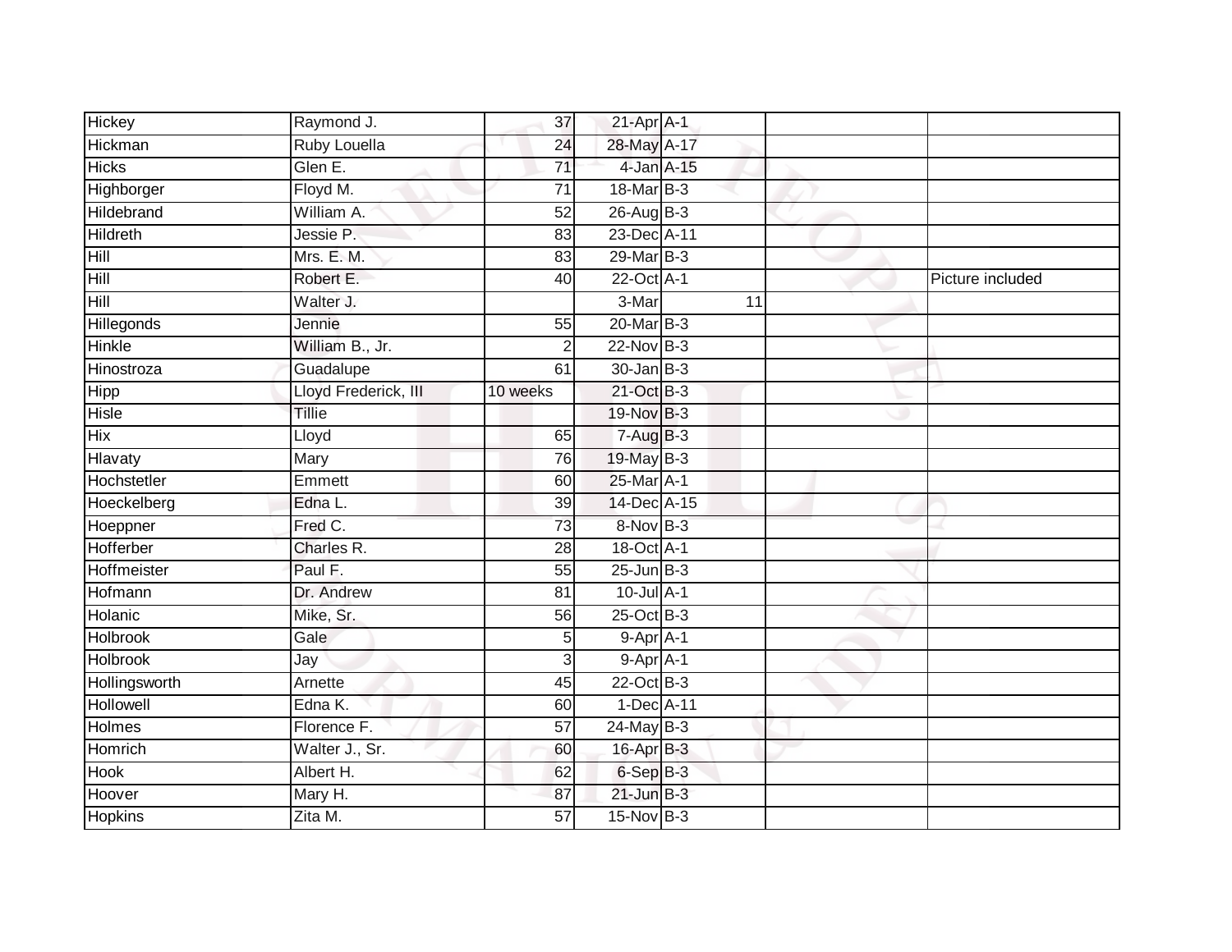| | | | | | | |
|---|---|---|---|---|---|---|
| Hickey | Raymond J. | 37 | 21-Apr | A-1 | | |
| Hickman | Ruby Louella | 24 | 28-May | A-17 | | |
| Hicks | Glen E. | 71 | 4-Jan | A-15 | | |
| Highborger | Floyd M. | 71 | 18-Mar | B-3 | | |
| Hildebrand | William A. | 52 | 26-Aug | B-3 | | |
| Hildreth | Jessie P. | 83 | 23-Dec | A-11 | | |
| Hill | Mrs. E. M. | 83 | 29-Mar | B-3 | | |
| Hill | Robert E. | 40 | 22-Oct | A-1 | | Picture included |
| Hill | Walter J. | | 3-Mar | 11 | | |
| Hillegonds | Jennie | 55 | 20-Mar | B-3 | | |
| Hinkle | William B., Jr. | 2 | 22-Nov | B-3 | | |
| Hinostroza | Guadalupe | 61 | 30-Jan | B-3 | | |
| Hipp | Lloyd Frederick, III | 10 weeks | 21-Oct | B-3 | | |
| Hisle | Tillie | | 19-Nov | B-3 | | |
| Hix | Lloyd | 65 | 7-Aug | B-3 | | |
| Hlavaty | Mary | 76 | 19-May | B-3 | | |
| Hochstetler | Emmett | 60 | 25-Mar | A-1 | | |
| Hoeckelberg | Edna L. | 39 | 14-Dec | A-15 | | |
| Hoeppner | Fred C. | 73 | 8-Nov | B-3 | | |
| Hofferber | Charles R. | 28 | 18-Oct | A-1 | | |
| Hoffmeister | Paul F. | 55 | 25-Jun | B-3 | | |
| Hofmann | Dr. Andrew | 81 | 10-Jul | A-1 | | |
| Holanic | Mike, Sr. | 56 | 25-Oct | B-3 | | |
| Holbrook | Gale | 5 | 9-Apr | A-1 | | |
| Holbrook | Jay | 3 | 9-Apr | A-1 | | |
| Hollingsworth | Arnette | 45 | 22-Oct | B-3 | | |
| Hollowell | Edna K. | 60 | 1-Dec | A-11 | | |
| Holmes | Florence F. | 57 | 24-May | B-3 | | |
| Homrich | Walter J., Sr. | 60 | 16-Apr | B-3 | | |
| Hook | Albert H. | 62 | 6-Sep | B-3 | | |
| Hoover | Mary H. | 87 | 21-Jun | B-3 | | |
| Hopkins | Zita M. | 57 | 15-Nov | B-3 | | |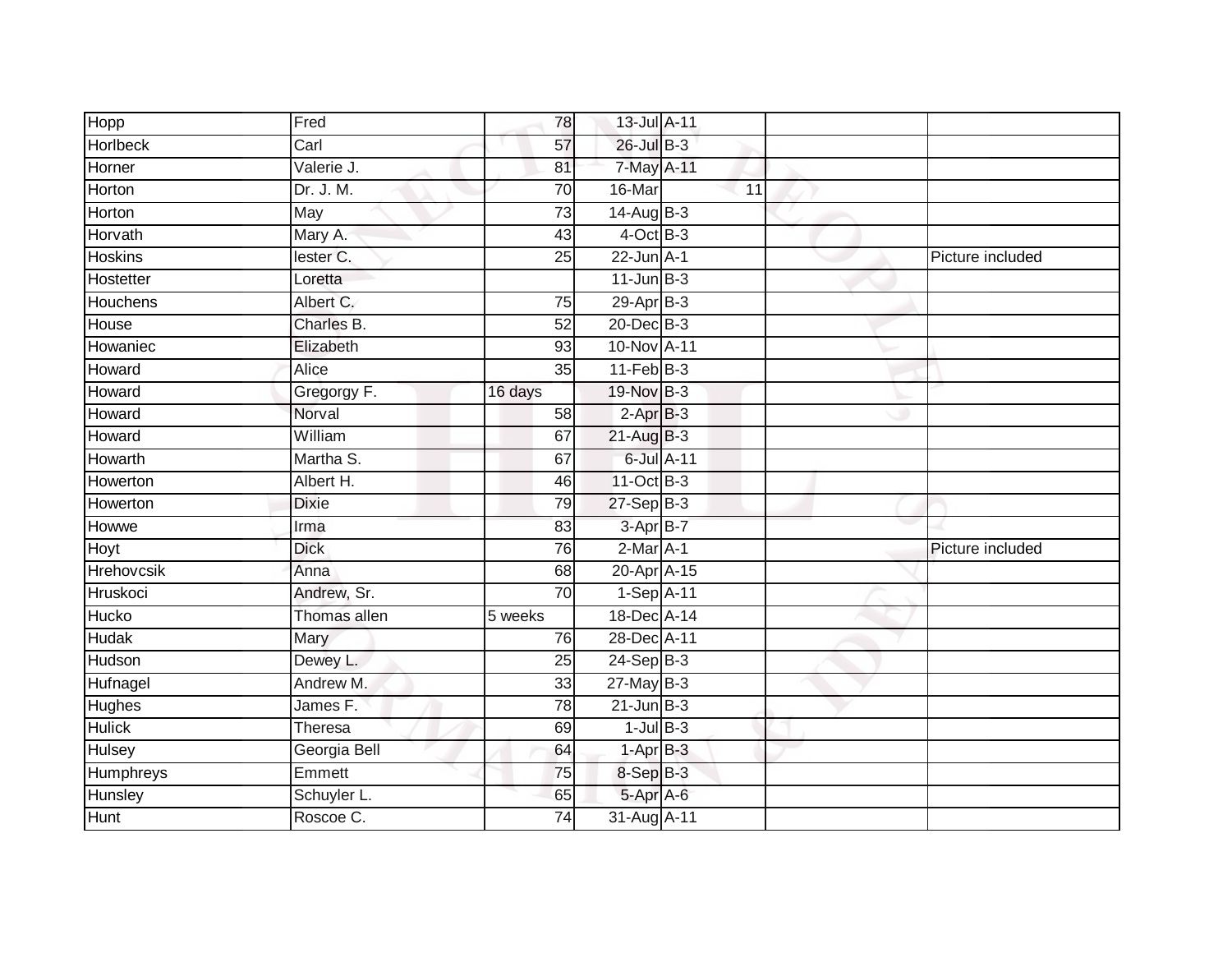| | | | | | | |
|---|---|---|---|---|---|---|
| Hopp | Fred | 78 | 13-Jul | A-11 | | |
| Horlbeck | Carl | 57 | 26-Jul | B-3 | | |
| Horner | Valerie J. | 81 | 7-May | A-11 | | |
| Horton | Dr. J. M. | 70 | 16-Mar | 11 | | |
| Horton | May | 73 | 14-Aug | B-3 | | |
| Horvath | Mary A. | 43 | 4-Oct | B-3 | | |
| Hoskins | lester C. | 25 | 22-Jun | A-1 | | Picture included |
| Hostetter | Loretta | | 11-Jun | B-3 | | |
| Houchens | Albert C. | 75 | 29-Apr | B-3 | | |
| House | Charles B. | 52 | 20-Dec | B-3 | | |
| Howaniec | Elizabeth | 93 | 10-Nov | A-11 | | |
| Howard | Alice | 35 | 11-Feb | B-3 | | |
| Howard | Gregorgy F. | 16 days | 19-Nov | B-3 | | |
| Howard | Norval | 58 | 2-Apr | B-3 | | |
| Howard | William | 67 | 21-Aug | B-3 | | |
| Howarth | Martha S. | 67 | 6-Jul | A-11 | | |
| Howerton | Albert H. | 46 | 11-Oct | B-3 | | |
| Howerton | Dixie | 79 | 27-Sep | B-3 | | |
| Howwe | Irma | 83 | 3-Apr | B-7 | | |
| Hoyt | Dick | 76 | 2-Mar | A-1 | | Picture included |
| Hrehovcsik | Anna | 68 | 20-Apr | A-15 | | |
| Hruskoci | Andrew, Sr. | 70 | 1-Sep | A-11 | | |
| Hucko | Thomas allen | 5 weeks | 18-Dec | A-14 | | |
| Hudak | Mary | 76 | 28-Dec | A-11 | | |
| Hudson | Dewey L. | 25 | 24-Sep | B-3 | | |
| Hufnagel | Andrew M. | 33 | 27-May | B-3 | | |
| Hughes | James F. | 78 | 21-Jun | B-3 | | |
| Hulick | Theresa | 69 | 1-Jul | B-3 | | |
| Hulsey | Georgia Bell | 64 | 1-Apr | B-3 | | |
| Humphreys | Emmett | 75 | 8-Sep | B-3 | | |
| Hunsley | Schuyler L. | 65 | 5-Apr | A-6 | | |
| Hunt | Roscoe C. | 74 | 31-Aug | A-11 | | |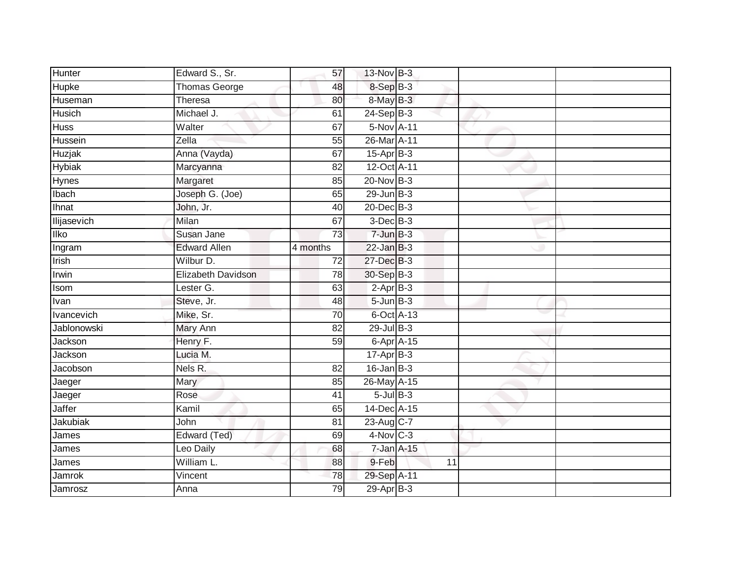| | | | | | | | |
|---|---|---|---|---|---|---|---|
| Hunter | Edward S., Sr. | 57 | 13-Nov | B-3 | | | |
| Hupke | Thomas George | 48 | 8-Sep | B-3 | | | |
| Huseman | Theresa | 80 | 8-May | B-3 | | | |
| Husich | Michael J. | 61 | 24-Sep | B-3 | | | |
| Huss | Walter | 67 | 5-Nov | A-11 | | | |
| Hussein | Zella | 55 | 26-Mar | A-11 | | | |
| Huzjak | Anna (Vayda) | 67 | 15-Apr | B-3 | | | |
| Hybiak | Marcyanna | 82 | 12-Oct | A-11 | | | |
| Hynes | Margaret | 85 | 20-Nov | B-3 | | | |
| Ibach | Joseph G. (Joe) | 65 | 29-Jun | B-3 | | | |
| Ihnat | John, Jr. | 40 | 20-Dec | B-3 | | | |
| Ilijasevich | Milan | 67 | 3-Dec | B-3 | | | |
| Ilko | Susan Jane | 73 | 7-Jun | B-3 | | | |
| Ingram | Edward Allen | 4 months | 22-Jan | B-3 | | | |
| Irish | Wilbur D. | 72 | 27-Dec | B-3 | | | |
| Irwin | Elizabeth Davidson | 78 | 30-Sep | B-3 | | | |
| Isom | Lester G. | 63 | 2-Apr | B-3 | | | |
| Ivan | Steve, Jr. | 48 | 5-Jun | B-3 | | | |
| Ivancevich | Mike, Sr. | 70 | 6-Oct | A-13 | | | |
| Jablonowski | Mary Ann | 82 | 29-Jul | B-3 | | | |
| Jackson | Henry F. | 59 | 6-Apr | A-15 | | | |
| Jackson | Lucia M. | | 17-Apr | B-3 | | | |
| Jacobson | Nels R. | 82 | 16-Jan | B-3 | | | |
| Jaeger | Mary | 85 | 26-May | A-15 | | | |
| Jaeger | Rose | 41 | 5-Jul | B-3 | | | |
| Jaffer | Kamil | 65 | 14-Dec | A-15 | | | |
| Jakubiak | John | 81 | 23-Aug | C-7 | | | |
| James | Edward (Ted) | 69 | 4-Nov | C-3 | | | |
| James | Leo Daily | 68 | 7-Jan | A-15 | | | |
| James | William L. | 88 | 9-Feb | | 11 | | |
| Jamrok | Vincent | 78 | 29-Sep | A-11 | | | |
| Jamrosz | Anna | 79 | 29-Apr | B-3 | | | |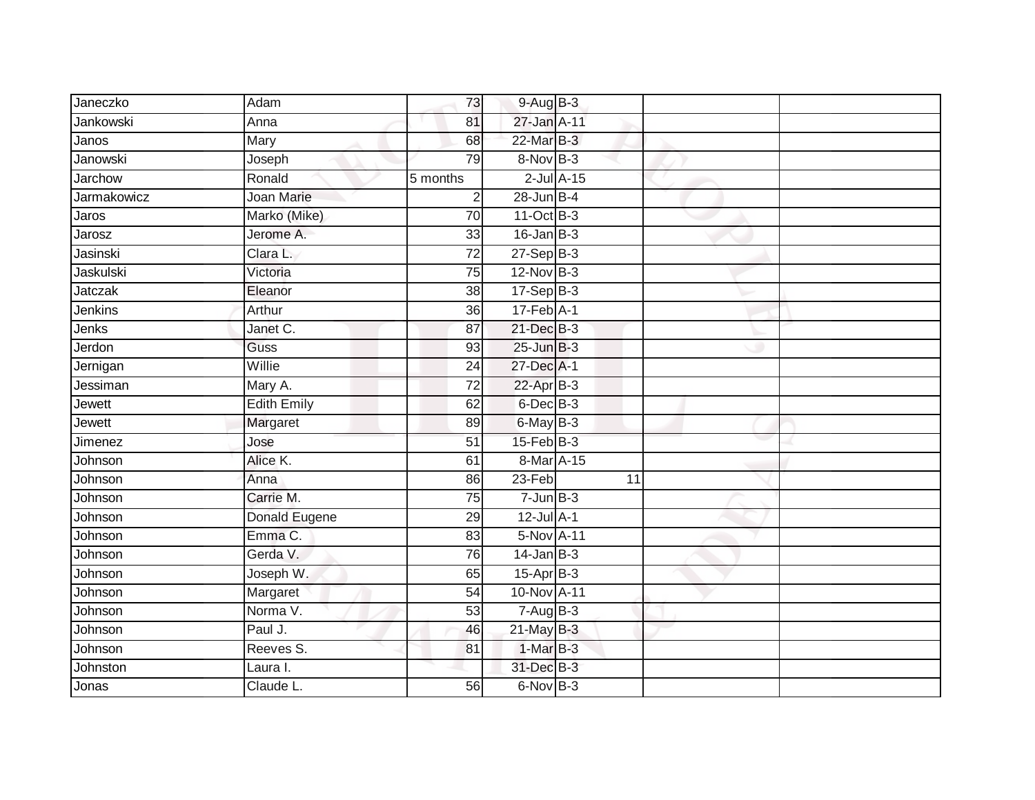| | | | | | | |
|---|---|---|---|---|---|---|
| Janeczko | Adam | 73 | 9-Aug | B-3 | | |
| Jankowski | Anna | 81 | 27-Jan | A-11 | | |
| Janos | Mary | 68 | 22-Mar | B-3 | | |
| Janowski | Joseph | 79 | 8-Nov | B-3 | | |
| Jarchow | Ronald | 5 months | 2-Jul | A-15 | | |
| Jarmakowicz | Joan Marie | 2 | 28-Jun | B-4 | | |
| Jaros | Marko (Mike) | 70 | 11-Oct | B-3 | | |
| Jarosz | Jerome A. | 33 | 16-Jan | B-3 | | |
| Jasinski | Clara L. | 72 | 27-Sep | B-3 | | |
| Jaskulski | Victoria | 75 | 12-Nov | B-3 | | |
| Jatczak | Eleanor | 38 | 17-Sep | B-3 | | |
| Jenkins | Arthur | 36 | 17-Feb | A-1 | | |
| Jenks | Janet C. | 87 | 21-Dec | B-3 | | |
| Jerdon | Guss | 93 | 25-Jun | B-3 | | |
| Jernigan | Willie | 24 | 27-Dec | A-1 | | |
| Jessiman | Mary A. | 72 | 22-Apr | B-3 | | |
| Jewett | Edith Emily | 62 | 6-Dec | B-3 | | |
| Jewett | Margaret | 89 | 6-May | B-3 | | |
| Jimenez | Jose | 51 | 15-Feb | B-3 | | |
| Johnson | Alice K. | 61 | 8-Mar | A-15 | | |
| Johnson | Anna | 86 | 23-Feb | 11 | | |
| Johnson | Carrie M. | 75 | 7-Jun | B-3 | | |
| Johnson | Donald Eugene | 29 | 12-Jul | A-1 | | |
| Johnson | Emma C. | 83 | 5-Nov | A-11 | | |
| Johnson | Gerda V. | 76 | 14-Jan | B-3 | | |
| Johnson | Joseph W. | 65 | 15-Apr | B-3 | | |
| Johnson | Margaret | 54 | 10-Nov | A-11 | | |
| Johnson | Norma V. | 53 | 7-Aug | B-3 | | |
| Johnson | Paul J. | 46 | 21-May | B-3 | | |
| Johnson | Reeves S. | 81 | 1-Mar | B-3 | | |
| Johnston | Laura I. | | 31-Dec | B-3 | | |
| Jonas | Claude L. | 56 | 6-Nov | B-3 | | |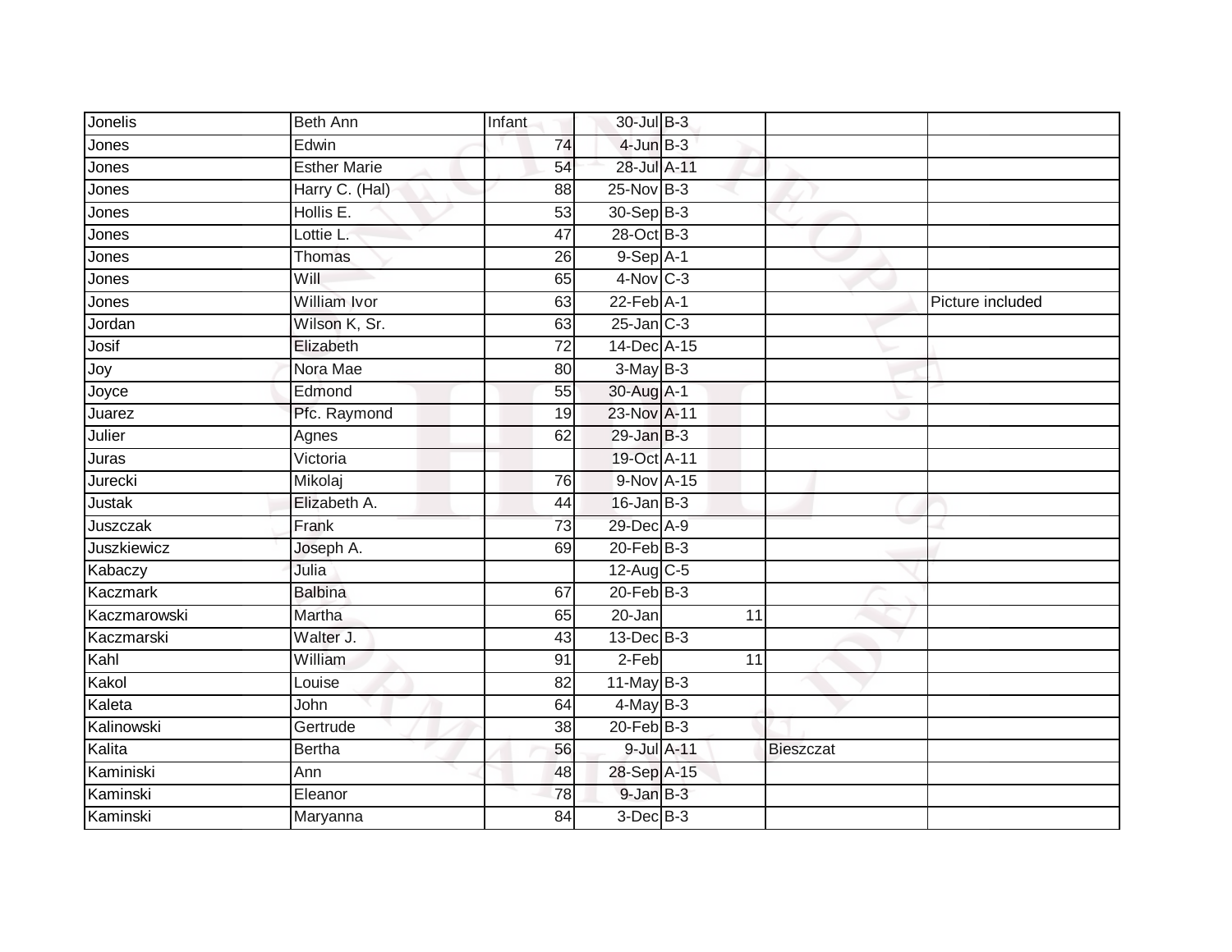| | | | | | | |
|---|---|---|---|---|---|---|
| Jonelis | Beth Ann | Infant | 30-Jul | B-3 | | |
| Jones | Edwin | 74 | 4-Jun | B-3 | | |
| Jones | Esther Marie | 54 | 28-Jul | A-11 | | |
| Jones | Harry C. (Hal) | 88 | 25-Nov | B-3 | | |
| Jones | Hollis E. | 53 | 30-Sep | B-3 | | |
| Jones | Lottie L. | 47 | 28-Oct | B-3 | | |
| Jones | Thomas | 26 | 9-Sep | A-1 | | |
| Jones | Will | 65 | 4-Nov | C-3 | | |
| Jones | William Ivor | 63 | 22-Feb | A-1 | | Picture included |
| Jordan | Wilson K, Sr. | 63 | 25-Jan | C-3 | | |
| Josif | Elizabeth | 72 | 14-Dec | A-15 | | |
| Joy | Nora Mae | 80 | 3-May | B-3 | | |
| Joyce | Edmond | 55 | 30-Aug | A-1 | | |
| Juarez | Pfc. Raymond | 19 | 23-Nov | A-11 | | |
| Julier | Agnes | 62 | 29-Jan | B-3 | | |
| Juras | Victoria | | 19-Oct | A-11 | | |
| Jurecki | Mikolaj | 76 | 9-Nov | A-15 | | |
| Justak | Elizabeth A. | 44 | 16-Jan | B-3 | | |
| Juszczak | Frank | 73 | 29-Dec | A-9 | | |
| Juszkiewicz | Joseph A. | 69 | 20-Feb | B-3 | | |
| Kabaczy | Julia | | 12-Aug | C-5 | | |
| Kaczmark | Balbina | 67 | 20-Feb | B-3 | | |
| Kaczmarowski | Martha | 65 | 20-Jan | 11 | | |
| Kaczmarski | Walter J. | 43 | 13-Dec | B-3 | | |
| Kahl | William | 91 | 2-Feb | 11 | | |
| Kakol | Louise | 82 | 11-May | B-3 | | |
| Kaleta | John | 64 | 4-May | B-3 | | |
| Kalinowski | Gertrude | 38 | 20-Feb | B-3 | | |
| Kalita | Bertha | 56 | 9-Jul | A-11 | Bieszczat | |
| Kaminiski | Ann | 48 | 28-Sep | A-15 | | |
| Kaminski | Eleanor | 78 | 9-Jan | B-3 | | |
| Kaminski | Maryanna | 84 | 3-Dec | B-3 | | |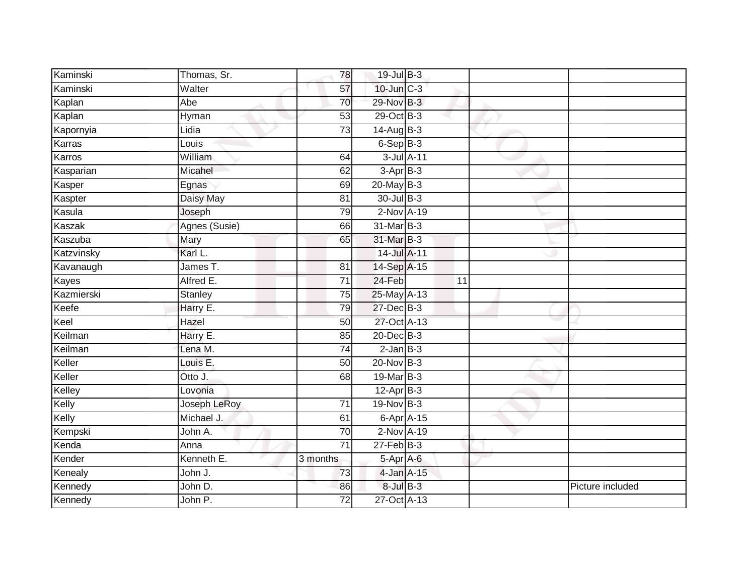| | | | | | | |
|---|---|---|---|---|---|---|
| Kaminski | Thomas, Sr. | 78 | 19-Jul | B-3 | | |
| Kaminski | Walter | 57 | 10-Jun | C-3 | | |
| Kaplan | Abe | 70 | 29-Nov | B-3 | | |
| Kaplan | Hyman | 53 | 29-Oct | B-3 | | |
| Kapornyia | Lidia | 73 | 14-Aug | B-3 | | |
| Karras | Louis | | 6-Sep | B-3 | | |
| Karros | William | 64 | 3-Jul | A-11 | | |
| Kasparian | Micahel | 62 | 3-Apr | B-3 | | |
| Kasper | Egnas | 69 | 20-May | B-3 | | |
| Kaspter | Daisy May | 81 | 30-Jul | B-3 | | |
| Kasula | Joseph | 79 | 2-Nov | A-19 | | |
| Kaszak | Agnes (Susie) | 66 | 31-Mar | B-3 | | |
| Kaszuba | Mary | 65 | 31-Mar | B-3 | | |
| Katzvinsky | Karl L. | | 14-Jul | A-11 | | |
| Kavanaugh | James T. | 81 | 14-Sep | A-15 | | |
| Kayes | Alfred E. | 71 | 24-Feb | 11 | | |
| Kazmierski | Stanley | 75 | 25-May | A-13 | | |
| Keefe | Harry E. | 79 | 27-Dec | B-3 | | |
| Keel | Hazel | 50 | 27-Oct | A-13 | | |
| Keilman | Harry E. | 85 | 20-Dec | B-3 | | |
| Keilman | Lena M. | 74 | 2-Jan | B-3 | | |
| Keller | Louis E. | 50 | 20-Nov | B-3 | | |
| Keller | Otto J. | 68 | 19-Mar | B-3 | | |
| Kelley | Lovonia | | 12-Apr | B-3 | | |
| Kelly | Joseph LeRoy | 71 | 19-Nov | B-3 | | |
| Kelly | Michael J. | 61 | 6-Apr | A-15 | | |
| Kempski | John A. | 70 | 2-Nov | A-19 | | |
| Kenda | Anna | 71 | 27-Feb | B-3 | | |
| Kender | Kenneth E. | 3 months | 5-Apr | A-6 | | |
| Kenealy | John J. | 73 | 4-Jan | A-15 | | |
| Kennedy | John D. | 86 | 8-Jul | B-3 | | Picture included |
| Kennedy | John P. | 72 | 27-Oct | A-13 | | |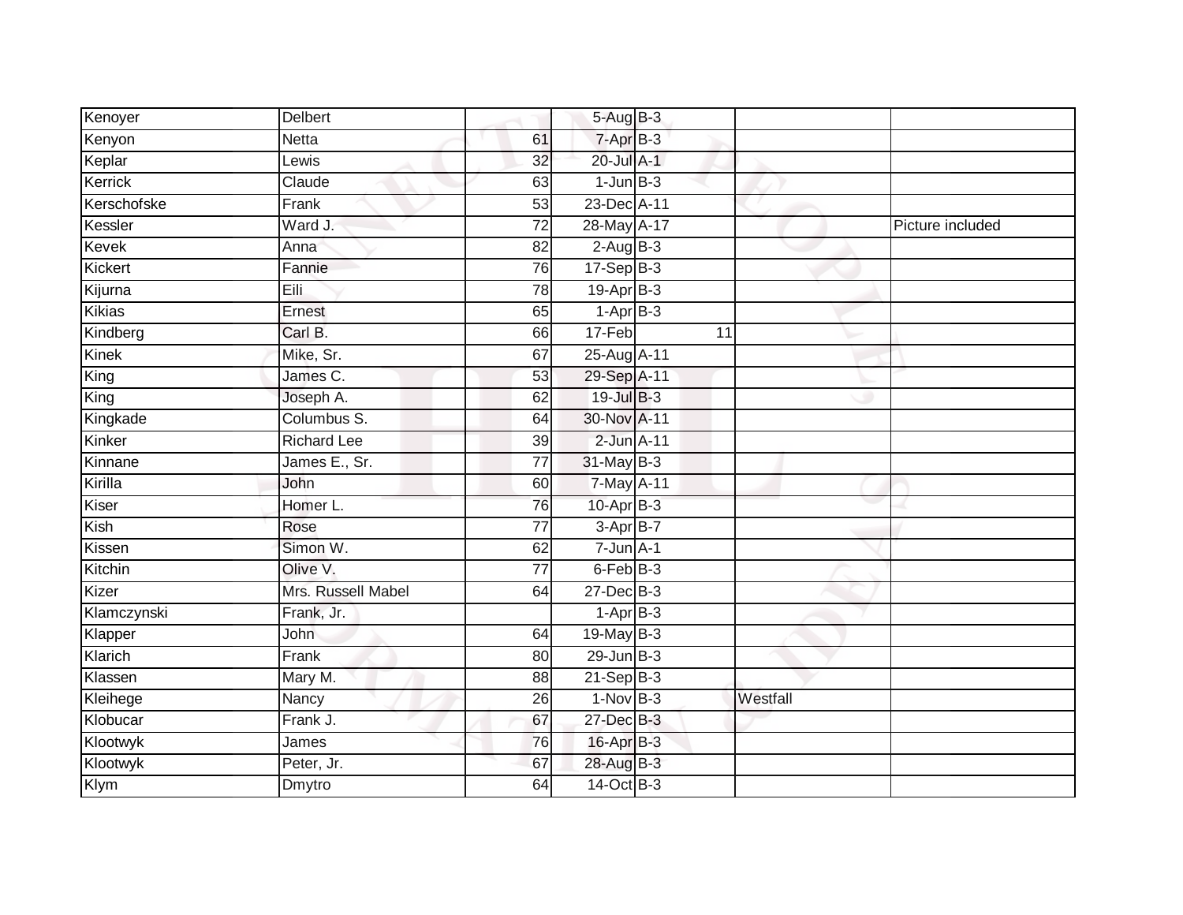| Kenoyer | Delbert | | 5-Aug | B-3 | | |
|---|---|---|---|---|---|---|
| Kenyon | Netta | 61 | 7-Apr | B-3 | | |
| Keplar | Lewis | 32 | 20-Jul | A-1 | | |
| Kerrick | Claude | 63 | 1-Jun | B-3 | | |
| Kerschofske | Frank | 53 | 23-Dec | A-11 | | |
| Kessler | Ward J. | 72 | 28-May | A-17 | | Picture included |
| Kevek | Anna | 82 | 2-Aug | B-3 | | |
| Kickert | Fannie | 76 | 17-Sep | B-3 | | |
| Kijurna | Eili | 78 | 19-Apr | B-3 | | |
| Kikias | Ernest | 65 | 1-Apr | B-3 | | |
| Kindberg | Carl B. | 66 | 17-Feb | 11 | | |
| Kinek | Mike, Sr. | 67 | 25-Aug | A-11 | | |
| King | James C. | 53 | 29-Sep | A-11 | | |
| King | Joseph A. | 62 | 19-Jul | B-3 | | |
| Kingkade | Columbus S. | 64 | 30-Nov | A-11 | | |
| Kinker | Richard Lee | 39 | 2-Jun | A-11 | | |
| Kinnane | James E., Sr. | 77 | 31-May | B-3 | | |
| Kirilla | John | 60 | 7-May | A-11 | | |
| Kiser | Homer L. | 76 | 10-Apr | B-3 | | |
| Kish | Rose | 77 | 3-Apr | B-7 | | |
| Kissen | Simon W. | 62 | 7-Jun | A-1 | | |
| Kitchin | Olive V. | 77 | 6-Feb | B-3 | | |
| Kizer | Mrs. Russell Mabel | 64 | 27-Dec | B-3 | | |
| Klamczynski | Frank, Jr. | | 1-Apr | B-3 | | |
| Klapper | John | 64 | 19-May | B-3 | | |
| Klarich | Frank | 80 | 29-Jun | B-3 | | |
| Klassen | Mary M. | 88 | 21-Sep | B-3 | | |
| Kleihege | Nancy | 26 | 1-Nov | B-3 | Westfall | |
| Klobucar | Frank J. | 67 | 27-Dec | B-3 | | |
| Klootwyk | James | 76 | 16-Apr | B-3 | | |
| Klootwyk | Peter, Jr. | 67 | 28-Aug | B-3 | | |
| Klym | Dmytro | 64 | 14-Oct | B-3 | | |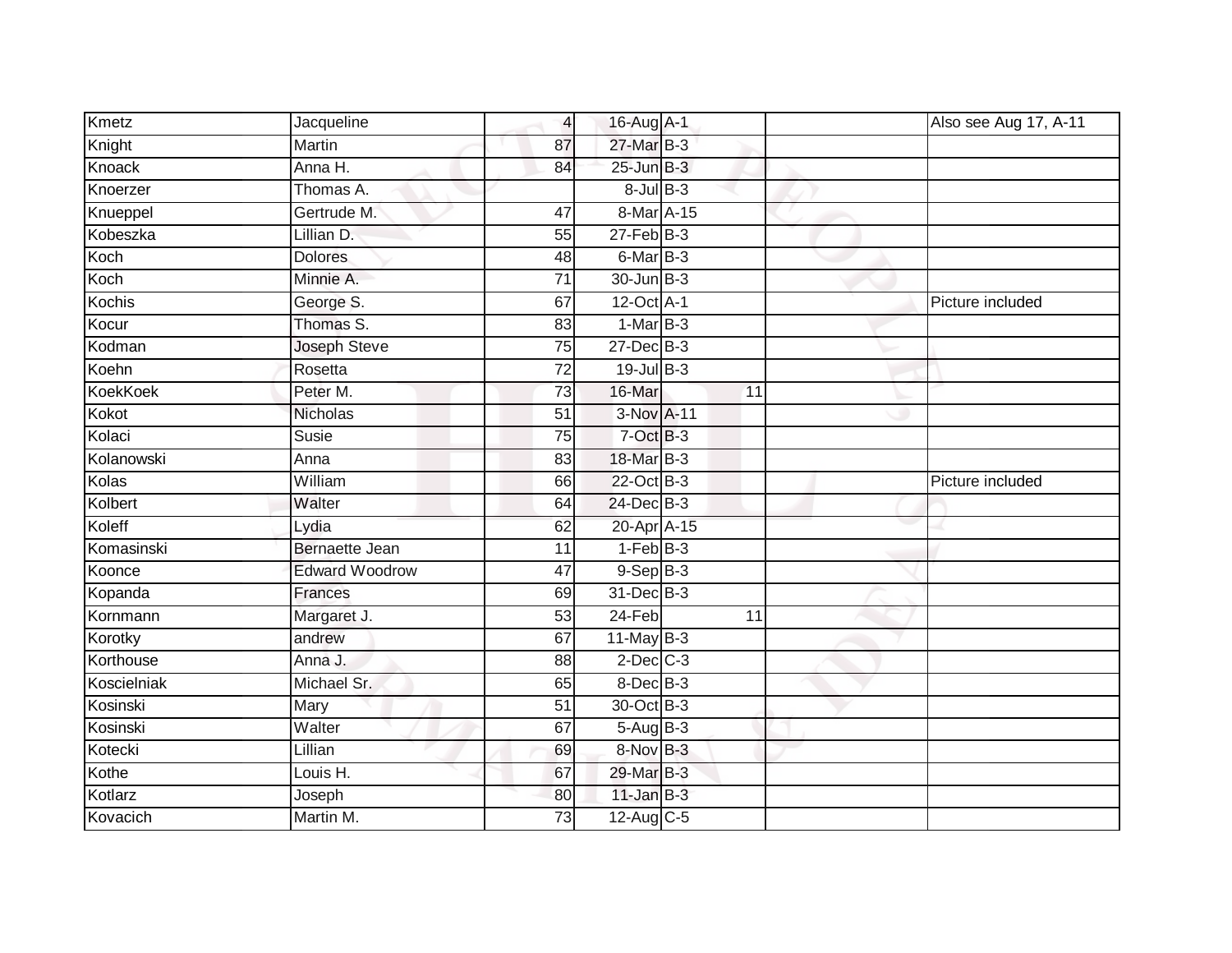| | | | | | | | |
|---|---|---|---|---|---|---|---|
| Kmetz | Jacqueline | 4 | 16-Aug | A-1 | | | Also see Aug 17, A-11 |
| Knight | Martin | 87 | 27-Mar | B-3 | | | |
| Knoack | Anna H. | 84 | 25-Jun | B-3 | | | |
| Knoerzer | Thomas A. | | 8-Jul | B-3 | | | |
| Knueppel | Gertrude M. | 47 | 8-Mar | A-15 | | | |
| Kobeszka | Lillian D. | 55 | 27-Feb | B-3 | | | |
| Koch | Dolores | 48 | 6-Mar | B-3 | | | |
| Koch | Minnie A. | 71 | 30-Jun | B-3 | | | |
| Kochis | George S. | 67 | 12-Oct | A-1 | | | Picture included |
| Kocur | Thomas S. | 83 | 1-Mar | B-3 | | | |
| Kodman | Joseph Steve | 75 | 27-Dec | B-3 | | | |
| Koehn | Rosetta | 72 | 19-Jul | B-3 | | | |
| KoekKoek | Peter M. | 73 | 16-Mar | | 11 | | |
| Kokot | Nicholas | 51 | 3-Nov | A-11 | | | |
| Kolaci | Susie | 75 | 7-Oct | B-3 | | | |
| Kolanowski | Anna | 83 | 18-Mar | B-3 | | | |
| Kolas | William | 66 | 22-Oct | B-3 | | | Picture included |
| Kolbert | Walter | 64 | 24-Dec | B-3 | | | |
| Koleff | Lydia | 62 | 20-Apr | A-15 | | | |
| Komasinski | Bernaette Jean | 11 | 1-Feb | B-3 | | | |
| Koonce | Edward Woodrow | 47 | 9-Sep | B-3 | | | |
| Kopanda | Frances | 69 | 31-Dec | B-3 | | | |
| Kornmann | Margaret J. | 53 | 24-Feb | | 11 | | |
| Korotky | andrew | 67 | 11-May | B-3 | | | |
| Korthouse | Anna J. | 88 | 2-Dec | C-3 | | | |
| Koscielniak | Michael Sr. | 65 | 8-Dec | B-3 | | | |
| Kosinski | Mary | 51 | 30-Oct | B-3 | | | |
| Kosinski | Walter | 67 | 5-Aug | B-3 | | | |
| Kotecki | Lillian | 69 | 8-Nov | B-3 | | | |
| Kothe | Louis H. | 67 | 29-Mar | B-3 | | | |
| Kotlarz | Joseph | 80 | 11-Jan | B-3 | | | |
| Kovacich | Martin M. | 73 | 12-Aug | C-5 | | | |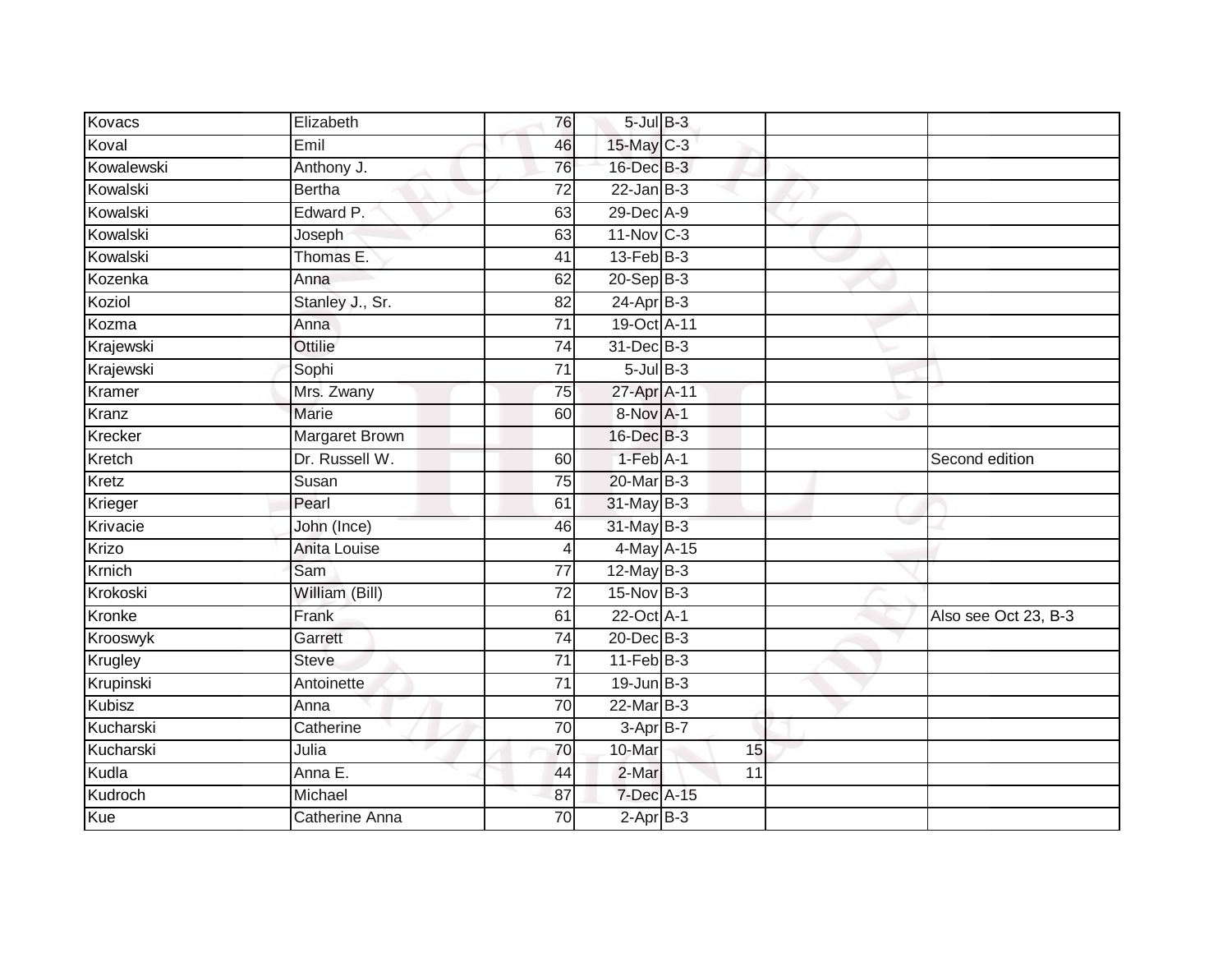| | | | | | | |
|---|---|---|---|---|---|---|
| Kovacs | Elizabeth | 76 | 5-Jul | B-3 | | |
| Koval | Emil | 46 | 15-May | C-3 | | |
| Kowalewski | Anthony J. | 76 | 16-Dec | B-3 | | |
| Kowalski | Bertha | 72 | 22-Jan | B-3 | | |
| Kowalski | Edward P. | 63 | 29-Dec | A-9 | | |
| Kowalski | Joseph | 63 | 11-Nov | C-3 | | |
| Kowalski | Thomas E. | 41 | 13-Feb | B-3 | | |
| Kozenka | Anna | 62 | 20-Sep | B-3 | | |
| Koziol | Stanley J., Sr. | 82 | 24-Apr | B-3 | | |
| Kozma | Anna | 71 | 19-Oct | A-11 | | |
| Krajewski | Ottilie | 74 | 31-Dec | B-3 | | |
| Krajewski | Sophi | 71 | 5-Jul | B-3 | | |
| Kramer | Mrs. Zwany | 75 | 27-Apr | A-11 | | |
| Kranz | Marie | 60 | 8-Nov | A-1 | | |
| Krecker | Margaret Brown | | 16-Dec | B-3 | | |
| Kretch | Dr. Russell W. | 60 | 1-Feb | A-1 | | Second edition |
| Kretz | Susan | 75 | 20-Mar | B-3 | | |
| Krieger | Pearl | 61 | 31-May | B-3 | | |
| Krivacie | John (Ince) | 46 | 31-May | B-3 | | |
| Krizo | Anita Louise | 4 | 4-May | A-15 | | |
| Krnich | Sam | 77 | 12-May | B-3 | | |
| Krokoski | William (Bill) | 72 | 15-Nov | B-3 | | |
| Kronke | Frank | 61 | 22-Oct | A-1 | | Also see Oct 23, B-3 |
| Krooswyk | Garrett | 74 | 20-Dec | B-3 | | |
| Krugley | Steve | 71 | 11-Feb | B-3 | | |
| Krupinski | Antoinette | 71 | 19-Jun | B-3 | | |
| Kubisz | Anna | 70 | 22-Mar | B-3 | | |
| Kucharski | Catherine | 70 | 3-Apr | B-7 | | |
| Kucharski | Julia | 70 | 10-Mar | 15 | | |
| Kudla | Anna E. | 44 | 2-Mar | 11 | | |
| Kudroch | Michael | 87 | 7-Dec | A-15 | | |
| Kue | Catherine Anna | 70 | 2-Apr | B-3 | | |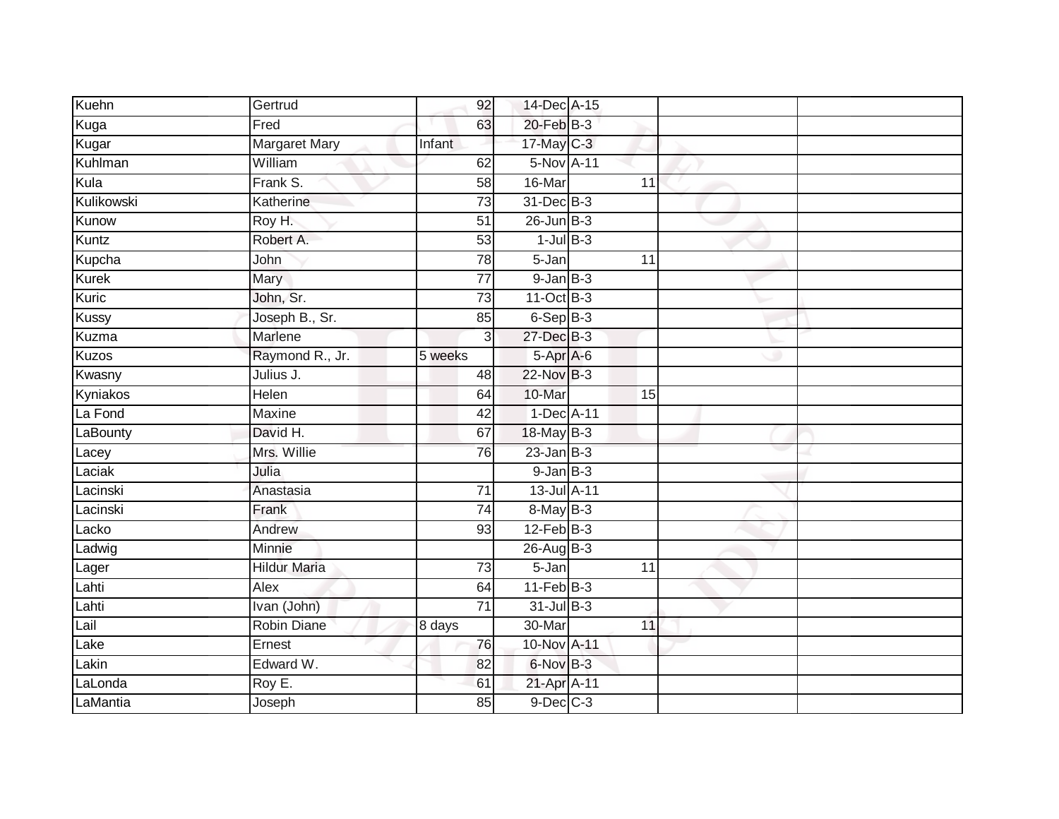| Kuehn | Gertrud | 92 | 14-Dec | A-15 | | | |
|---|---|---|---|---|---|---|---|
| Kuga | Fred | 63 | 20-Feb | B-3 | | | |
| Kugar | Margaret Mary | Infant | 17-May | C-3 | | | |
| Kuhlman | William | 62 | 5-Nov | A-11 | | | |
| Kula | Frank S. | 58 | 16-Mar | | 11 | | |
| Kulikowski | Katherine | 73 | 31-Dec | B-3 | | | |
| Kunow | Roy H. | 51 | 26-Jun | B-3 | | | |
| Kuntz | Robert A. | 53 | 1-Jul | B-3 | | | |
| Kupcha | John | 78 | 5-Jan | | 11 | | |
| Kurek | Mary | 77 | 9-Jan | B-3 | | | |
| Kuric | John, Sr. | 73 | 11-Oct | B-3 | | | |
| Kussy | Joseph B., Sr. | 85 | 6-Sep | B-3 | | | |
| Kuzma | Marlene | 3 | 27-Dec | B-3 | | | |
| Kuzos | Raymond R., Jr. | 5 weeks | 5-Apr | A-6 | | | |
| Kwasny | Julius J. | 48 | 22-Nov | B-3 | | | |
| Kyniakos | Helen | 64 | 10-Mar | | 15 | | |
| La Fond | Maxine | 42 | 1-Dec | A-11 | | | |
| LaBounty | David H. | 67 | 18-May | B-3 | | | |
| Lacey | Mrs. Willie | 76 | 23-Jan | B-3 | | | |
| Laciak | Julia | | 9-Jan | B-3 | | | |
| Lacinski | Anastasia | 71 | 13-Jul | A-11 | | | |
| Lacinski | Frank | 74 | 8-May | B-3 | | | |
| Lacko | Andrew | 93 | 12-Feb | B-3 | | | |
| Ladwig | Minnie | | 26-Aug | B-3 | | | |
| Lager | Hildur Maria | 73 | 5-Jan | | 11 | | |
| Lahti | Alex | 64 | 11-Feb | B-3 | | | |
| Lahti | Ivan (John) | 71 | 31-Jul | B-3 | | | |
| Lail | Robin Diane | 8 days | 30-Mar | | 11 | | |
| Lake | Ernest | 76 | 10-Nov | A-11 | | | |
| Lakin | Edward W. | 82 | 6-Nov | B-3 | | | |
| LaLonda | Roy E. | 61 | 21-Apr | A-11 | | | |
| LaMantia | Joseph | 85 | 9-Dec | C-3 | | | |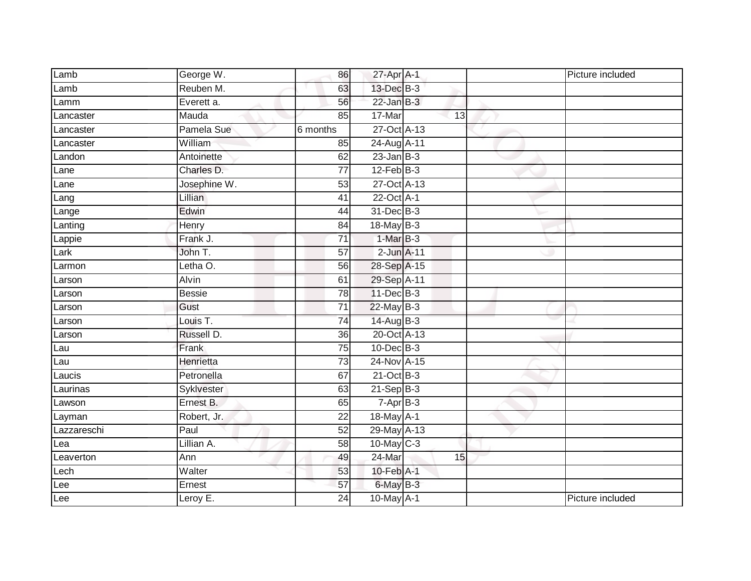| | | | | | | |
|---|---|---|---|---|---|---|
| Lamb | George W. | 86 | 27-Apr | A-1 | | Picture included |
| Lamb | Reuben M. | 63 | 13-Dec | B-3 | | |
| Lamm | Everett a. | 56 | 22-Jan | B-3 | | |
| Lancaster | Mauda | 85 | 17-Mar | 13 | | |
| Lancaster | Pamela Sue | 6 months | 27-Oct | A-13 | | |
| Lancaster | William | 85 | 24-Aug | A-11 | | |
| Landon | Antoinette | 62 | 23-Jan | B-3 | | |
| Lane | Charles D. | 77 | 12-Feb | B-3 | | |
| Lane | Josephine W. | 53 | 27-Oct | A-13 | | |
| Lang | Lillian | 41 | 22-Oct | A-1 | | |
| Lange | Edwin | 44 | 31-Dec | B-3 | | |
| Lanting | Henry | 84 | 18-May | B-3 | | |
| Lappie | Frank J. | 71 | 1-Mar | B-3 | | |
| Lark | John T. | 57 | 2-Jun | A-11 | | |
| Larmon | Letha O. | 56 | 28-Sep | A-15 | | |
| Larson | Alvin | 61 | 29-Sep | A-11 | | |
| Larson | Bessie | 78 | 11-Dec | B-3 | | |
| Larson | Gust | 71 | 22-May | B-3 | | |
| Larson | Louis T. | 74 | 14-Aug | B-3 | | |
| Larson | Russell D. | 36 | 20-Oct | A-13 | | |
| Lau | Frank | 75 | 10-Dec | B-3 | | |
| Lau | Henrietta | 73 | 24-Nov | A-15 | | |
| Laucis | Petronella | 67 | 21-Oct | B-3 | | |
| Laurinas | Syklvester | 63 | 21-Sep | B-3 | | |
| Lawson | Ernest B. | 65 | 7-Apr | B-3 | | |
| Layman | Robert, Jr. | 22 | 18-May | A-1 | | |
| Lazzareschi | Paul | 52 | 29-May | A-13 | | |
| Lea | Lillian A. | 58 | 10-May | C-3 | | |
| Leaverton | Ann | 49 | 24-Mar | 15 | | |
| Lech | Walter | 53 | 10-Feb | A-1 | | |
| Lee | Ernest | 57 | 6-May | B-3 | | |
| Lee | Leroy E. | 24 | 10-May | A-1 | | Picture included |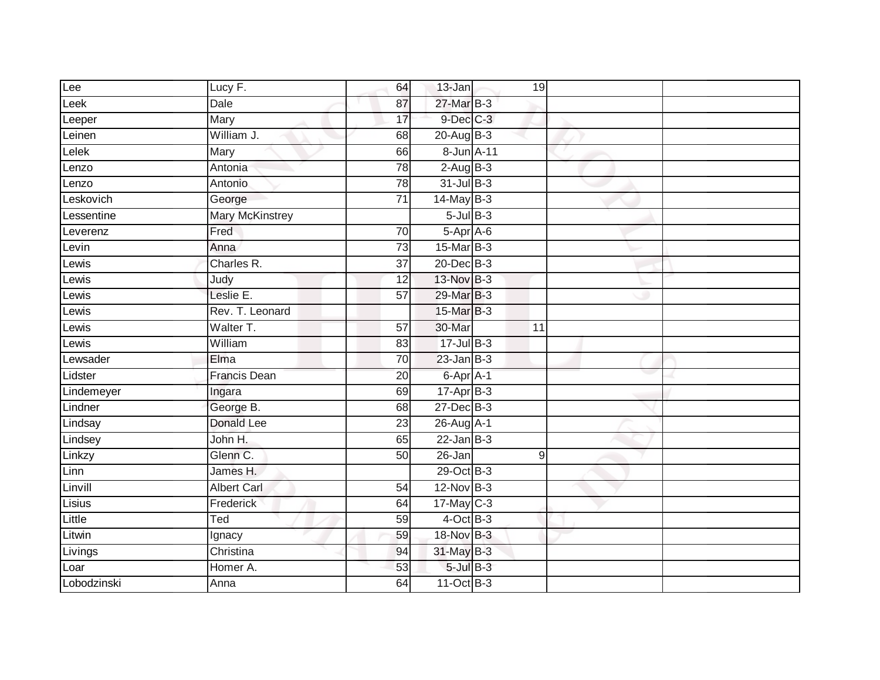| Lee | Lucy F. | 64 | 13-Jan | 19 | | |
|---|---|---|---|---|---|---|
| Leek | Dale | 87 | 27-Mar | B-3 | | |
| Leeper | Mary | 17 | 9-Dec | C-3 | | |
| Leinen | William J. | 68 | 20-Aug | B-3 | | |
| Lelek | Mary | 66 | 8-Jun | A-11 | | |
| Lenzo | Antonia | 78 | 2-Aug | B-3 | | |
| Lenzo | Antonio | 78 | 31-Jul | B-3 | | |
| Leskovich | George | 71 | 14-May | B-3 | | |
| Lessentine | Mary McKinstrey | | 5-Jul | B-3 | | |
| Leverenz | Fred | 70 | 5-Apr | A-6 | | |
| Levin | Anna | 73 | 15-Mar | B-3 | | |
| Lewis | Charles R. | 37 | 20-Dec | B-3 | | |
| Lewis | Judy | 12 | 13-Nov | B-3 | | |
| Lewis | Leslie E. | 57 | 29-Mar | B-3 | | |
| Lewis | Rev. T. Leonard | | 15-Mar | B-3 | | |
| Lewis | Walter T. | 57 | 30-Mar | 11 | | |
| Lewis | William | 83 | 17-Jul | B-3 | | |
| Lewsader | Elma | 70 | 23-Jan | B-3 | | |
| Lidster | Francis Dean | 20 | 6-Apr | A-1 | | |
| Lindemeyer | Ingara | 69 | 17-Apr | B-3 | | |
| Lindner | George B. | 68 | 27-Dec | B-3 | | |
| Lindsay | Donald Lee | 23 | 26-Aug | A-1 | | |
| Lindsey | John H. | 65 | 22-Jan | B-3 | | |
| Linkzy | Glenn C. | 50 | 26-Jan | 9 | | |
| Linn | James H. | | 29-Oct | B-3 | | |
| Linvill | Albert Carl | 54 | 12-Nov | B-3 | | |
| Lisius | Frederick | 64 | 17-May | C-3 | | |
| Little | Ted | 59 | 4-Oct | B-3 | | |
| Litwin | Ignacy | 59 | 18-Nov | B-3 | | |
| Livings | Christina | 94 | 31-May | B-3 | | |
| Loar | Homer A. | 53 | 5-Jul | B-3 | | |
| Lobodzinski | Anna | 64 | 11-Oct | B-3 | | |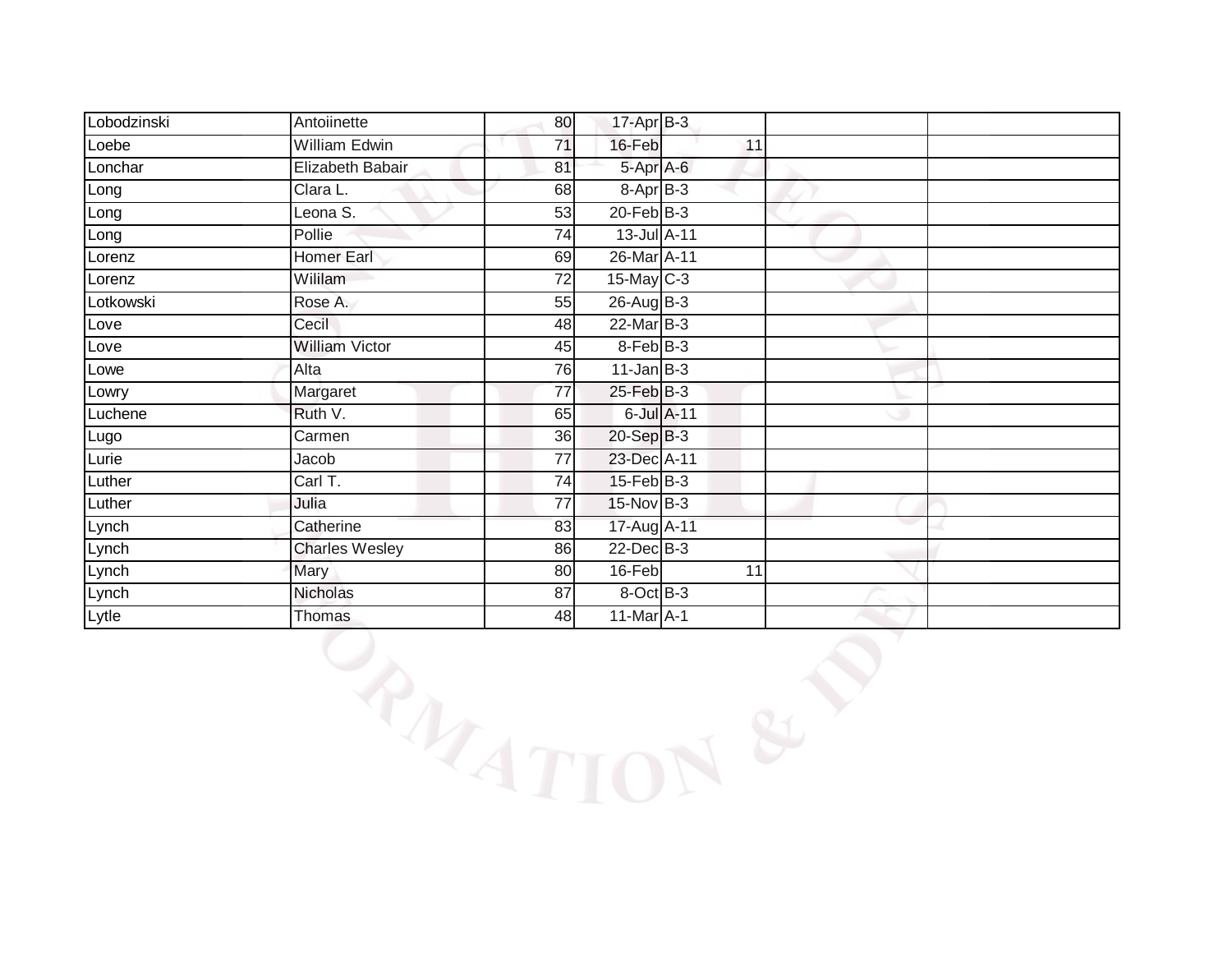| Lobodzinski | Antoiinette | 80 | 17-Apr | B-3 | | |
|---|---|---|---|---|---|---|
| Loebe | William Edwin | 71 | 16-Feb | 11 | | |
| Lonchar | Elizabeth Babair | 81 | 5-Apr | A-6 | | |
| Long | Clara L. | 68 | 8-Apr | B-3 | | |
| Long | Leona S. | 53 | 20-Feb | B-3 | | |
| Long | Pollie | 74 | 13-Jul | A-11 | | |
| Lorenz | Homer Earl | 69 | 26-Mar | A-11 | | |
| Lorenz | Wililam | 72 | 15-May | C-3 | | |
| Lotkowski | Rose A. | 55 | 26-Aug | B-3 | | |
| Love | Cecil | 48 | 22-Mar | B-3 | | |
| Love | William Victor | 45 | 8-Feb | B-3 | | |
| Lowe | Alta | 76 | 11-Jan | B-3 | | |
| Lowry | Margaret | 77 | 25-Feb | B-3 | | |
| Luchene | Ruth V. | 65 | 6-Jul | A-11 | | |
| Lugo | Carmen | 36 | 20-Sep | B-3 | | |
| Lurie | Jacob | 77 | 23-Dec | A-11 | | |
| Luther | Carl T. | 74 | 15-Feb | B-3 | | |
| Luther | Julia | 77 | 15-Nov | B-3 | | |
| Lynch | Catherine | 83 | 17-Aug | A-11 | | |
| Lynch | Charles Wesley | 86 | 22-Dec | B-3 | | |
| Lynch | Mary | 80 | 16-Feb | 11 | | |
| Lynch | Nicholas | 87 | 8-Oct | B-3 | | |
| Lytle | Thomas | 48 | 11-Mar | A-1 | | |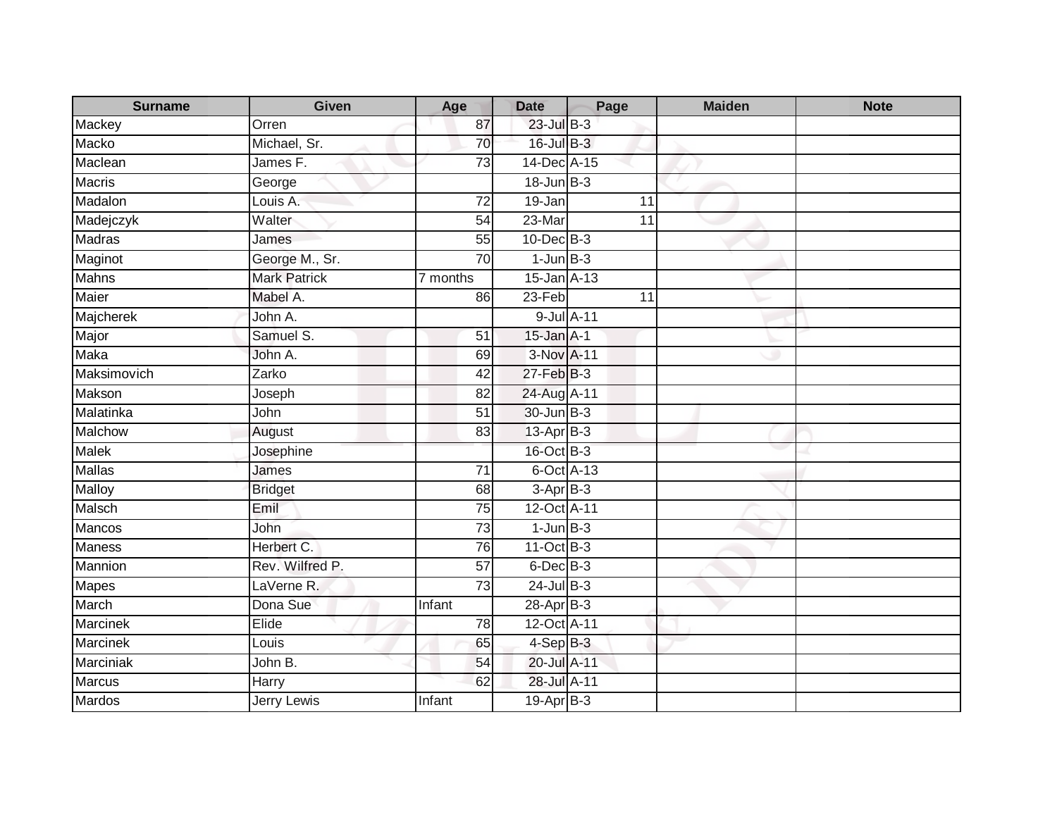| Surname | Given | Age | Date | Page | Maiden | Note |
|---|---|---|---|---|---|---|
| Mackey | Orren | 87 | 23-Jul | B-3 | | |
| Macko | Michael, Sr. | 70 | 16-Jul | B-3 | | |
| Maclean | James F. | 73 | 14-Dec | A-15 | | |
| Macris | George | | 18-Jun | B-3 | | |
| Madalon | Louis A. | 72 | 19-Jan | 11 | | |
| Madejczyk | Walter | 54 | 23-Mar | 11 | | |
| Madras | James | 55 | 10-Dec | B-3 | | |
| Maginot | George M., Sr. | 70 | 1-Jun | B-3 | | |
| Mahns | Mark Patrick | 7 months | 15-Jan | A-13 | | |
| Maier | Mabel A. | 86 | 23-Feb | 11 | | |
| Majcherek | John A. | | 9-Jul | A-11 | | |
| Major | Samuel S. | 51 | 15-Jan | A-1 | | |
| Maka | John A. | 69 | 3-Nov | A-11 | | |
| Maksimovich | Zarko | 42 | 27-Feb | B-3 | | |
| Makson | Joseph | 82 | 24-Aug | A-11 | | |
| Malatinka | John | 51 | 30-Jun | B-3 | | |
| Malchow | August | 83 | 13-Apr | B-3 | | |
| Malek | Josephine | | 16-Oct | B-3 | | |
| Mallas | James | 71 | 6-Oct | A-13 | | |
| Malloy | Bridget | 68 | 3-Apr | B-3 | | |
| Malsch | Emil | 75 | 12-Oct | A-11 | | |
| Mancos | John | 73 | 1-Jun | B-3 | | |
| Maness | Herbert C. | 76 | 11-Oct | B-3 | | |
| Mannion | Rev. Wilfred P. | 57 | 6-Dec | B-3 | | |
| Mapes | LaVerne R. | 73 | 24-Jul | B-3 | | |
| March | Dona Sue | Infant | 28-Apr | B-3 | | |
| Marcinek | Elide | 78 | 12-Oct | A-11 | | |
| Marcinek | Louis | 65 | 4-Sep | B-3 | | |
| Marciniak | John B. | 54 | 20-Jul | A-11 | | |
| Marcus | Harry | 62 | 28-Jul | A-11 | | |
| Mardos | Jerry Lewis | Infant | 19-Apr | B-3 | | |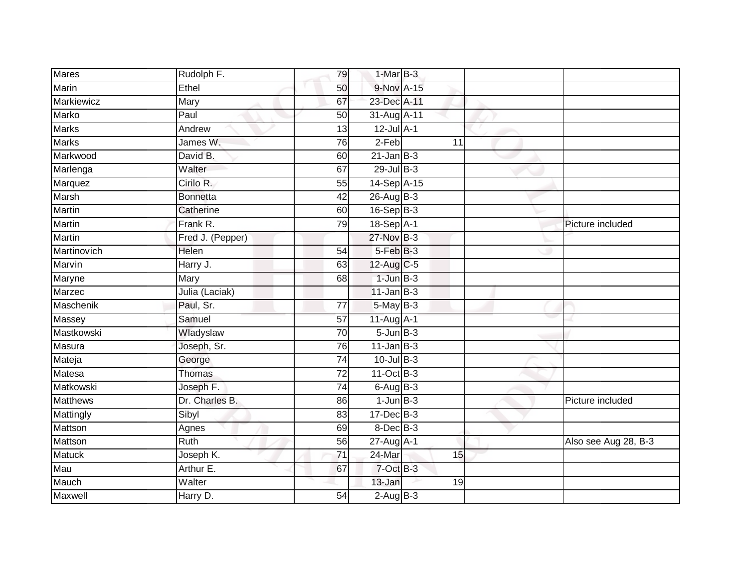| Mares | Rudolph F. | 79 | 1-Mar | B-3 | | |
|---|---|---|---|---|---|---|
| Marin | Ethel | 50 | 9-Nov | A-15 | | |
| Markiewicz | Mary | 67 | 23-Dec | A-11 | | |
| Marko | Paul | 50 | 31-Aug | A-11 | | |
| Marks | Andrew | 13 | 12-Jul | A-1 | | |
| Marks | James W. | 76 | 2-Feb | 11 | | |
| Markwood | David B. | 60 | 21-Jan | B-3 | | |
| Marlenga | Walter | 67 | 29-Jul | B-3 | | |
| Marquez | Cirilo R. | 55 | 14-Sep | A-15 | | |
| Marsh | Bonnetta | 42 | 26-Aug | B-3 | | |
| Martin | Catherine | 60 | 16-Sep | B-3 | | |
| Martin | Frank R. | 79 | 18-Sep | A-1 | | Picture included |
| Martin | Fred J. (Pepper) | | 27-Nov | B-3 | | |
| Martinovich | Helen | 54 | 5-Feb | B-3 | | |
| Marvin | Harry J. | 63 | 12-Aug | C-5 | | |
| Maryne | Mary | 68 | 1-Jun | B-3 | | |
| Marzec | Julia (Laciak) | | 11-Jan | B-3 | | |
| Maschenik | Paul, Sr. | 77 | 5-May | B-3 | | |
| Massey | Samuel | 57 | 11-Aug | A-1 | | |
| Mastkowski | Wladyslaw | 70 | 5-Jun | B-3 | | |
| Masura | Joseph, Sr. | 76 | 11-Jan | B-3 | | |
| Mateja | George | 74 | 10-Jul | B-3 | | |
| Matesa | Thomas | 72 | 11-Oct | B-3 | | |
| Matkowski | Joseph F. | 74 | 6-Aug | B-3 | | |
| Matthews | Dr. Charles B. | 86 | 1-Jun | B-3 | | Picture included |
| Mattingly | Sibyl | 83 | 17-Dec | B-3 | | |
| Mattson | Agnes | 69 | 8-Dec | B-3 | | |
| Mattson | Ruth | 56 | 27-Aug | A-1 | | Also see Aug 28, B-3 |
| Matuck | Joseph K. | 71 | 24-Mar | 15 | | |
| Mau | Arthur E. | 67 | 7-Oct | B-3 | | |
| Mauch | Walter | | 13-Jan | 19 | | |
| Maxwell | Harry D. | 54 | 2-Aug | B-3 | | |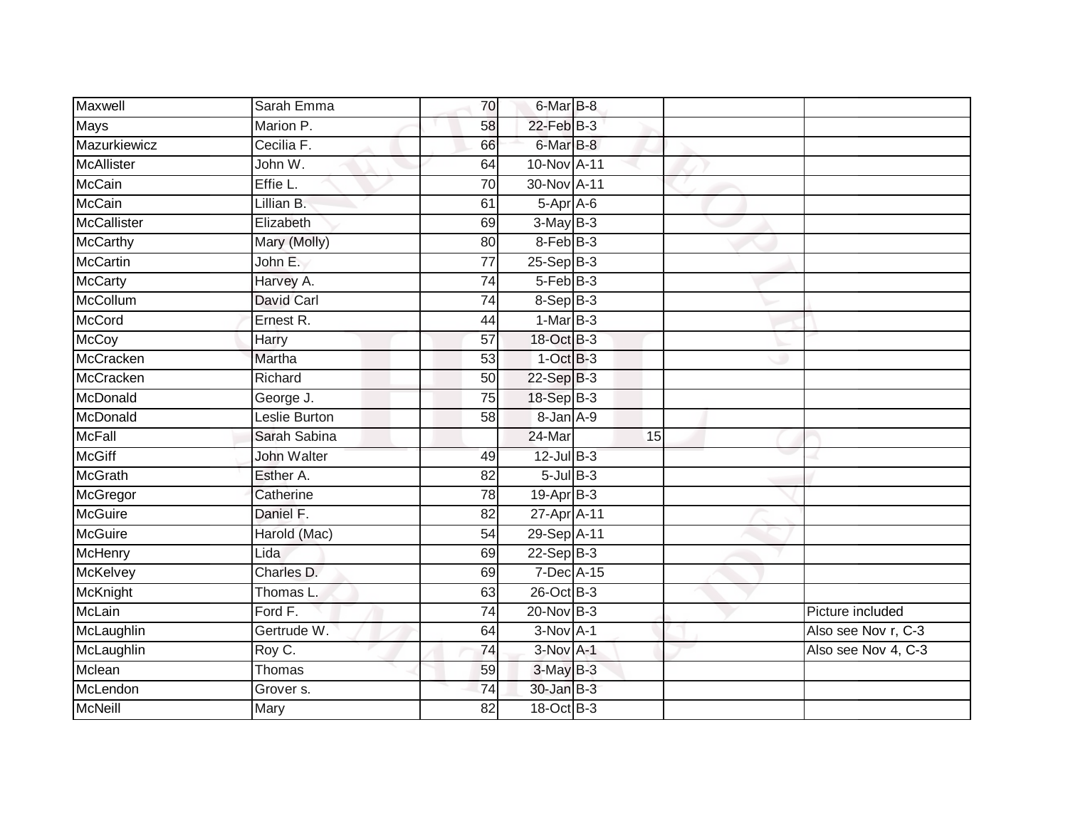| | | | | | | |
|---|---|---|---|---|---|---|
| Maxwell | Sarah Emma | 70 | 6-Mar | B-8 | | |
| Mays | Marion P. | 58 | 22-Feb | B-3 | | |
| Mazurkiewicz | Cecilia F. | 66 | 6-Mar | B-8 | | |
| McAllister | John W. | 64 | 10-Nov | A-11 | | |
| McCain | Effie L. | 70 | 30-Nov | A-11 | | |
| McCain | Lillian B. | 61 | 5-Apr | A-6 | | |
| McCallister | Elizabeth | 69 | 3-May | B-3 | | |
| McCarthy | Mary (Molly) | 80 | 8-Feb | B-3 | | |
| McCartin | John E. | 77 | 25-Sep | B-3 | | |
| McCarty | Harvey A. | 74 | 5-Feb | B-3 | | |
| McCollum | David Carl | 74 | 8-Sep | B-3 | | |
| McCord | Ernest R. | 44 | 1-Mar | B-3 | | |
| McCoy | Harry | 57 | 18-Oct | B-3 | | |
| McCracken | Martha | 53 | 1-Oct | B-3 | | |
| McCracken | Richard | 50 | 22-Sep | B-3 | | |
| McDonald | George J. | 75 | 18-Sep | B-3 | | |
| McDonald | Leslie Burton | 58 | 8-Jan | A-9 | | |
| McFall | Sarah Sabina | | 24-Mar | 15 | | |
| McGiff | John Walter | 49 | 12-Jul | B-3 | | |
| McGrath | Esther A. | 82 | 5-Jul | B-3 | | |
| McGregor | Catherine | 78 | 19-Apr | B-3 | | |
| McGuire | Daniel F. | 82 | 27-Apr | A-11 | | |
| McGuire | Harold (Mac) | 54 | 29-Sep | A-11 | | |
| McHenry | Lida | 69 | 22-Sep | B-3 | | |
| McKelvey | Charles D. | 69 | 7-Dec | A-15 | | |
| McKnight | Thomas L. | 63 | 26-Oct | B-3 | | |
| McLain | Ford F. | 74 | 20-Nov | B-3 | | Picture included |
| McLaughlin | Gertrude W. | 64 | 3-Nov | A-1 | | Also see Nov r, C-3 |
| McLaughlin | Roy C. | 74 | 3-Nov | A-1 | | Also see Nov 4, C-3 |
| Mclean | Thomas | 59 | 3-May | B-3 | | |
| McLendon | Grover s. | 74 | 30-Jan | B-3 | | |
| McNeill | Mary | 82 | 18-Oct | B-3 | | |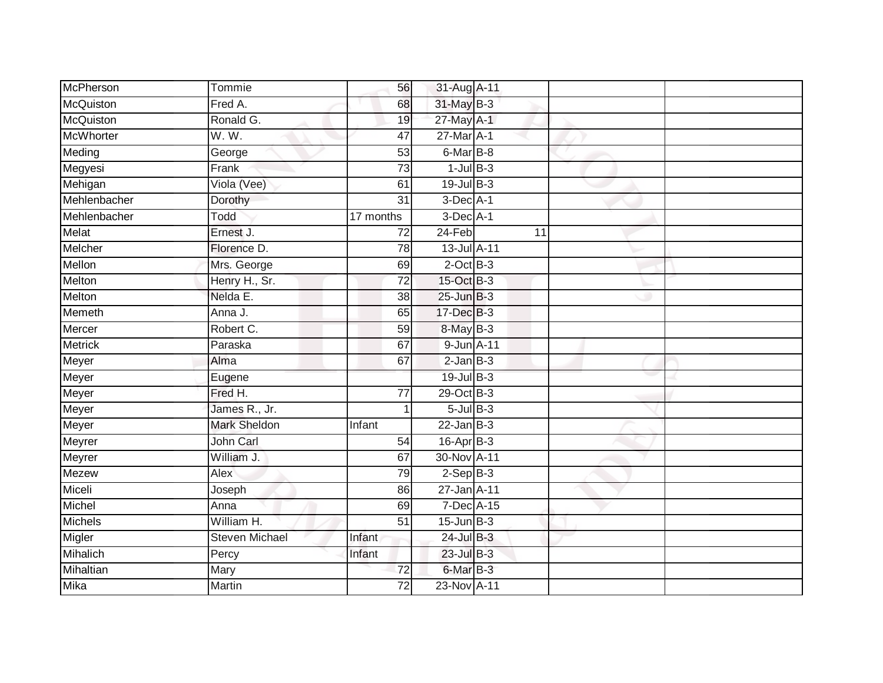| | | | | | | |
|---|---|---|---|---|---|---|
| McPherson | Tommie | 56 | 31-Aug | A-11 | | |
| McQuiston | Fred A. | 68 | 31-May | B-3 | | |
| McQuiston | Ronald G. | 19 | 27-May | A-1 | | |
| McWhorter | W. W. | 47 | 27-Mar | A-1 | | |
| Meding | George | 53 | 6-Mar | B-8 | | |
| Megyesi | Frank | 73 | 1-Jul | B-3 | | |
| Mehigan | Viola (Vee) | 61 | 19-Jul | B-3 | | |
| Mehlenbacher | Dorothy | 31 | 3-Dec | A-1 | | |
| Mehlenbacher | Todd | 17 months | 3-Dec | A-1 | | |
| Melat | Ernest J. | 72 | 24-Feb | 11 | | |
| Melcher | Florence D. | 78 | 13-Jul | A-11 | | |
| Mellon | Mrs. George | 69 | 2-Oct | B-3 | | |
| Melton | Henry H., Sr. | 72 | 15-Oct | B-3 | | |
| Melton | Nelda E. | 38 | 25-Jun | B-3 | | |
| Memeth | Anna J. | 65 | 17-Dec | B-3 | | |
| Mercer | Robert C. | 59 | 8-May | B-3 | | |
| Metrick | Paraska | 67 | 9-Jun | A-11 | | |
| Meyer | Alma | 67 | 2-Jan | B-3 | | |
| Meyer | Eugene | | 19-Jul | B-3 | | |
| Meyer | Fred H. | 77 | 29-Oct | B-3 | | |
| Meyer | James R., Jr. | 1 | 5-Jul | B-3 | | |
| Meyer | Mark Sheldon | Infant | 22-Jan | B-3 | | |
| Meyrer | John Carl | 54 | 16-Apr | B-3 | | |
| Meyrer | William J. | 67 | 30-Nov | A-11 | | |
| Mezew | Alex | 79 | 2-Sep | B-3 | | |
| Miceli | Joseph | 86 | 27-Jan | A-11 | | |
| Michel | Anna | 69 | 7-Dec | A-15 | | |
| Michels | William H. | 51 | 15-Jun | B-3 | | |
| Migler | Steven Michael | Infant | 24-Jul | B-3 | | |
| Mihalich | Percy | Infant | 23-Jul | B-3 | | |
| Mihaltian | Mary | 72 | 6-Mar | B-3 | | |
| Mika | Martin | 72 | 23-Nov | A-11 | | |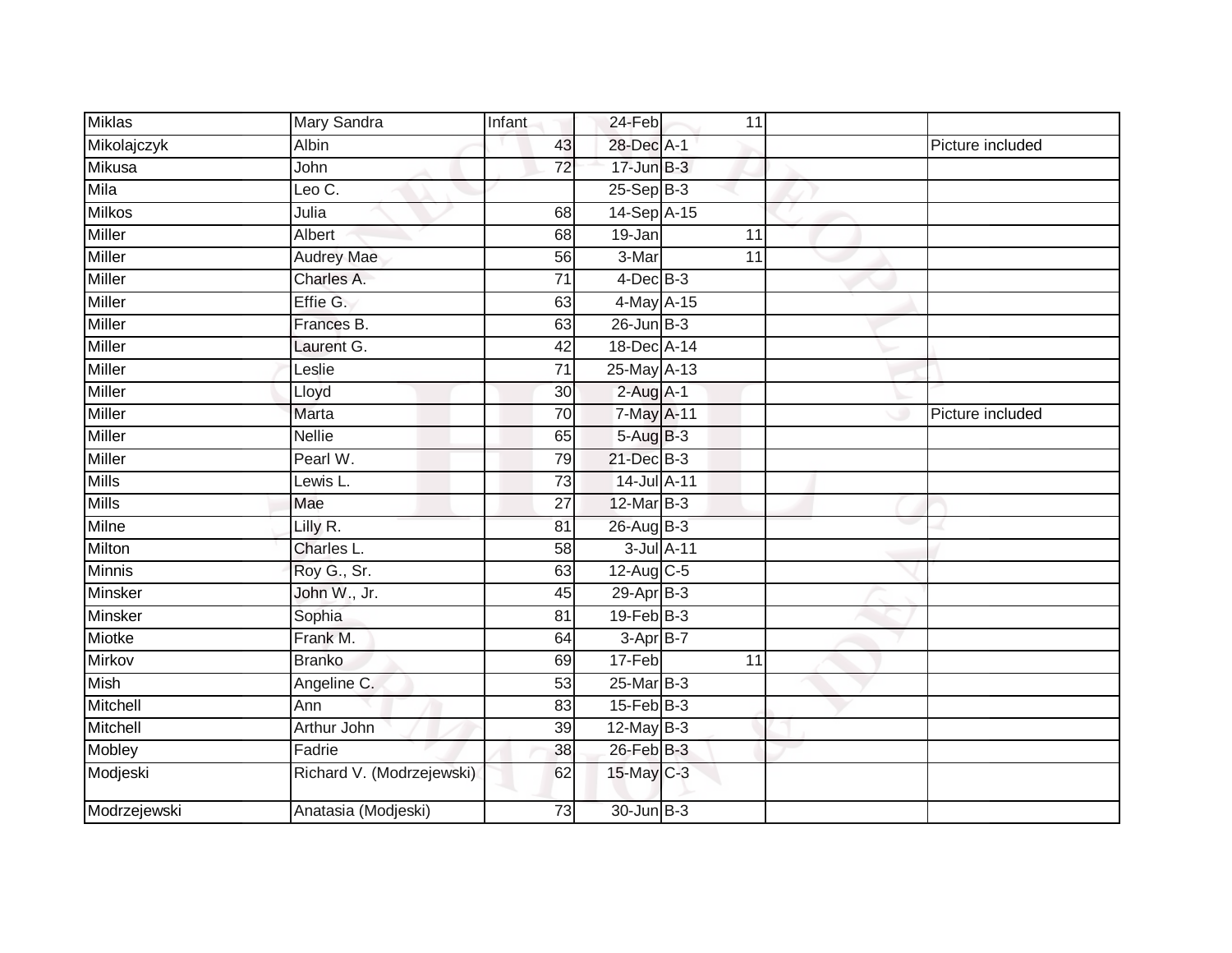| | | | | | | |
|---|---|---|---|---|---|---|
| Miklas | Mary Sandra | Infant | 24-Feb | 11 | | |
| Mikolajczyk | Albin | 43 | 28-Dec | A-1 | | Picture included |
| Mikusa | John | 72 | 17-Jun | B-3 | | |
| Mila | Leo C. | | 25-Sep | B-3 | | |
| Milkos | Julia | 68 | 14-Sep | A-15 | | |
| Miller | Albert | 68 | 19-Jan | 11 | | |
| Miller | Audrey Mae | 56 | 3-Mar | 11 | | |
| Miller | Charles A. | 71 | 4-Dec | B-3 | | |
| Miller | Effie G. | 63 | 4-May | A-15 | | |
| Miller | Frances B. | 63 | 26-Jun | B-3 | | |
| Miller | Laurent G. | 42 | 18-Dec | A-14 | | |
| Miller | Leslie | 71 | 25-May | A-13 | | |
| Miller | Lloyd | 30 | 2-Aug | A-1 | | |
| Miller | Marta | 70 | 7-May | A-11 | | Picture included |
| Miller | Nellie | 65 | 5-Aug | B-3 | | |
| Miller | Pearl W. | 79 | 21-Dec | B-3 | | |
| Mills | Lewis L. | 73 | 14-Jul | A-11 | | |
| Mills | Mae | 27 | 12-Mar | B-3 | | |
| Milne | Lilly R. | 81 | 26-Aug | B-3 | | |
| Milton | Charles L. | 58 | 3-Jul | A-11 | | |
| Minnis | Roy G., Sr. | 63 | 12-Aug | C-5 | | |
| Minsker | John W., Jr. | 45 | 29-Apr | B-3 | | |
| Minsker | Sophia | 81 | 19-Feb | B-3 | | |
| Miotke | Frank M. | 64 | 3-Apr | B-7 | | |
| Mirkov | Branko | 69 | 17-Feb | 11 | | |
| Mish | Angeline C. | 53 | 25-Mar | B-3 | | |
| Mitchell | Ann | 83 | 15-Feb | B-3 | | |
| Mitchell | Arthur John | 39 | 12-May | B-3 | | |
| Mobley | Fadrie | 38 | 26-Feb | B-3 | | |
| Modjeski | Richard V. (Modrzejewski) | 62 | 15-May | C-3 | | |
| Modrzejewski | Anatasia (Modjeski) | 73 | 30-Jun | B-3 | | |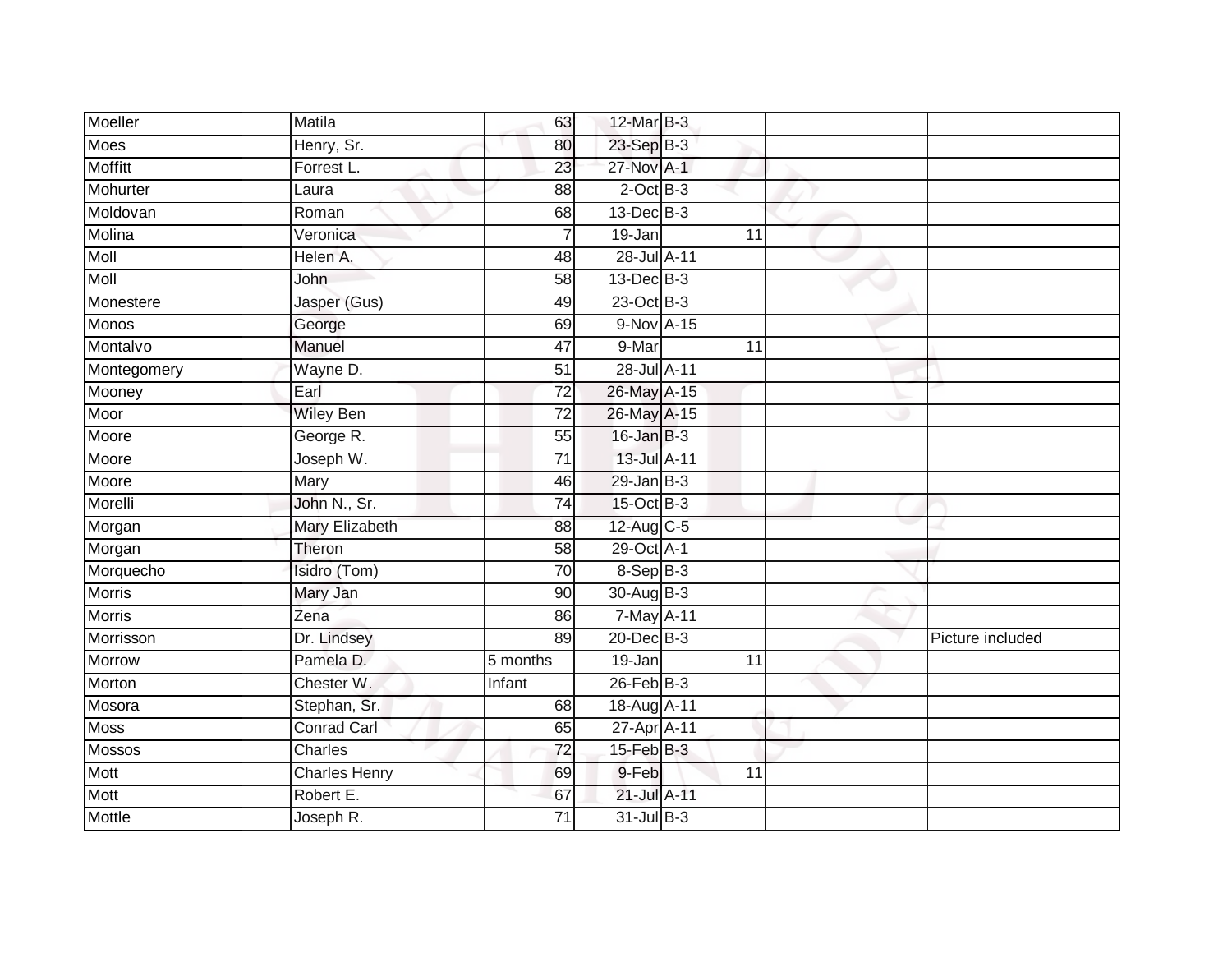| | | | | | | | |
|---|---|---|---|---|---|---|---|
| Moeller | Matila | 63 | 12-Mar | B-3 | | | |
| Moes | Henry, Sr. | 80 | 23-Sep | B-3 | | | |
| Moffitt | Forrest L. | 23 | 27-Nov | A-1 | | | |
| Mohurter | Laura | 88 | 2-Oct | B-3 | | | |
| Moldovan | Roman | 68 | 13-Dec | B-3 | | | |
| Molina | Veronica | 7 | 19-Jan | | 11 | | |
| Moll | Helen A. | 48 | 28-Jul | A-11 | | | |
| Moll | John | 58 | 13-Dec | B-3 | | | |
| Monestere | Jasper (Gus) | 49 | 23-Oct | B-3 | | | |
| Monos | George | 69 | 9-Nov | A-15 | | | |
| Montalvo | Manuel | 47 | 9-Mar | | 11 | | |
| Montegomery | Wayne D. | 51 | 28-Jul | A-11 | | | |
| Mooney | Earl | 72 | 26-May | A-15 | | | |
| Moor | Wiley Ben | 72 | 26-May | A-15 | | | |
| Moore | George R. | 55 | 16-Jan | B-3 | | | |
| Moore | Joseph W. | 71 | 13-Jul | A-11 | | | |
| Moore | Mary | 46 | 29-Jan | B-3 | | | |
| Morelli | John N., Sr. | 74 | 15-Oct | B-3 | | | |
| Morgan | Mary Elizabeth | 88 | 12-Aug | C-5 | | | |
| Morgan | Theron | 58 | 29-Oct | A-1 | | | |
| Morquecho | Isidro (Tom) | 70 | 8-Sep | B-3 | | | |
| Morris | Mary Jan | 90 | 30-Aug | B-3 | | | |
| Morris | Zena | 86 | 7-May | A-11 | | | |
| Morrisson | Dr. Lindsey | 89 | 20-Dec | B-3 | | | Picture included |
| Morrow | Pamela D. | 5 months | 19-Jan | | 11 | | |
| Morton | Chester W. | Infant | 26-Feb | B-3 | | | |
| Mosora | Stephan, Sr. | 68 | 18-Aug | A-11 | | | |
| Moss | Conrad Carl | 65 | 27-Apr | A-11 | | | |
| Mossos | Charles | 72 | 15-Feb | B-3 | | | |
| Mott | Charles Henry | 69 | 9-Feb | | 11 | | |
| Mott | Robert E. | 67 | 21-Jul | A-11 | | | |
| Mottle | Joseph R. | 71 | 31-Jul | B-3 | | | |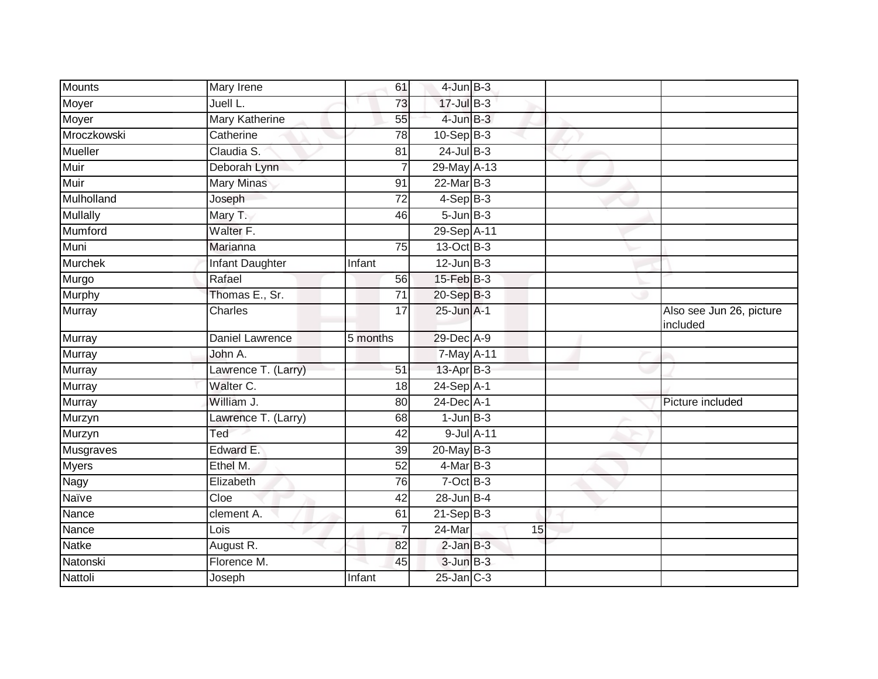| | | | | | | |
|---|---|---|---|---|---|---|
| Mounts | Mary Irene | 61 | 4-Jun | B-3 | | |
| Moyer | Juell L. | 73 | 17-Jul | B-3 | | |
| Moyer | Mary Katherine | 55 | 4-Jun | B-3 | | |
| Mroczkowski | Catherine | 78 | 10-Sep | B-3 | | |
| Mueller | Claudia S. | 81 | 24-Jul | B-3 | | |
| Muir | Deborah Lynn | 7 | 29-May | A-13 | | |
| Muir | Mary Minas | 91 | 22-Mar | B-3 | | |
| Mulholland | Joseph | 72 | 4-Sep | B-3 | | |
| Mullally | Mary T. | 46 | 5-Jun | B-3 | | |
| Mumford | Walter F. | | 29-Sep | A-11 | | |
| Muni | Marianna | 75 | 13-Oct | B-3 | | |
| Murchek | Infant Daughter | Infant | 12-Jun | B-3 | | |
| Murgo | Rafael | 56 | 15-Feb | B-3 | | |
| Murphy | Thomas E., Sr. | 71 | 20-Sep | B-3 | | |
| Murray | Charles | 17 | 25-Jun | A-1 | | Also see Jun 26, picture included |
| Murray | Daniel Lawrence | 5 months | 29-Dec | A-9 | | |
| Murray | John A. | | 7-May | A-11 | | |
| Murray | Lawrence T. (Larry) | 51 | 13-Apr | B-3 | | |
| Murray | Walter C. | 18 | 24-Sep | A-1 | | |
| Murray | William J. | 80 | 24-Dec | A-1 | | Picture included |
| Murzyn | Lawrence T. (Larry) | 68 | 1-Jun | B-3 | | |
| Murzyn | Ted | 42 | 9-Jul | A-11 | | |
| Musgraves | Edward E. | 39 | 20-May | B-3 | | |
| Myers | Ethel M. | 52 | 4-Mar | B-3 | | |
| Nagy | Elizabeth | 76 | 7-Oct | B-3 | | |
| Naïve | Cloe | 42 | 28-Jun | B-4 | | |
| Nance | clement A. | 61 | 21-Sep | B-3 | | |
| Nance | Lois | 7 | 24-Mar | 15 | | |
| Natke | August R. | 82 | 2-Jan | B-3 | | |
| Natonski | Florence M. | 45 | 3-Jun | B-3 | | |
| Nattoli | Joseph | Infant | 25-Jan | C-3 | | |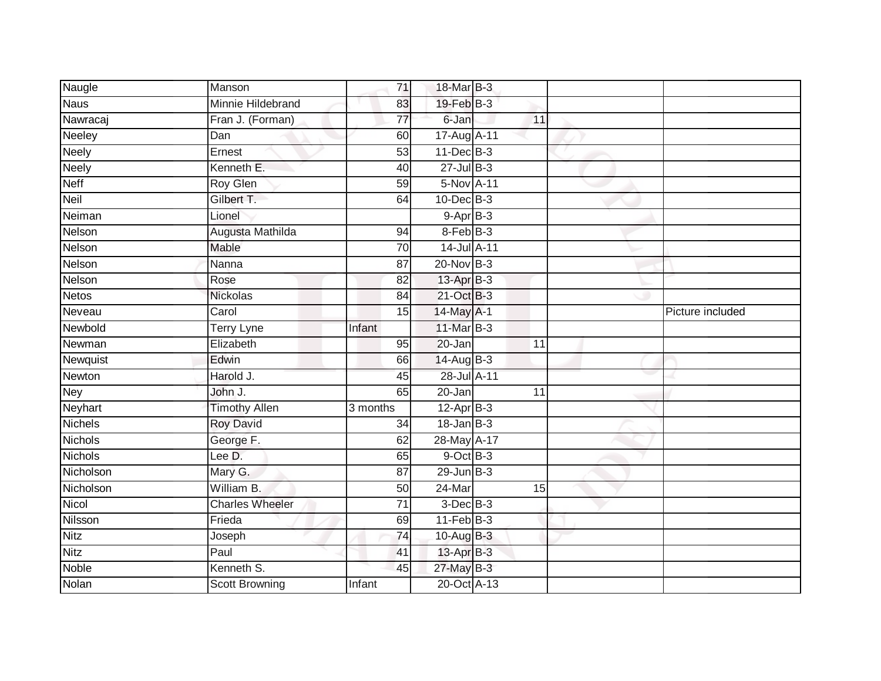| | | | | | | | |
|---|---|---|---|---|---|---|---|
| Naugle | Manson | 71 | 18-Mar | B-3 | | | |
| Naus | Minnie Hildebrand | 83 | 19-Feb | B-3 | | | |
| Nawracaj | Fran J. (Forman) | 77 | 6-Jan | | 11 | | |
| Neeley | Dan | 60 | 17-Aug | A-11 | | | |
| Neely | Ernest | 53 | 11-Dec | B-3 | | | |
| Neely | Kenneth E. | 40 | 27-Jul | B-3 | | | |
| Neff | Roy Glen | 59 | 5-Nov | A-11 | | | |
| Neil | Gilbert T. | 64 | 10-Dec | B-3 | | | |
| Neiman | Lionel | | 9-Apr | B-3 | | | |
| Nelson | Augusta Mathilda | 94 | 8-Feb | B-3 | | | |
| Nelson | Mable | 70 | 14-Jul | A-11 | | | |
| Nelson | Nanna | 87 | 20-Nov | B-3 | | | |
| Nelson | Rose | 82 | 13-Apr | B-3 | | | |
| Netos | Nickolas | 84 | 21-Oct | B-3 | | | |
| Neveau | Carol | 15 | 14-May | A-1 | | | Picture included |
| Newbold | Terry Lyne | Infant | 11-Mar | B-3 | | | |
| Newman | Elizabeth | 95 | 20-Jan | | 11 | | |
| Newquist | Edwin | 66 | 14-Aug | B-3 | | | |
| Newton | Harold J. | 45 | 28-Jul | A-11 | | | |
| Ney | John J. | 65 | 20-Jan | | 11 | | |
| Neyhart | Timothy Allen | 3 months | 12-Apr | B-3 | | | |
| Nichels | Roy David | 34 | 18-Jan | B-3 | | | |
| Nichols | George F. | 62 | 28-May | A-17 | | | |
| Nichols | Lee D. | 65 | 9-Oct | B-3 | | | |
| Nicholson | Mary G. | 87 | 29-Jun | B-3 | | | |
| Nicholson | William B. | 50 | 24-Mar | | 15 | | |
| Nicol | Charles Wheeler | 71 | 3-Dec | B-3 | | | |
| Nilsson | Frieda | 69 | 11-Feb | B-3 | | | |
| Nitz | Joseph | 74 | 10-Aug | B-3 | | | |
| Nitz | Paul | 41 | 13-Apr | B-3 | | | |
| Noble | Kenneth S. | 45 | 27-May | B-3 | | | |
| Nolan | Scott Browning | Infant | 20-Oct | A-13 | | | |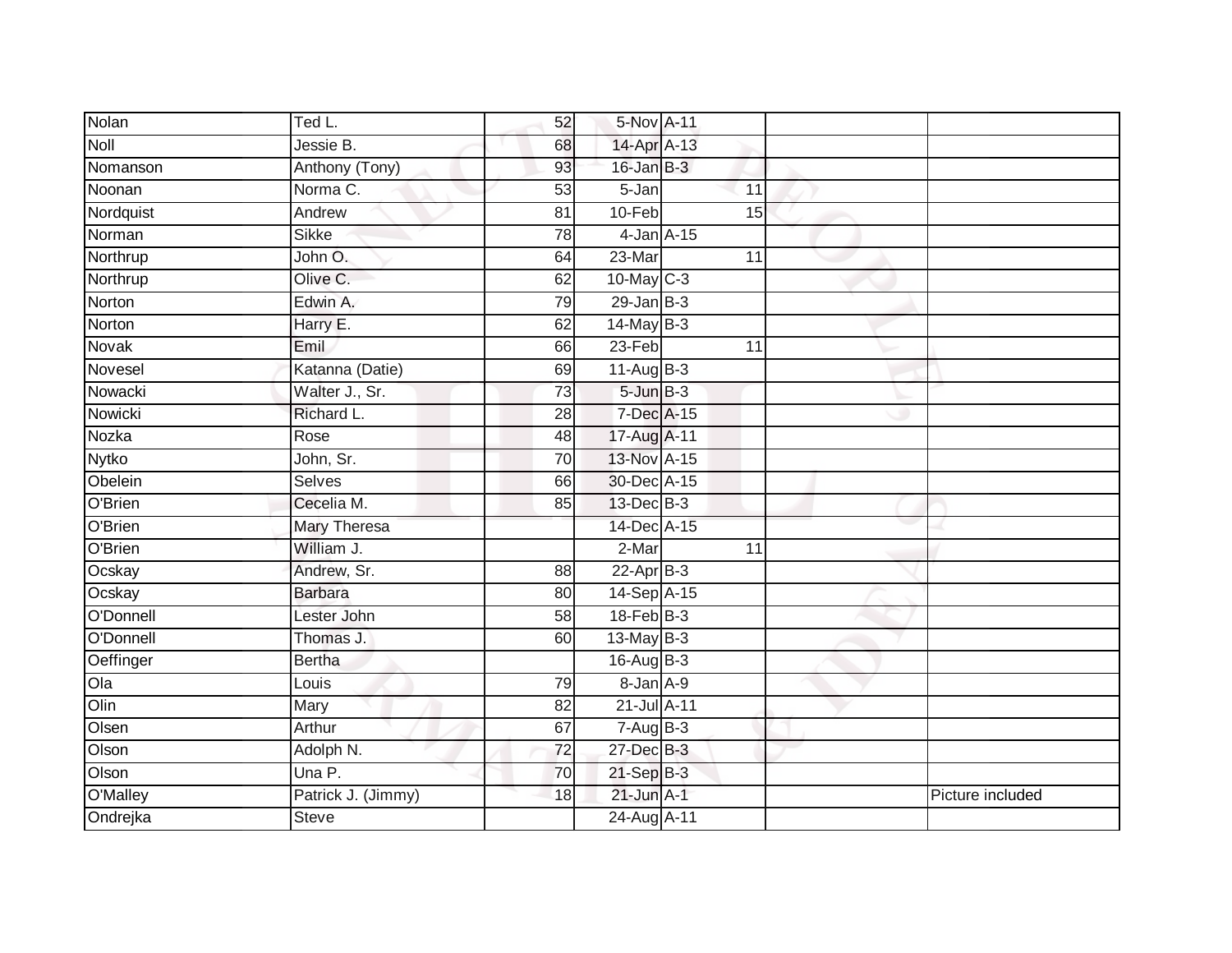| | | | | | | |
|---|---|---|---|---|---|---|
| Nolan | Ted L. | 52 | 5-Nov | A-11 | | |
| Noll | Jessie B. | 68 | 14-Apr | A-13 | | |
| Nomanson | Anthony (Tony) | 93 | 16-Jan | B-3 | | |
| Noonan | Norma C. | 53 | 5-Jan | 11 | | |
| Nordquist | Andrew | 81 | 10-Feb | 15 | | |
| Norman | Sikke | 78 | 4-Jan | A-15 | | |
| Northrup | John O. | 64 | 23-Mar | 11 | | |
| Northrup | Olive C. | 62 | 10-May | C-3 | | |
| Norton | Edwin A. | 79 | 29-Jan | B-3 | | |
| Norton | Harry E. | 62 | 14-May | B-3 | | |
| Novak | Emil | 66 | 23-Feb | 11 | | |
| Novesel | Katanna (Datie) | 69 | 11-Aug | B-3 | | |
| Nowacki | Walter J., Sr. | 73 | 5-Jun | B-3 | | |
| Nowicki | Richard L. | 28 | 7-Dec | A-15 | | |
| Nozka | Rose | 48 | 17-Aug | A-11 | | |
| Nytko | John, Sr. | 70 | 13-Nov | A-15 | | |
| Obelein | Selves | 66 | 30-Dec | A-15 | | |
| O'Brien | Cecelia M. | 85 | 13-Dec | B-3 | | |
| O'Brien | Mary Theresa | | 14-Dec | A-15 | | |
| O'Brien | William J. | | 2-Mar | 11 | | |
| Ocskay | Andrew, Sr. | 88 | 22-Apr | B-3 | | |
| Ocskay | Barbara | 80 | 14-Sep | A-15 | | |
| O'Donnell | Lester John | 58 | 18-Feb | B-3 | | |
| O'Donnell | Thomas J. | 60 | 13-May | B-3 | | |
| Oeffinger | Bertha | | 16-Aug | B-3 | | |
| Ola | Louis | 79 | 8-Jan | A-9 | | |
| Olin | Mary | 82 | 21-Jul | A-11 | | |
| Olsen | Arthur | 67 | 7-Aug | B-3 | | |
| Olson | Adolph N. | 72 | 27-Dec | B-3 | | |
| Olson | Una P. | 70 | 21-Sep | B-3 | | |
| O'Malley | Patrick J. (Jimmy) | 18 | 21-Jun | A-1 | | Picture included |
| Ondrejka | Steve | | 24-Aug | A-11 | | |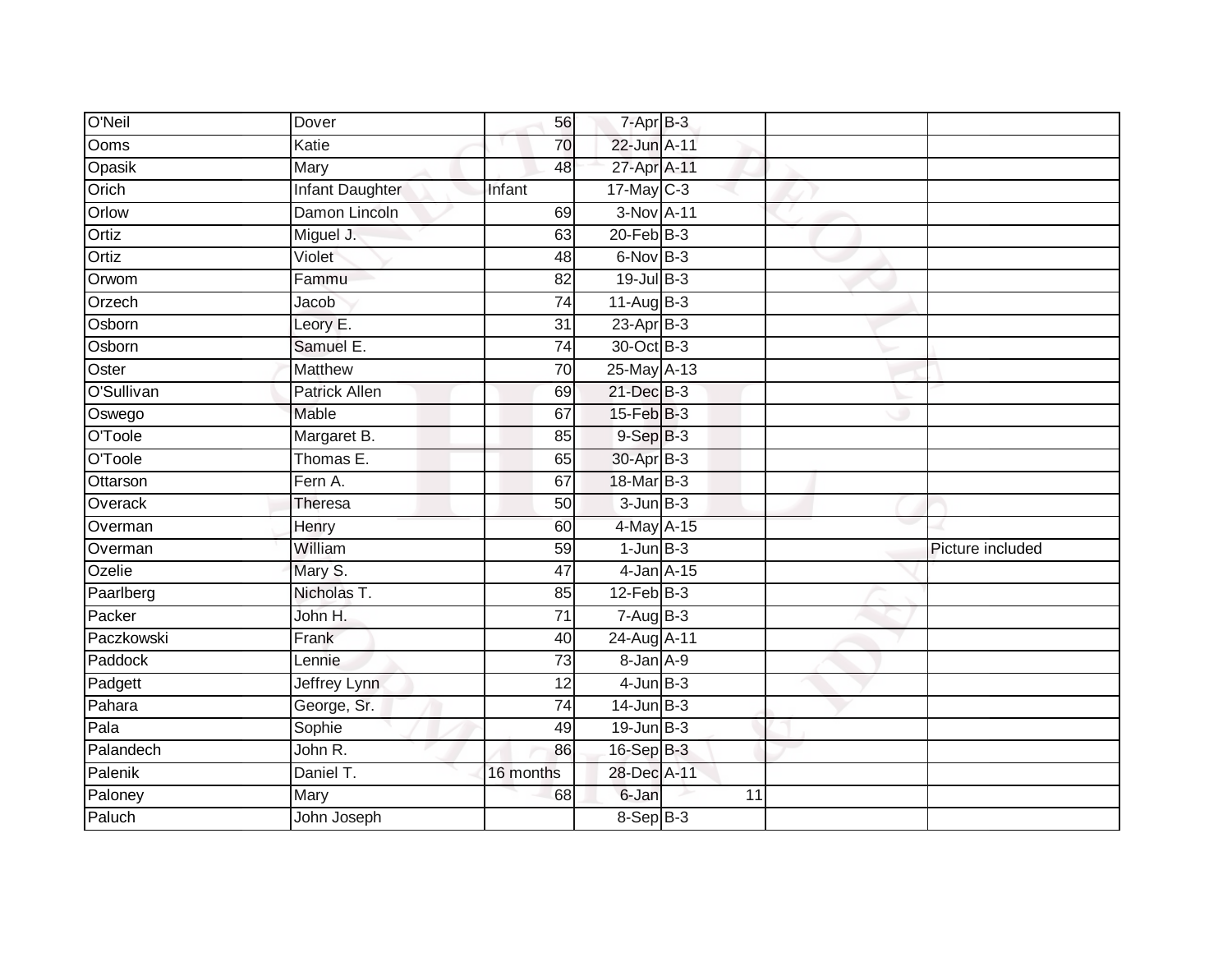| | | | | | | |
|---|---|---|---|---|---|---|
| O'Neil | Dover | 56 | 7-Apr | B-3 | | |
| Ooms | Katie | 70 | 22-Jun | A-11 | | |
| Opasik | Mary | 48 | 27-Apr | A-11 | | |
| Orich | Infant Daughter | Infant | 17-May | C-3 | | |
| Orlow | Damon Lincoln | 69 | 3-Nov | A-11 | | |
| Ortiz | Miguel J. | 63 | 20-Feb | B-3 | | |
| Ortiz | Violet | 48 | 6-Nov | B-3 | | |
| Orwom | Fammu | 82 | 19-Jul | B-3 | | |
| Orzech | Jacob | 74 | 11-Aug | B-3 | | |
| Osborn | Leory E. | 31 | 23-Apr | B-3 | | |
| Osborn | Samuel E. | 74 | 30-Oct | B-3 | | |
| Oster | Matthew | 70 | 25-May | A-13 | | |
| O'Sullivan | Patrick Allen | 69 | 21-Dec | B-3 | | |
| Oswego | Mable | 67 | 15-Feb | B-3 | | |
| O'Toole | Margaret B. | 85 | 9-Sep | B-3 | | |
| O'Toole | Thomas E. | 65 | 30-Apr | B-3 | | |
| Ottarson | Fern A. | 67 | 18-Mar | B-3 | | |
| Overack | Theresa | 50 | 3-Jun | B-3 | | |
| Overman | Henry | 60 | 4-May | A-15 | | |
| Overman | William | 59 | 1-Jun | B-3 | | Picture included |
| Ozelie | Mary S. | 47 | 4-Jan | A-15 | | |
| Paarlberg | Nicholas T. | 85 | 12-Feb | B-3 | | |
| Packer | John H. | 71 | 7-Aug | B-3 | | |
| Paczkowski | Frank | 40 | 24-Aug | A-11 | | |
| Paddock | Lennie | 73 | 8-Jan | A-9 | | |
| Padgett | Jeffrey Lynn | 12 | 4-Jun | B-3 | | |
| Pahara | George, Sr. | 74 | 14-Jun | B-3 | | |
| Pala | Sophie | 49 | 19-Jun | B-3 | | |
| Palandech | John R. | 86 | 16-Sep | B-3 | | |
| Palenik | Daniel T. | 16 months | 28-Dec | A-11 | | |
| Paloney | Mary | 68 | 6-Jan | 11 | | |
| Paluch | John Joseph | | 8-Sep | B-3 | | |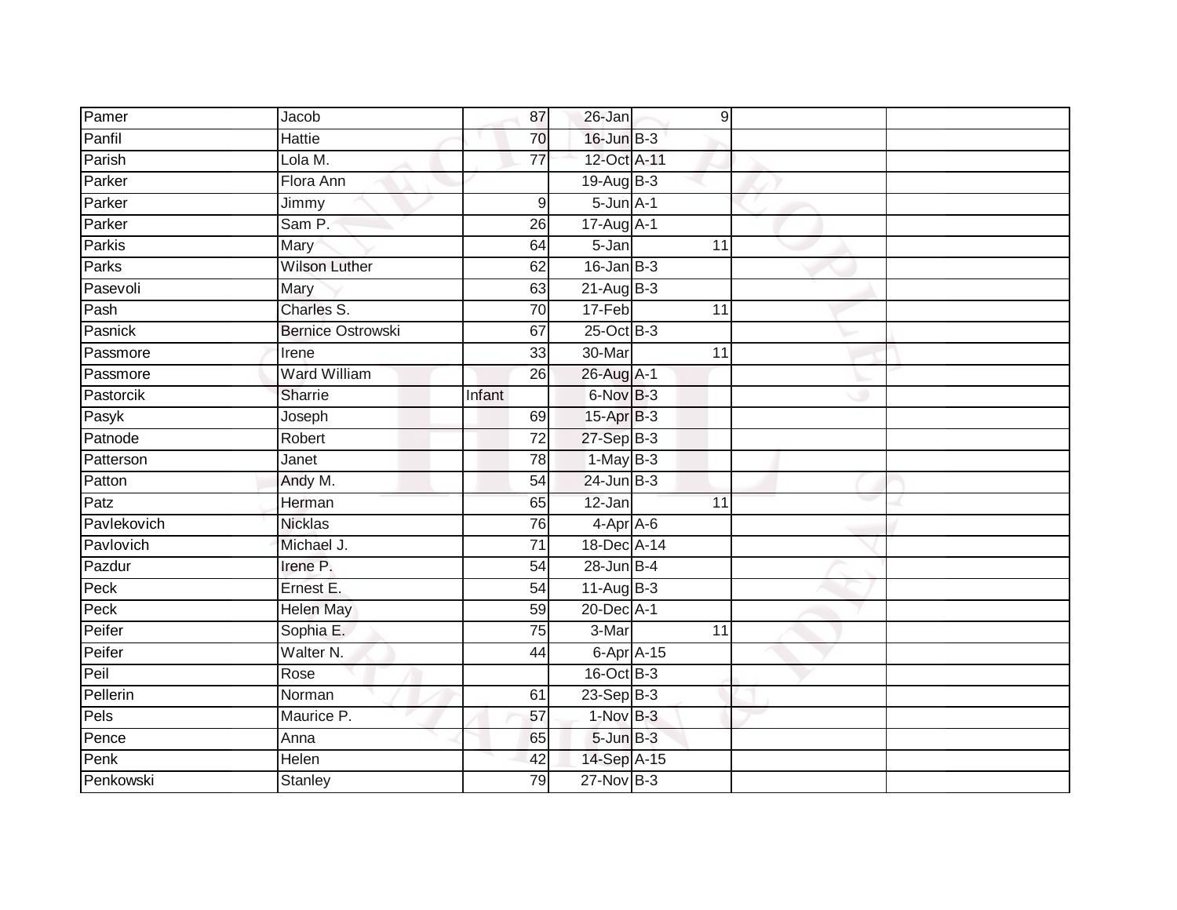| | | | | | | | |
|---|---|---|---|---|---|---|---|
| Pamer | Jacob | 87 | 26-Jan | | 9 | | |
| Panfil | Hattie | 70 | 16-Jun | B-3 | | | |
| Parish | Lola M. | 77 | 12-Oct | A-11 | | | |
| Parker | Flora Ann | | 19-Aug | B-3 | | | |
| Parker | Jimmy | 9 | 5-Jun | A-1 | | | |
| Parker | Sam P. | 26 | 17-Aug | A-1 | | | |
| Parkis | Mary | 64 | 5-Jan | | 11 | | |
| Parks | Wilson Luther | 62 | 16-Jan | B-3 | | | |
| Pasevoli | Mary | 63 | 21-Aug | B-3 | | | |
| Pash | Charles S. | 70 | 17-Feb | | 11 | | |
| Pasnick | Bernice Ostrowski | 67 | 25-Oct | B-3 | | | |
| Passmore | Irene | 33 | 30-Mar | | 11 | | |
| Passmore | Ward William | 26 | 26-Aug | A-1 | | | |
| Pastorcik | Sharrie | Infant | 6-Nov | B-3 | | | |
| Pasyk | Joseph | 69 | 15-Apr | B-3 | | | |
| Patnode | Robert | 72 | 27-Sep | B-3 | | | |
| Patterson | Janet | 78 | 1-May | B-3 | | | |
| Patton | Andy M. | 54 | 24-Jun | B-3 | | | |
| Patz | Herman | 65 | 12-Jan | | 11 | | |
| Pavlekovich | Nicklas | 76 | 4-Apr | A-6 | | | |
| Pavlovich | Michael J. | 71 | 18-Dec | A-14 | | | |
| Pazdur | Irene P. | 54 | 28-Jun | B-4 | | | |
| Peck | Ernest E. | 54 | 11-Aug | B-3 | | | |
| Peck | Helen May | 59 | 20-Dec | A-1 | | | |
| Peifer | Sophia E. | 75 | 3-Mar | | 11 | | |
| Peifer | Walter N. | 44 | 6-Apr | A-15 | | | |
| Peil | Rose | | 16-Oct | B-3 | | | |
| Pellerin | Norman | 61 | 23-Sep | B-3 | | | |
| Pels | Maurice P. | 57 | 1-Nov | B-3 | | | |
| Pence | Anna | 65 | 5-Jun | B-3 | | | |
| Penk | Helen | 42 | 14-Sep | A-15 | | | |
| Penkowski | Stanley | 79 | 27-Nov | B-3 | | | |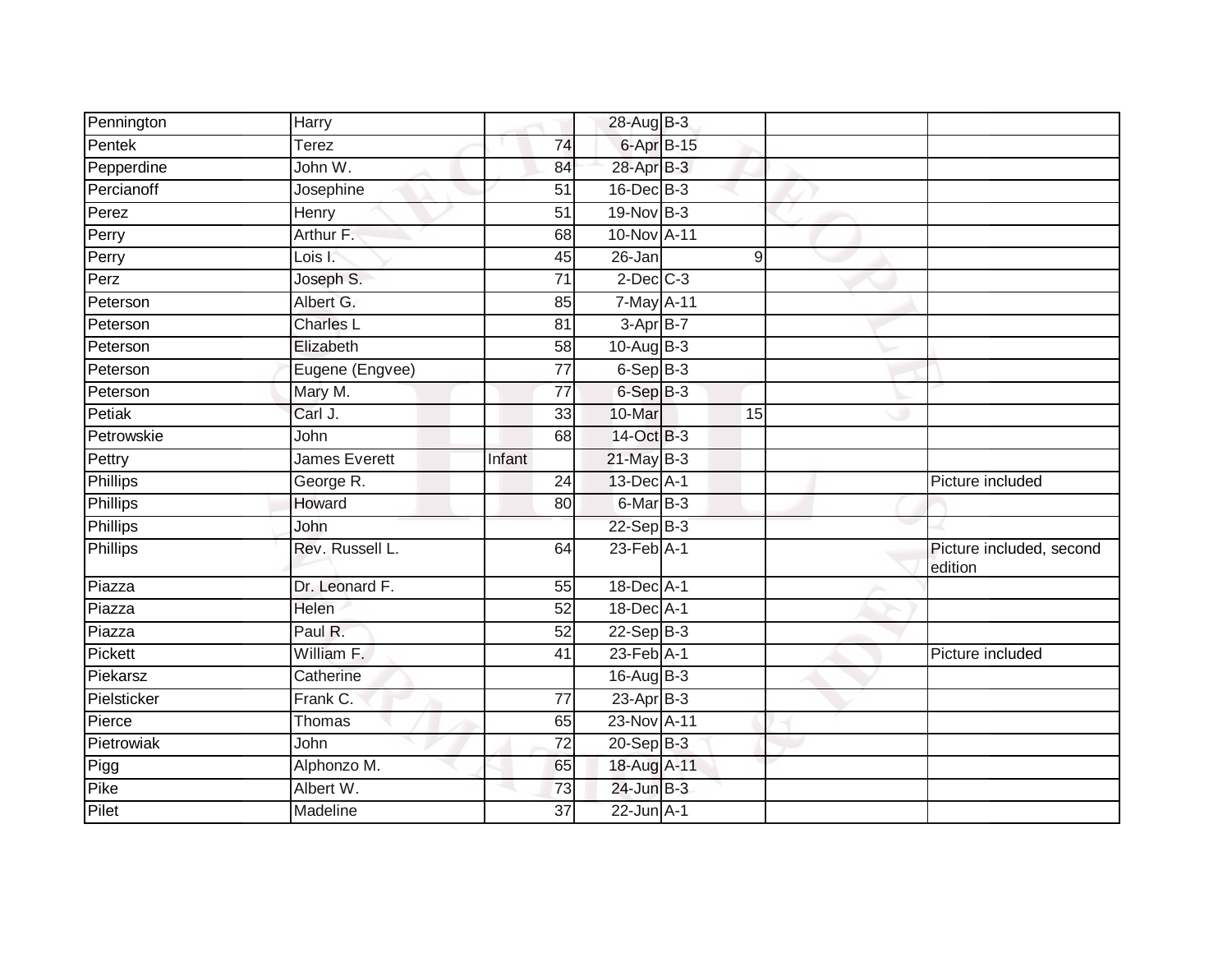| | | | | | | | |
|---|---|---|---|---|---|---|---|
| Pennington | Harry | | 28-Aug | B-3 | | | |
| Pentek | Terez | 74 | 6-Apr | B-15 | | | |
| Pepperdine | John W. | 84 | 28-Apr | B-3 | | | |
| Percianoff | Josephine | 51 | 16-Dec | B-3 | | | |
| Perez | Henry | 51 | 19-Nov | B-3 | | | |
| Perry | Arthur F. | 68 | 10-Nov | A-11 | | | |
| Perry | Lois I. | 45 | 26-Jan | | 9 | | |
| Perz | Joseph S. | 71 | 2-Dec | C-3 | | | |
| Peterson | Albert G. | 85 | 7-May | A-11 | | | |
| Peterson | Charles L | 81 | 3-Apr | B-7 | | | |
| Peterson | Elizabeth | 58 | 10-Aug | B-3 | | | |
| Peterson | Eugene (Engvee) | 77 | 6-Sep | B-3 | | | |
| Peterson | Mary M. | 77 | 6-Sep | B-3 | | | |
| Petiak | Carl J. | 33 | 10-Mar | | 15 | | |
| Petrowskie | John | 68 | 14-Oct | B-3 | | | |
| Pettry | James Everett | Infant | 21-May | B-3 | | | |
| Phillips | George R. | 24 | 13-Dec | A-1 | | | Picture included |
| Phillips | Howard | 80 | 6-Mar | B-3 | | | |
| Phillips | John | | 22-Sep | B-3 | | | |
| Phillips | Rev. Russell L. | 64 | 23-Feb | A-1 | | | Picture included, second edition |
| Piazza | Dr. Leonard F. | 55 | 18-Dec | A-1 | | | |
| Piazza | Helen | 52 | 18-Dec | A-1 | | | |
| Piazza | Paul R. | 52 | 22-Sep | B-3 | | | |
| Pickett | William F. | 41 | 23-Feb | A-1 | | | Picture included |
| Piekarsz | Catherine | | 16-Aug | B-3 | | | |
| Pielsticker | Frank C. | 77 | 23-Apr | B-3 | | | |
| Pierce | Thomas | 65 | 23-Nov | A-11 | | | |
| Pietrowiak | John | 72 | 20-Sep | B-3 | | | |
| Pigg | Alphonzo M. | 65 | 18-Aug | A-11 | | | |
| Pike | Albert W. | 73 | 24-Jun | B-3 | | | |
| Pilet | Madeline | 37 | 22-Jun | A-1 | | | |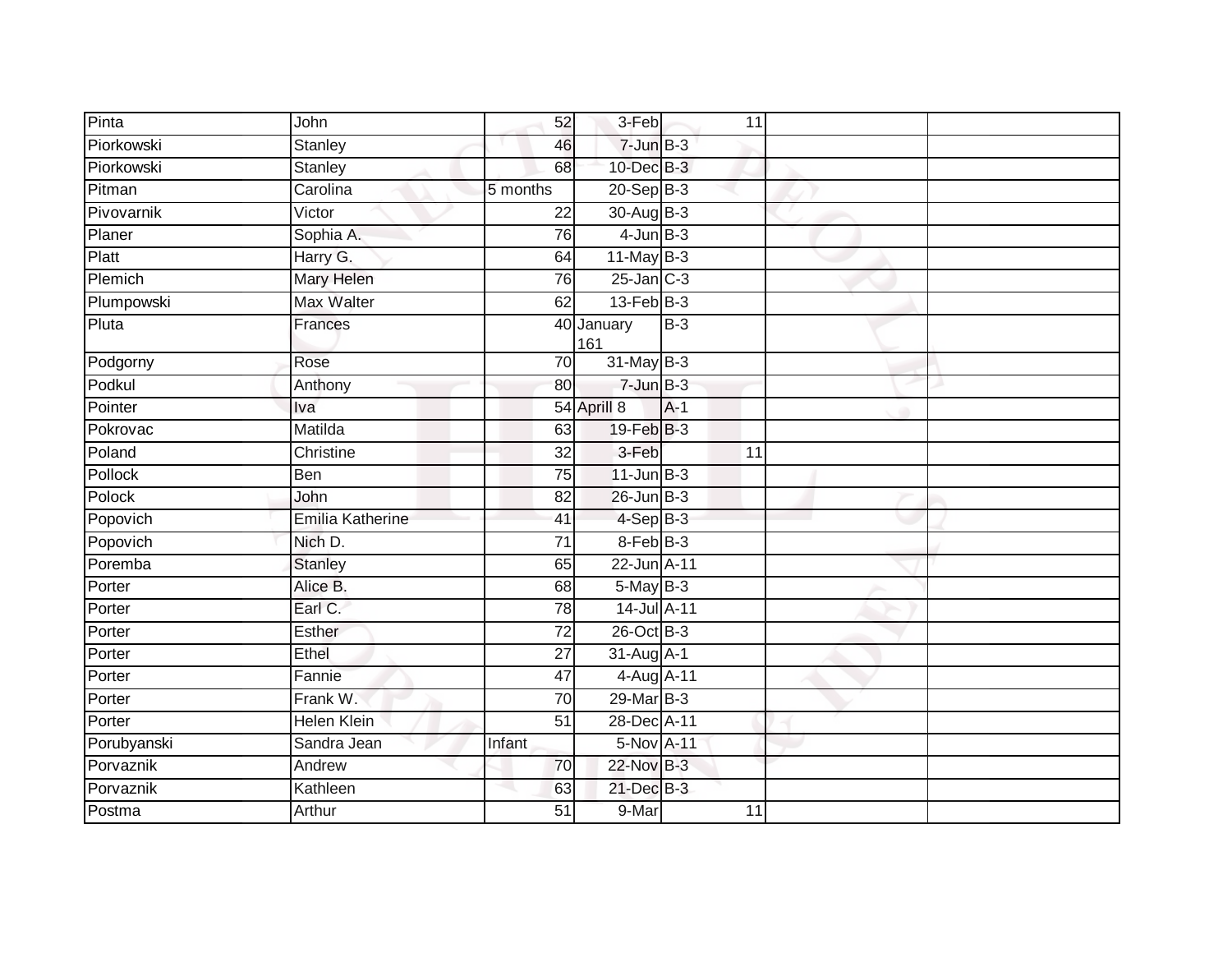| Pinta | John | 52 | 3-Feb | 11 | | |
|---|---|---|---|---|---|---|
| Piorkowski | Stanley | 46 | 7-Jun | B-3 | | |
| Piorkowski | Stanley | 68 | 10-Dec | B-3 | | |
| Pitman | Carolina | 5 months | 20-Sep | B-3 | | |
| Pivovarnik | Victor | 22 | 30-Aug | B-3 | | |
| Planer | Sophia A. | 76 | 4-Jun | B-3 | | |
| Platt | Harry G. | 64 | 11-May | B-3 | | |
| Plemich | Mary Helen | 76 | 25-Jan | C-3 | | |
| Plumpowski | Max Walter | 62 | 13-Feb | B-3 | | |
| Pluta | Frances | 40 | January 161 | B-3 | | |
| Podgorny | Rose | 70 | 31-May | B-3 | | |
| Podkul | Anthony | 80 | 7-Jun | B-3 | | |
| Pointer | Iva | 54 | Aprill 8 | A-1 | | |
| Pokrovac | Matilda | 63 | 19-Feb | B-3 | | |
| Poland | Christine | 32 | 3-Feb | 11 | | |
| Pollock | Ben | 75 | 11-Jun | B-3 | | |
| Polock | John | 82 | 26-Jun | B-3 | | |
| Popovich | Emilia Katherine | 41 | 4-Sep | B-3 | | |
| Popovich | Nich D. | 71 | 8-Feb | B-3 | | |
| Poremba | Stanley | 65 | 22-Jun | A-11 | | |
| Porter | Alice B. | 68 | 5-May | B-3 | | |
| Porter | Earl C. | 78 | 14-Jul | A-11 | | |
| Porter | Esther | 72 | 26-Oct | B-3 | | |
| Porter | Ethel | 27 | 31-Aug | A-1 | | |
| Porter | Fannie | 47 | 4-Aug | A-11 | | |
| Porter | Frank W. | 70 | 29-Mar | B-3 | | |
| Porter | Helen Klein | 51 | 28-Dec | A-11 | | |
| Porubyanski | Sandra Jean | Infant | 5-Nov | A-11 | | |
| Porvaznik | Andrew | 70 | 22-Nov | B-3 | | |
| Porvaznik | Kathleen | 63 | 21-Dec | B-3 | | |
| Postma | Arthur | 51 | 9-Mar | 11 | | |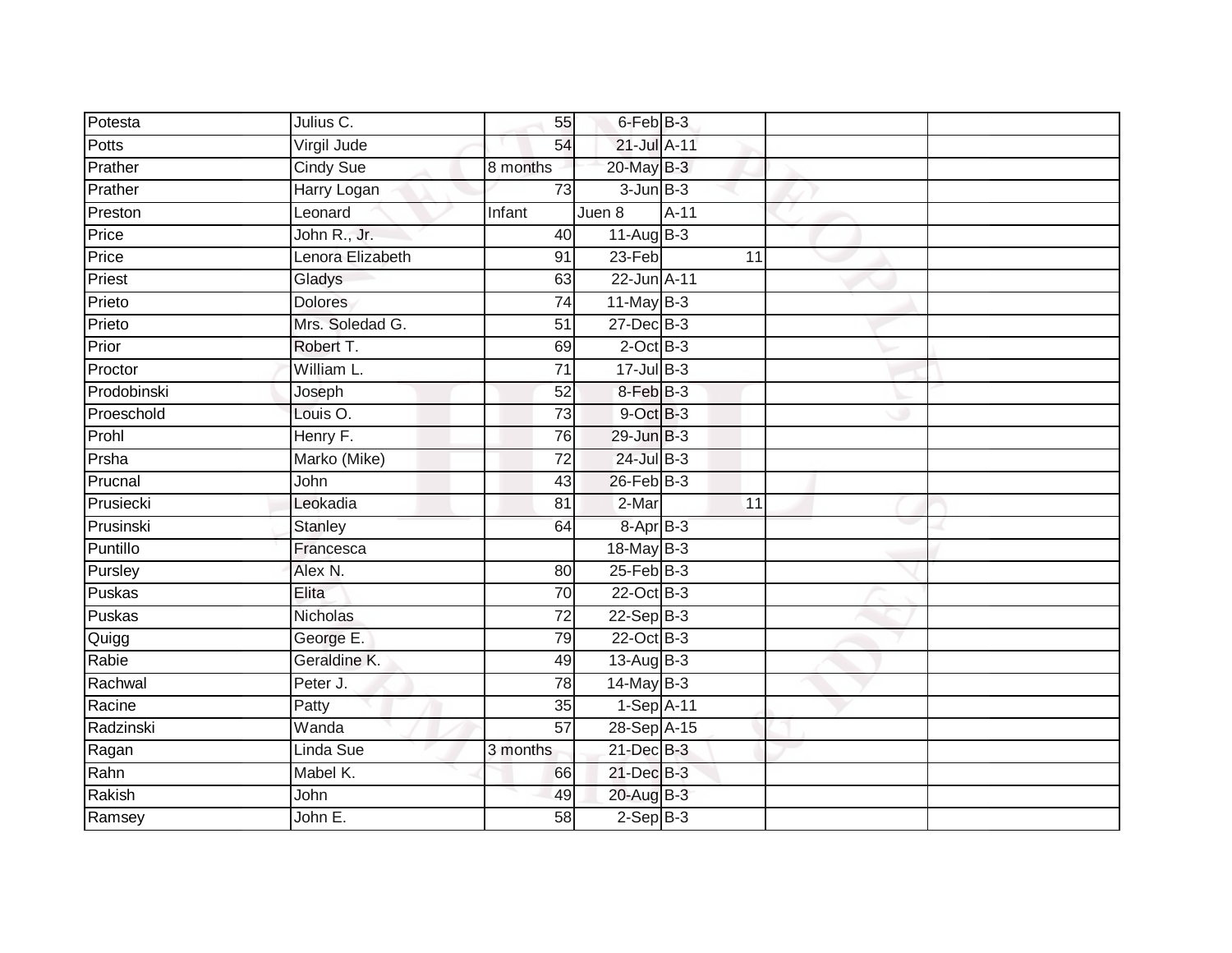| Potesta | Julius C. | 55 | 6-Feb | B-3 | | | |
|---|---|---|---|---|---|---|---|
| Potts | Virgil Jude | 54 | 21-Jul | A-11 | | | |
| Prather | Cindy Sue | 8 months | 20-May | B-3 | | | |
| Prather | Harry Logan | 73 | 3-Jun | B-3 | | | |
| Preston | Leonard | Infant | Juen 8 | A-11 | | | |
| Price | John R., Jr. | 40 | 11-Aug | B-3 | | | |
| Price | Lenora Elizabeth | 91 | 23-Feb | | 11 | | |
| Priest | Gladys | 63 | 22-Jun | A-11 | | | |
| Prieto | Dolores | 74 | 11-May | B-3 | | | |
| Prieto | Mrs. Soledad G. | 51 | 27-Dec | B-3 | | | |
| Prior | Robert T. | 69 | 2-Oct | B-3 | | | |
| Proctor | William L. | 71 | 17-Jul | B-3 | | | |
| Prodobinski | Joseph | 52 | 8-Feb | B-3 | | | |
| Proeschold | Louis O. | 73 | 9-Oct | B-3 | | | |
| Prohl | Henry F. | 76 | 29-Jun | B-3 | | | |
| Prsha | Marko (Mike) | 72 | 24-Jul | B-3 | | | |
| Prucnal | John | 43 | 26-Feb | B-3 | | | |
| Prusiecki | Leokadia | 81 | 2-Mar | | 11 | | |
| Prusinski | Stanley | 64 | 8-Apr | B-3 | | | |
| Puntillo | Francesca | | 18-May | B-3 | | | |
| Pursley | Alex N. | 80 | 25-Feb | B-3 | | | |
| Puskas | Elita | 70 | 22-Oct | B-3 | | | |
| Puskas | Nicholas | 72 | 22-Sep | B-3 | | | |
| Quigg | George E. | 79 | 22-Oct | B-3 | | | |
| Rabie | Geraldine K. | 49 | 13-Aug | B-3 | | | |
| Rachwal | Peter J. | 78 | 14-May | B-3 | | | |
| Racine | Patty | 35 | 1-Sep | A-11 | | | |
| Radzinski | Wanda | 57 | 28-Sep | A-15 | | | |
| Ragan | Linda Sue | 3 months | 21-Dec | B-3 | | | |
| Rahn | Mabel K. | 66 | 21-Dec | B-3 | | | |
| Rakish | John | 49 | 20-Aug | B-3 | | | |
| Ramsey | John E. | 58 | 2-Sep | B-3 | | | |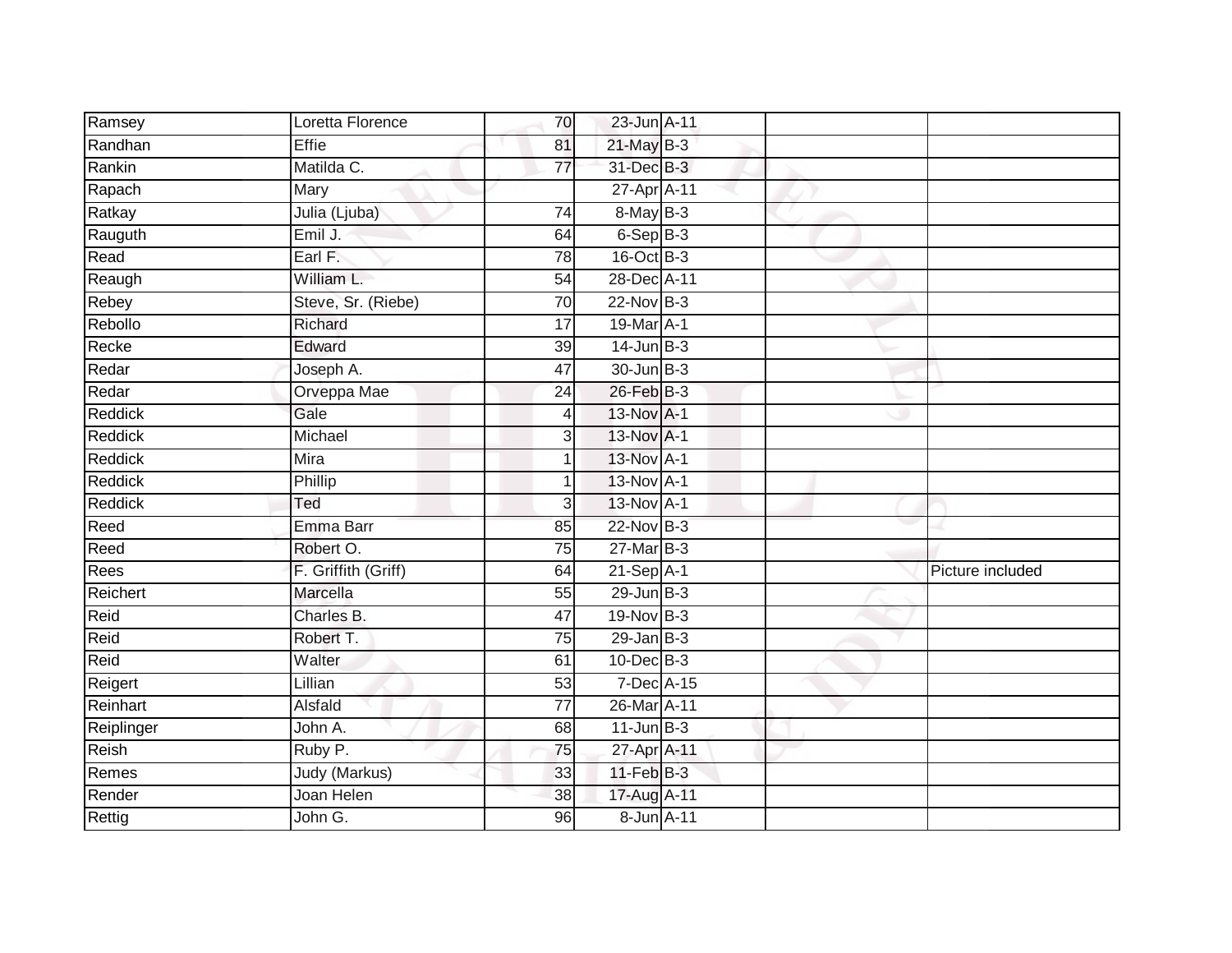| | | | | | | |
|---|---|---|---|---|---|---|
| Ramsey | Loretta Florence | 70 | 23-Jun | A-11 | | |
| Randhan | Effie | 81 | 21-May | B-3 | | |
| Rankin | Matilda C. | 77 | 31-Dec | B-3 | | |
| Rapach | Mary | | 27-Apr | A-11 | | |
| Ratkay | Julia (Ljuba) | 74 | 8-May | B-3 | | |
| Rauguth | Emil J. | 64 | 6-Sep | B-3 | | |
| Read | Earl F. | 78 | 16-Oct | B-3 | | |
| Reaugh | William L. | 54 | 28-Dec | A-11 | | |
| Rebey | Steve, Sr. (Riebe) | 70 | 22-Nov | B-3 | | |
| Rebollo | Richard | 17 | 19-Mar | A-1 | | |
| Recke | Edward | 39 | 14-Jun | B-3 | | |
| Redar | Joseph A. | 47 | 30-Jun | B-3 | | |
| Redar | Orveppa Mae | 24 | 26-Feb | B-3 | | |
| Reddick | Gale | 4 | 13-Nov | A-1 | | |
| Reddick | Michael | 3 | 13-Nov | A-1 | | |
| Reddick | Mira | 1 | 13-Nov | A-1 | | |
| Reddick | Phillip | 1 | 13-Nov | A-1 | | |
| Reddick | Ted | 3 | 13-Nov | A-1 | | |
| Reed | Emma Barr | 85 | 22-Nov | B-3 | | |
| Reed | Robert O. | 75 | 27-Mar | B-3 | | |
| Rees | F. Griffith (Griff) | 64 | 21-Sep | A-1 | | Picture included |
| Reichert | Marcella | 55 | 29-Jun | B-3 | | |
| Reid | Charles B. | 47 | 19-Nov | B-3 | | |
| Reid | Robert T. | 75 | 29-Jan | B-3 | | |
| Reid | Walter | 61 | 10-Dec | B-3 | | |
| Reigert | Lillian | 53 | 7-Dec | A-15 | | |
| Reinhart | Alsfald | 77 | 26-Mar | A-11 | | |
| Reiplinger | John A. | 68 | 11-Jun | B-3 | | |
| Reish | Ruby P. | 75 | 27-Apr | A-11 | | |
| Remes | Judy (Markus) | 33 | 11-Feb | B-3 | | |
| Render | Joan Helen | 38 | 17-Aug | A-11 | | |
| Rettig | John G. | 96 | 8-Jun | A-11 | | |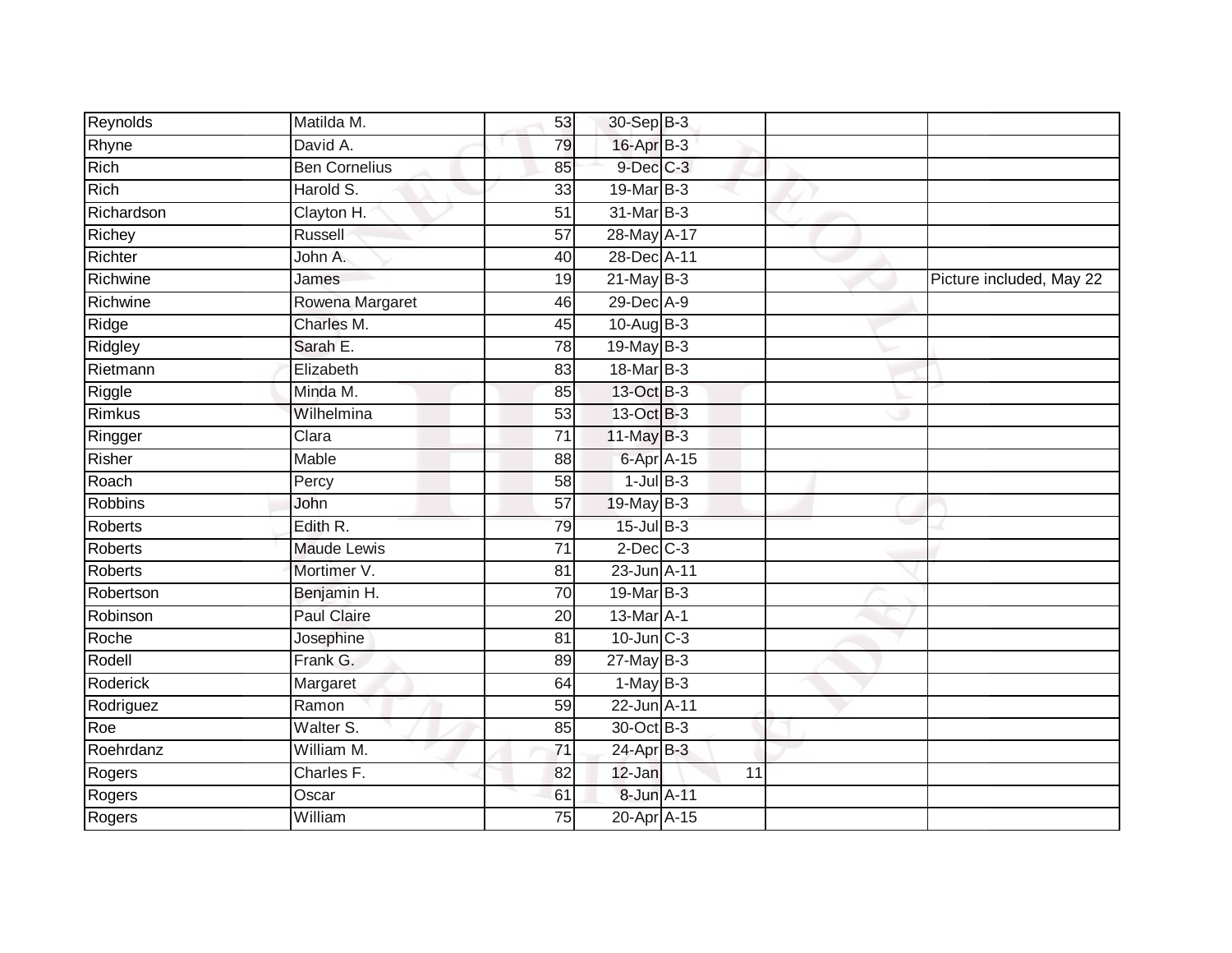| | | | | | | |
|---|---|---|---|---|---|---|
| Reynolds | Matilda M. | 53 | 30-Sep | B-3 | | |
| Rhyne | David A. | 79 | 16-Apr | B-3 | | |
| Rich | Ben Cornelius | 85 | 9-Dec | C-3 | | |
| Rich | Harold S. | 33 | 19-Mar | B-3 | | |
| Richardson | Clayton H. | 51 | 31-Mar | B-3 | | |
| Richey | Russell | 57 | 28-May | A-17 | | |
| Richter | John A. | 40 | 28-Dec | A-11 | | |
| Richwine | James | 19 | 21-May | B-3 | | Picture included, May 22 |
| Richwine | Rowena Margaret | 46 | 29-Dec | A-9 | | |
| Ridge | Charles M. | 45 | 10-Aug | B-3 | | |
| Ridgley | Sarah E. | 78 | 19-May | B-3 | | |
| Rietmann | Elizabeth | 83 | 18-Mar | B-3 | | |
| Riggle | Minda M. | 85 | 13-Oct | B-3 | | |
| Rimkus | Wilhelmina | 53 | 13-Oct | B-3 | | |
| Ringger | Clara | 71 | 11-May | B-3 | | |
| Risher | Mable | 88 | 6-Apr | A-15 | | |
| Roach | Percy | 58 | 1-Jul | B-3 | | |
| Robbins | John | 57 | 19-May | B-3 | | |
| Roberts | Edith R. | 79 | 15-Jul | B-3 | | |
| Roberts | Maude Lewis | 71 | 2-Dec | C-3 | | |
| Roberts | Mortimer V. | 81 | 23-Jun | A-11 | | |
| Robertson | Benjamin H. | 70 | 19-Mar | B-3 | | |
| Robinson | Paul Claire | 20 | 13-Mar | A-1 | | |
| Roche | Josephine | 81 | 10-Jun | C-3 | | |
| Rodell | Frank G. | 89 | 27-May | B-3 | | |
| Roderick | Margaret | 64 | 1-May | B-3 | | |
| Rodriguez | Ramon | 59 | 22-Jun | A-11 | | |
| Roe | Walter S. | 85 | 30-Oct | B-3 | | |
| Roehrdanz | William M. | 71 | 24-Apr | B-3 | | |
| Rogers | Charles F. | 82 | 12-Jan | 11 | | |
| Rogers | Oscar | 61 | 8-Jun | A-11 | | |
| Rogers | William | 75 | 20-Apr | A-15 | | |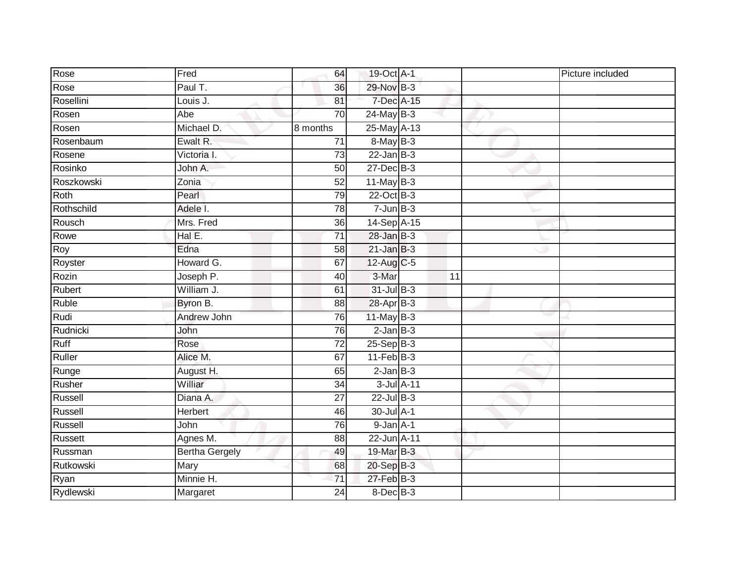| Rose | Fred | 64 | 19-Oct | A-1 | | | Picture included |
|---|---|---|---|---|---|---|---|
| Rose | Paul T. | 36 | 29-Nov | B-3 | | | |
| Rosellini | Louis J. | 81 | 7-Dec | A-15 | | | |
| Rosen | Abe | 70 | 24-May | B-3 | | | |
| Rosen | Michael D. | 8 months | 25-May | A-13 | | | |
| Rosenbaum | Ewalt R. | 71 | 8-May | B-3 | | | |
| Rosene | Victoria I. | 73 | 22-Jan | B-3 | | | |
| Rosinko | John A. | 50 | 27-Dec | B-3 | | | |
| Roszkowski | Zonia | 52 | 11-May | B-3 | | | |
| Roth | Pearl | 79 | 22-Oct | B-3 | | | |
| Rothschild | Adele I. | 78 | 7-Jun | B-3 | | | |
| Rousch | Mrs. Fred | 36 | 14-Sep | A-15 | | | |
| Rowe | Hal E. | 71 | 28-Jan | B-3 | | | |
| Roy | Edna | 58 | 21-Jan | B-3 | | | |
| Royster | Howard G. | 67 | 12-Aug | C-5 | | | |
| Rozin | Joseph P. | 40 | 3-Mar | | 11 | | |
| Rubert | William J. | 61 | 31-Jul | B-3 | | | |
| Ruble | Byron B. | 88 | 28-Apr | B-3 | | | |
| Rudi | Andrew John | 76 | 11-May | B-3 | | | |
| Rudnicki | John | 76 | 2-Jan | B-3 | | | |
| Ruff | Rose | 72 | 25-Sep | B-3 | | | |
| Ruller | Alice M. | 67 | 11-Feb | B-3 | | | |
| Runge | August H. | 65 | 2-Jan | B-3 | | | |
| Rusher | Williar | 34 | 3-Jul | A-11 | | | |
| Russell | Diana A. | 27 | 22-Jul | B-3 | | | |
| Russell | Herbert | 46 | 30-Jul | A-1 | | | |
| Russell | John | 76 | 9-Jan | A-1 | | | |
| Russett | Agnes M. | 88 | 22-Jun | A-11 | | | |
| Russman | Bertha Gergely | 49 | 19-Mar | B-3 | | | |
| Rutkowski | Mary | 68 | 20-Sep | B-3 | | | |
| Ryan | Minnie H. | 71 | 27-Feb | B-3 | | | |
| Rydlewski | Margaret | 24 | 8-Dec | B-3 | | | |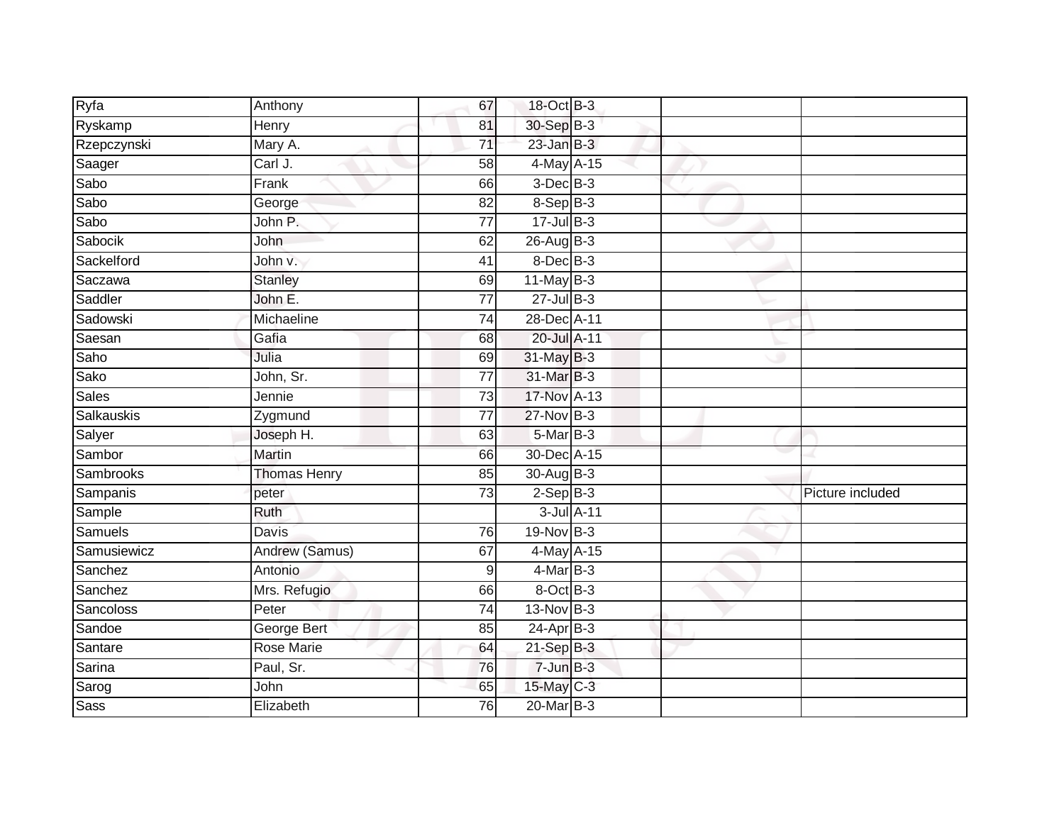| | | | | | | |
|---|---|---|---|---|---|---|
| Ryfa | Anthony | 67 | 18-Oct | B-3 | | |
| Ryskamp | Henry | 81 | 30-Sep | B-3 | | |
| Rzepczynski | Mary A. | 71 | 23-Jan | B-3 | | |
| Saager | Carl J. | 58 | 4-May | A-15 | | |
| Sabo | Frank | 66 | 3-Dec | B-3 | | |
| Sabo | George | 82 | 8-Sep | B-3 | | |
| Sabo | John P. | 77 | 17-Jul | B-3 | | |
| Sabocik | John | 62 | 26-Aug | B-3 | | |
| Sackelford | John v. | 41 | 8-Dec | B-3 | | |
| Saczawa | Stanley | 69 | 11-May | B-3 | | |
| Saddler | John E. | 77 | 27-Jul | B-3 | | |
| Sadowski | Michaeline | 74 | 28-Dec | A-11 | | |
| Saesan | Gafia | 68 | 20-Jul | A-11 | | |
| Saho | Julia | 69 | 31-May | B-3 | | |
| Sako | John, Sr. | 77 | 31-Mar | B-3 | | |
| Sales | Jennie | 73 | 17-Nov | A-13 | | |
| Salkauskis | Zygmund | 77 | 27-Nov | B-3 | | |
| Salyer | Joseph H. | 63 | 5-Mar | B-3 | | |
| Sambor | Martin | 66 | 30-Dec | A-15 | | |
| Sambrooks | Thomas Henry | 85 | 30-Aug | B-3 | | |
| Sampanis | peter | 73 | 2-Sep | B-3 | | Picture included |
| Sample | Ruth | | 3-Jul | A-11 | | |
| Samuels | Davis | 76 | 19-Nov | B-3 | | |
| Samusiewicz | Andrew (Samus) | 67 | 4-May | A-15 | | |
| Sanchez | Antonio | 9 | 4-Mar | B-3 | | |
| Sanchez | Mrs. Refugio | 66 | 8-Oct | B-3 | | |
| Sancoloss | Peter | 74 | 13-Nov | B-3 | | |
| Sandoe | George Bert | 85 | 24-Apr | B-3 | | |
| Santare | Rose Marie | 64 | 21-Sep | B-3 | | |
| Sarina | Paul, Sr. | 76 | 7-Jun | B-3 | | |
| Sarog | John | 65 | 15-May | C-3 | | |
| Sass | Elizabeth | 76 | 20-Mar | B-3 | | |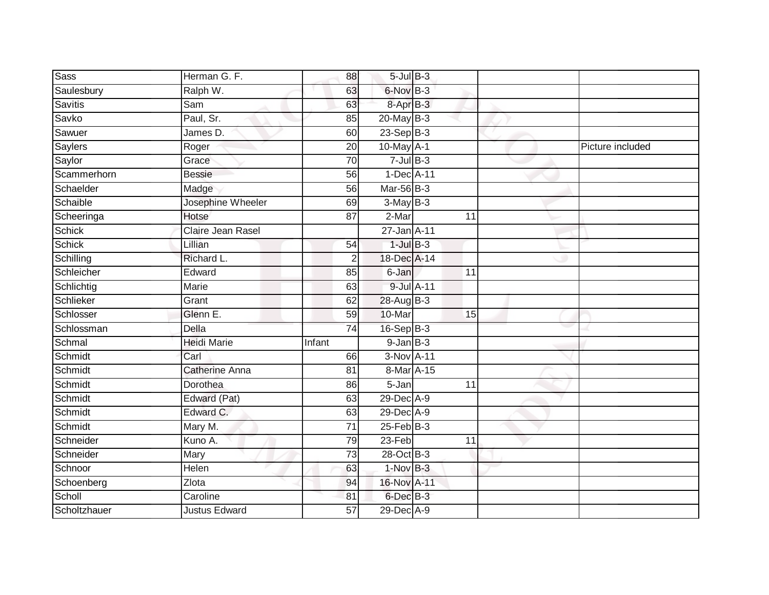| Sass | Herman G. F. | 88 | 5-Jul | B-3 | | | |
|---|---|---|---|---|---|---|---|
| Saulesbury | Ralph W. | 63 | 6-Nov | B-3 | | | |
| Savitis | Sam | 63 | 8-Apr | B-3 | | | |
| Savko | Paul, Sr. | 85 | 20-May | B-3 | | | |
| Sawuer | James D. | 60 | 23-Sep | B-3 | | | |
| Saylers | Roger | 20 | 10-May | A-1 | | | Picture included |
| Saylor | Grace | 70 | 7-Jul | B-3 | | | |
| Scammerhorn | Bessie | 56 | 1-Dec | A-11 | | | |
| Schaelder | Madge | 56 | Mar-56 | B-3 | | | |
| Schaible | Josephine Wheeler | 69 | 3-May | B-3 | | | |
| Scheeringa | Hotse | 87 | 2-Mar | | 11 | | |
| Schick | Claire Jean Rasel | | 27-Jan | A-11 | | | |
| Schick | Lillian | 54 | 1-Jul | B-3 | | | |
| Schilling | Richard L. | 2 | 18-Dec | A-14 | | | |
| Schleicher | Edward | 85 | 6-Jan | | 11 | | |
| Schlichtig | Marie | 63 | 9-Jul | A-11 | | | |
| Schlieker | Grant | 62 | 28-Aug | B-3 | | | |
| Schlosser | Glenn E. | 59 | 10-Mar | | 15 | | |
| Schlossman | Della | 74 | 16-Sep | B-3 | | | |
| Schmal | Heidi Marie | Infant | 9-Jan | B-3 | | | |
| Schmidt | Carl | 66 | 3-Nov | A-11 | | | |
| Schmidt | Catherine Anna | 81 | 8-Mar | A-15 | | | |
| Schmidt | Dorothea | 86 | 5-Jan | | 11 | | |
| Schmidt | Edward (Pat) | 63 | 29-Dec | A-9 | | | |
| Schmidt | Edward C. | 63 | 29-Dec | A-9 | | | |
| Schmidt | Mary M. | 71 | 25-Feb | B-3 | | | |
| Schneider | Kuno A. | 79 | 23-Feb | | 11 | | |
| Schneider | Mary | 73 | 28-Oct | B-3 | | | |
| Schnoor | Helen | 63 | 1-Nov | B-3 | | | |
| Schoenberg | Zlota | 94 | 16-Nov | A-11 | | | |
| Scholl | Caroline | 81 | 6-Dec | B-3 | | | |
| Scholtzhauer | Justus Edward | 57 | 29-Dec | A-9 | | | |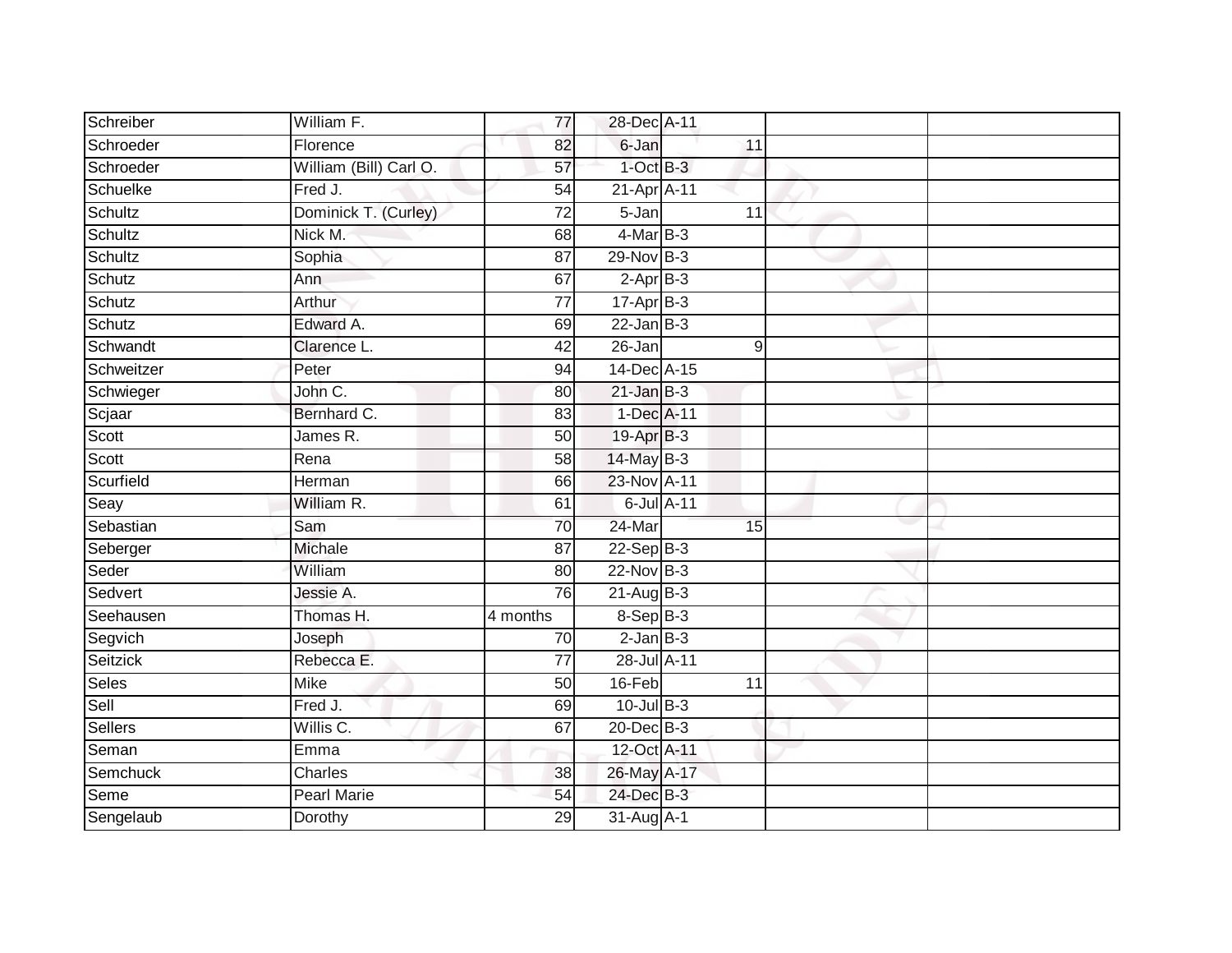| | | | | | | |
|---|---|---|---|---|---|---|
| Schreiber | William F. | 77 | 28-Dec | A-11 | | |
| Schroeder | Florence | 82 | 6-Jan | 11 | | |
| Schroeder | William (Bill) Carl O. | 57 | 1-Oct | B-3 | | |
| Schuelke | Fred J. | 54 | 21-Apr | A-11 | | |
| Schultz | Dominick T. (Curley) | 72 | 5-Jan | 11 | | |
| Schultz | Nick M. | 68 | 4-Mar | B-3 | | |
| Schultz | Sophia | 87 | 29-Nov | B-3 | | |
| Schutz | Ann | 67 | 2-Apr | B-3 | | |
| Schutz | Arthur | 77 | 17-Apr | B-3 | | |
| Schutz | Edward A. | 69 | 22-Jan | B-3 | | |
| Schwandt | Clarence L. | 42 | 26-Jan | 9 | | |
| Schweitzer | Peter | 94 | 14-Dec | A-15 | | |
| Schwieger | John C. | 80 | 21-Jan | B-3 | | |
| Scjaar | Bernhard C. | 83 | 1-Dec | A-11 | | |
| Scott | James R. | 50 | 19-Apr | B-3 | | |
| Scott | Rena | 58 | 14-May | B-3 | | |
| Scurfield | Herman | 66 | 23-Nov | A-11 | | |
| Seay | William R. | 61 | 6-Jul | A-11 | | |
| Sebastian | Sam | 70 | 24-Mar | 15 | | |
| Seberger | Michale | 87 | 22-Sep | B-3 | | |
| Seder | William | 80 | 22-Nov | B-3 | | |
| Sedvert | Jessie A. | 76 | 21-Aug | B-3 | | |
| Seehausen | Thomas H. | 4 months | 8-Sep | B-3 | | |
| Segvich | Joseph | 70 | 2-Jan | B-3 | | |
| Seitzick | Rebecca E. | 77 | 28-Jul | A-11 | | |
| Seles | Mike | 50 | 16-Feb | 11 | | |
| Sell | Fred J. | 69 | 10-Jul | B-3 | | |
| Sellers | Willis C. | 67 | 20-Dec | B-3 | | |
| Seman | Emma | | 12-Oct | A-11 | | |
| Semchuck | Charles | 38 | 26-May | A-17 | | |
| Seme | Pearl Marie | 54 | 24-Dec | B-3 | | |
| Sengelaub | Dorothy | 29 | 31-Aug | A-1 | | |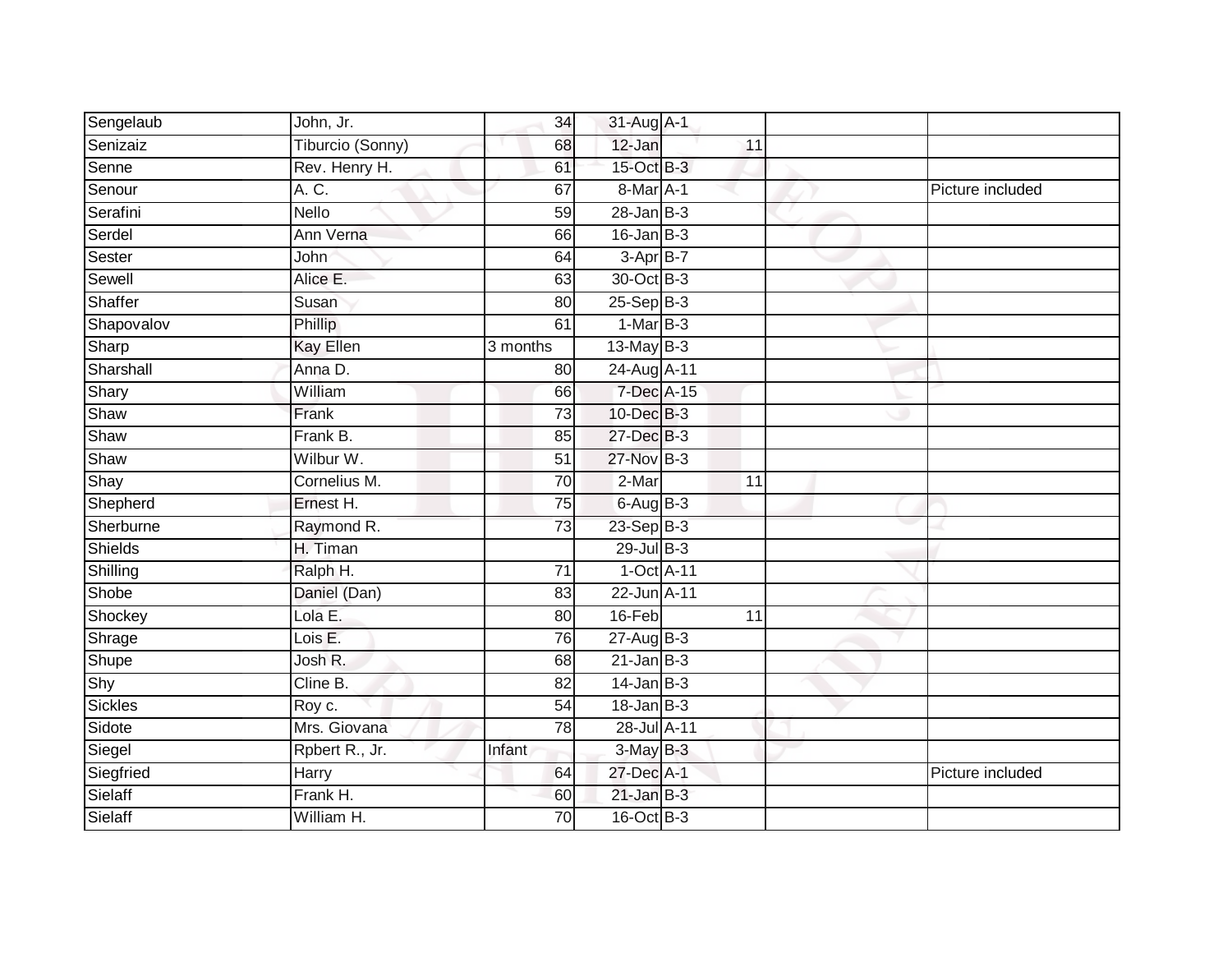| Sengelaub | John, Jr. | 34 | 31-Aug | A-1 | | | |
|---|---|---|---|---|---|---|---|
| Senizaiz | Tiburcio (Sonny) | 68 | 12-Jan | | 11 | | |
| Senne | Rev. Henry H. | 61 | 15-Oct | B-3 | | | |
| Senour | A. C. | 67 | 8-Mar | A-1 | | | Picture included |
| Serafini | Nello | 59 | 28-Jan | B-3 | | | |
| Serdel | Ann Verna | 66 | 16-Jan | B-3 | | | |
| Sester | John | 64 | 3-Apr | B-7 | | | |
| Sewell | Alice E. | 63 | 30-Oct | B-3 | | | |
| Shaffer | Susan | 80 | 25-Sep | B-3 | | | |
| Shapovalov | Phillip | 61 | 1-Mar | B-3 | | | |
| Sharp | Kay Ellen | 3 months | 13-May | B-3 | | | |
| Sharshall | Anna D. | 80 | 24-Aug | A-11 | | | |
| Shary | William | 66 | 7-Dec | A-15 | | | |
| Shaw | Frank | 73 | 10-Dec | B-3 | | | |
| Shaw | Frank B. | 85 | 27-Dec | B-3 | | | |
| Shaw | Wilbur W. | 51 | 27-Nov | B-3 | | | |
| Shay | Cornelius M. | 70 | 2-Mar | | 11 | | |
| Shepherd | Ernest H. | 75 | 6-Aug | B-3 | | | |
| Sherburne | Raymond R. | 73 | 23-Sep | B-3 | | | |
| Shields | H. Timan | | 29-Jul | B-3 | | | |
| Shilling | Ralph H. | 71 | 1-Oct | A-11 | | | |
| Shobe | Daniel (Dan) | 83 | 22-Jun | A-11 | | | |
| Shockey | Lola E. | 80 | 16-Feb | | 11 | | |
| Shrage | Lois E. | 76 | 27-Aug | B-3 | | | |
| Shupe | Josh R. | 68 | 21-Jan | B-3 | | | |
| Shy | Cline B. | 82 | 14-Jan | B-3 | | | |
| Sickles | Roy c. | 54 | 18-Jan | B-3 | | | |
| Sidote | Mrs. Giovana | 78 | 28-Jul | A-11 | | | |
| Siegel | Rpbert R., Jr. | Infant | 3-May | B-3 | | | |
| Siegfried | Harry | 64 | 27-Dec | A-1 | | | Picture included |
| Sielaff | Frank H. | 60 | 21-Jan | B-3 | | | |
| Sielaff | William H. | 70 | 16-Oct | B-3 | | | |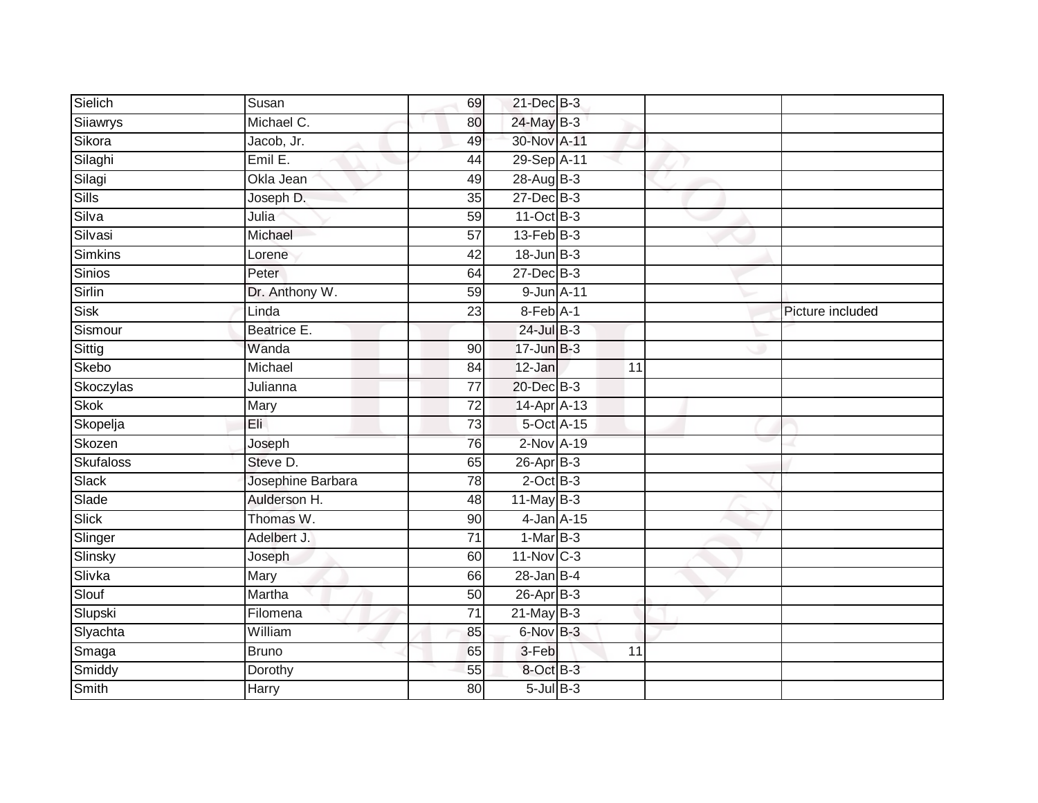| Sielich | Susan | 69 | 21-Dec | B-3 | | | |
|---|---|---|---|---|---|---|---|
| Siiawrys | Michael C. | 80 | 24-May | B-3 | | | |
| Sikora | Jacob, Jr. | 49 | 30-Nov | A-11 | | | |
| Silaghi | Emil E. | 44 | 29-Sep | A-11 | | | |
| Silagi | Okla Jean | 49 | 28-Aug | B-3 | | | |
| Sills | Joseph D. | 35 | 27-Dec | B-3 | | | |
| Silva | Julia | 59 | 11-Oct | B-3 | | | |
| Silvasi | Michael | 57 | 13-Feb | B-3 | | | |
| Simkins | Lorene | 42 | 18-Jun | B-3 | | | |
| Sinios | Peter | 64 | 27-Dec | B-3 | | | |
| Sirlin | Dr. Anthony W. | 59 | 9-Jun | A-11 | | | |
| Sisk | Linda | 23 | 8-Feb | A-1 | | | Picture included |
| Sismour | Beatrice E. | | 24-Jul | B-3 | | | |
| Sittig | Wanda | 90 | 17-Jun | B-3 | | | |
| Skebo | Michael | 84 | 12-Jan | | 11 | | |
| Skoczylas | Julianna | 77 | 20-Dec | B-3 | | | |
| Skok | Mary | 72 | 14-Apr | A-13 | | | |
| Skopelja | Eli | 73 | 5-Oct | A-15 | | | |
| Skozen | Joseph | 76 | 2-Nov | A-19 | | | |
| Skufaloss | Steve D. | 65 | 26-Apr | B-3 | | | |
| Slack | Josephine Barbara | 78 | 2-Oct | B-3 | | | |
| Slade | Aulderson H. | 48 | 11-May | B-3 | | | |
| Slick | Thomas W. | 90 | 4-Jan | A-15 | | | |
| Slinger | Adelbert J. | 71 | 1-Mar | B-3 | | | |
| Slinsky | Joseph | 60 | 11-Nov | C-3 | | | |
| Slivka | Mary | 66 | 28-Jan | B-4 | | | |
| Slouf | Martha | 50 | 26-Apr | B-3 | | | |
| Slupski | Filomena | 71 | 21-May | B-3 | | | |
| Slyachta | William | 85 | 6-Nov | B-3 | | | |
| Smaga | Bruno | 65 | 3-Feb | | 11 | | |
| Smiddy | Dorothy | 55 | 8-Oct | B-3 | | | |
| Smith | Harry | 80 | 5-Jul | B-3 | | | |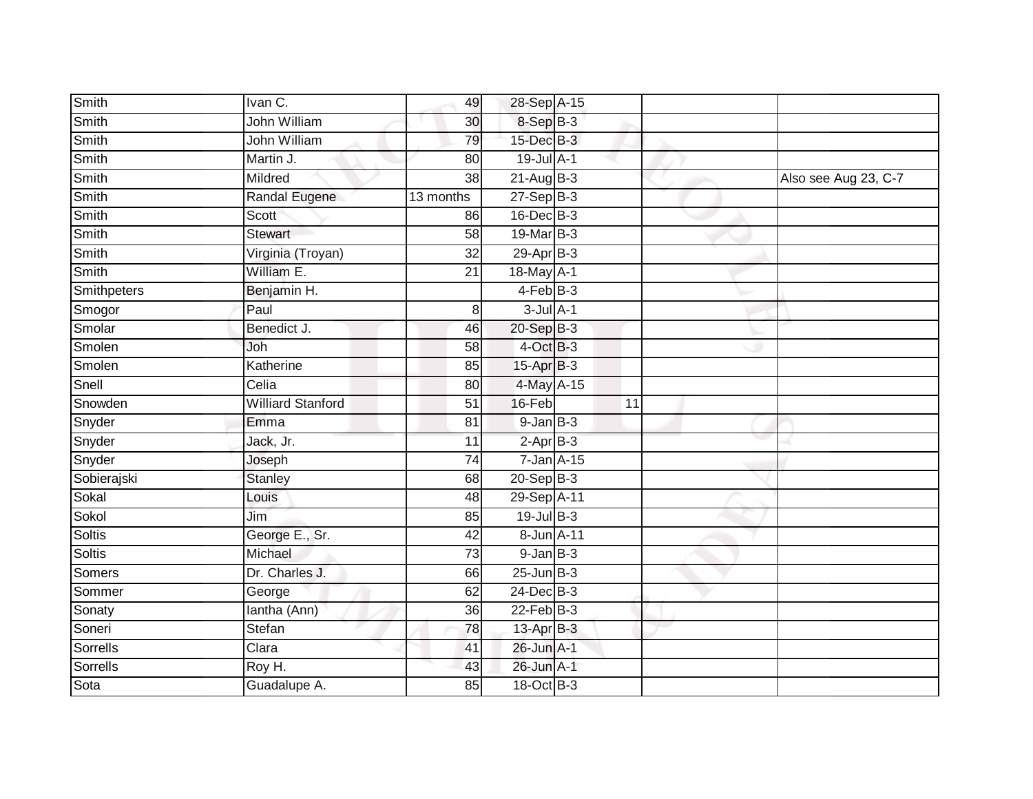| | | | | | | | |
|---|---|---|---|---|---|---|---|
| Smith | Ivan C. | 49 | 28-Sep | A-15 | | | |
| Smith | John William | 30 | 8-Sep | B-3 | | | |
| Smith | John William | 79 | 15-Dec | B-3 | | | |
| Smith | Martin J. | 80 | 19-Jul | A-1 | | | |
| Smith | Mildred | 38 | 21-Aug | B-3 | | | Also see Aug 23, C-7 |
| Smith | Randal Eugene | 13 months | 27-Sep | B-3 | | | |
| Smith | Scott | 86 | 16-Dec | B-3 | | | |
| Smith | Stewart | 58 | 19-Mar | B-3 | | | |
| Smith | Virginia (Troyan) | 32 | 29-Apr | B-3 | | | |
| Smith | William E. | 21 | 18-May | A-1 | | | |
| Smithpeters | Benjamin H. | | 4-Feb | B-3 | | | |
| Smogor | Paul | 8 | 3-Jul | A-1 | | | |
| Smolar | Benedict J. | 46 | 20-Sep | B-3 | | | |
| Smolen | Joh | 58 | 4-Oct | B-3 | | | |
| Smolen | Katherine | 85 | 15-Apr | B-3 | | | |
| Snell | Celia | 80 | 4-May | A-15 | | | |
| Snowden | Williard Stanford | 51 | 16-Feb | | 11 | | |
| Snyder | Emma | 81 | 9-Jan | B-3 | | | |
| Snyder | Jack, Jr. | 11 | 2-Apr | B-3 | | | |
| Snyder | Joseph | 74 | 7-Jan | A-15 | | | |
| Sobierajski | Stanley | 68 | 20-Sep | B-3 | | | |
| Sokal | Louis | 48 | 29-Sep | A-11 | | | |
| Sokol | Jim | 85 | 19-Jul | B-3 | | | |
| Soltis | George E., Sr. | 42 | 8-Jun | A-11 | | | |
| Soltis | Michael | 73 | 9-Jan | B-3 | | | |
| Somers | Dr. Charles J. | 66 | 25-Jun | B-3 | | | |
| Sommer | George | 62 | 24-Dec | B-3 | | | |
| Sonaty | Iantha (Ann) | 36 | 22-Feb | B-3 | | | |
| Soneri | Stefan | 78 | 13-Apr | B-3 | | | |
| Sorrells | Clara | 41 | 26-Jun | A-1 | | | |
| Sorrells | Roy H. | 43 | 26-Jun | A-1 | | | |
| Sota | Guadalupe A. | 85 | 18-Oct | B-3 | | | |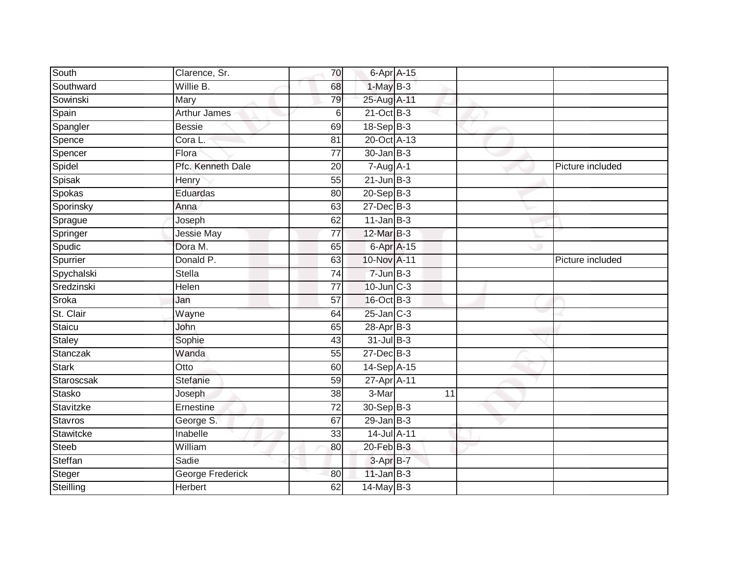| | | | | | | |
|---|---|---|---|---|---|---|
| South | Clarence, Sr. | 70 | 6-Apr | A-15 | | |
| Southward | Willie B. | 68 | 1-May | B-3 | | |
| Sowinski | Mary | 79 | 25-Aug | A-11 | | |
| Spain | Arthur James | 6 | 21-Oct | B-3 | | |
| Spangler | Bessie | 69 | 18-Sep | B-3 | | |
| Spence | Cora L. | 81 | 20-Oct | A-13 | | |
| Spencer | Flora | 77 | 30-Jan | B-3 | | |
| Spidel | Pfc. Kenneth Dale | 20 | 7-Aug | A-1 | | Picture included |
| Spisak | Henry | 55 | 21-Jun | B-3 | | |
| Spokas | Eduardas | 80 | 20-Sep | B-3 | | |
| Sporinsky | Anna | 63 | 27-Dec | B-3 | | |
| Sprague | Joseph | 62 | 11-Jan | B-3 | | |
| Springer | Jessie May | 77 | 12-Mar | B-3 | | |
| Spudic | Dora M. | 65 | 6-Apr | A-15 | | |
| Spurrier | Donald P. | 63 | 10-Nov | A-11 | | Picture included |
| Spychalski | Stella | 74 | 7-Jun | B-3 | | |
| Sredzinski | Helen | 77 | 10-Jun | C-3 | | |
| Sroka | Jan | 57 | 16-Oct | B-3 | | |
| St. Clair | Wayne | 64 | 25-Jan | C-3 | | |
| Staicu | John | 65 | 28-Apr | B-3 | | |
| Staley | Sophie | 43 | 31-Jul | B-3 | | |
| Stanczak | Wanda | 55 | 27-Dec | B-3 | | |
| Stark | Otto | 60 | 14-Sep | A-15 | | |
| Staroscsak | Stefanie | 59 | 27-Apr | A-11 | | |
| Stasko | Joseph | 38 | 3-Mar | 11 | | |
| Stavitzke | Ernestine | 72 | 30-Sep | B-3 | | |
| Stavros | George S. | 67 | 29-Jan | B-3 | | |
| Stawitcke | Inabelle | 33 | 14-Jul | A-11 | | |
| Steeb | William | 80 | 20-Feb | B-3 | | |
| Steffan | Sadie | | 3-Apr | B-7 | | |
| Steger | George Frederick | 80 | 11-Jan | B-3 | | |
| Steilling | Herbert | 62 | 14-May | B-3 | | |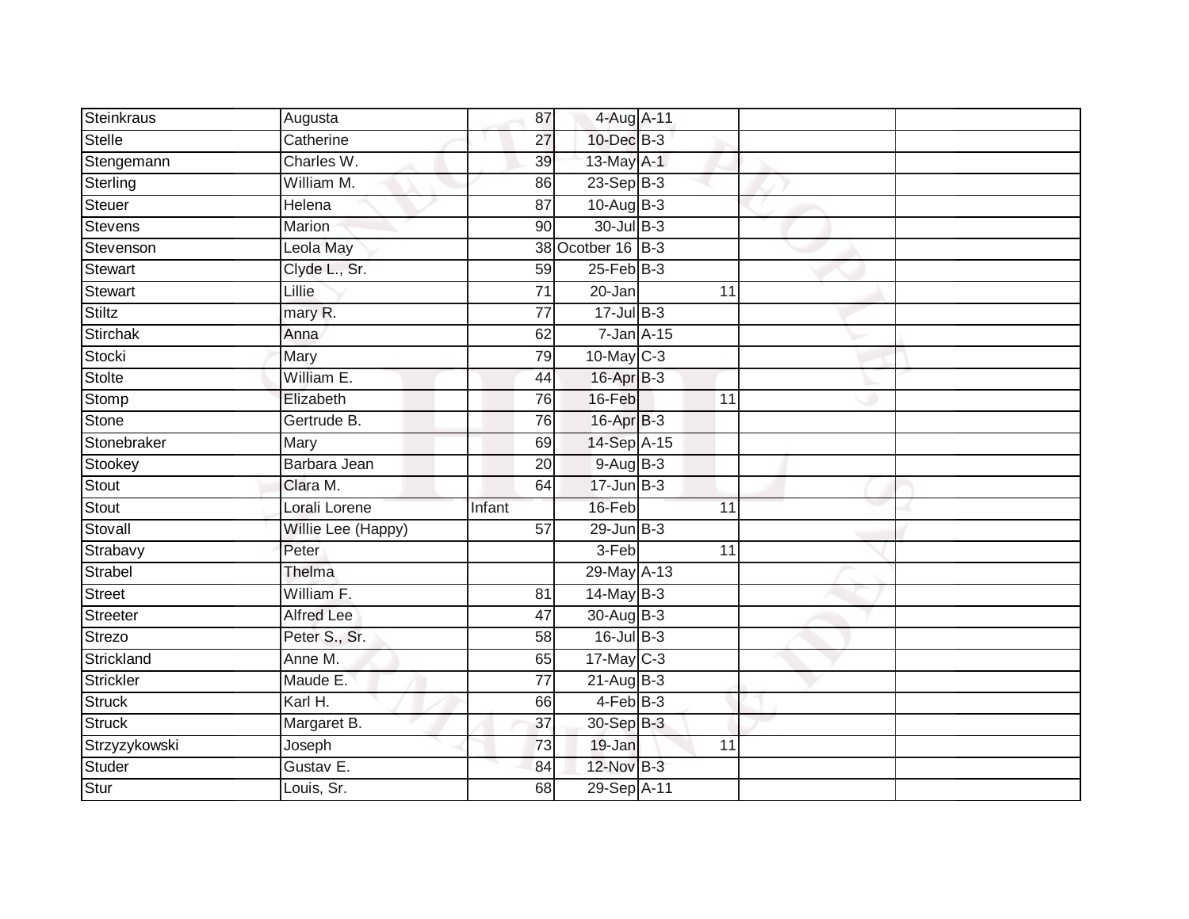| | | | | | | | |
|---|---|---|---|---|---|---|---|
| Steinkraus | Augusta | 87 | 4-Aug | A-11 | | | |
| Stelle | Catherine | 27 | 10-Dec | B-3 | | | |
| Stengemann | Charles W. | 39 | 13-May | A-1 | | | |
| Sterling | William M. | 86 | 23-Sep | B-3 | | | |
| Steuer | Helena | 87 | 10-Aug | B-3 | | | |
| Stevens | Marion | 90 | 30-Jul | B-3 | | | |
| Stevenson | Leola May | 38 | Ocotber 16 | B-3 | | | |
| Stewart | Clyde L., Sr. | 59 | 25-Feb | B-3 | | | |
| Stewart | Lillie | 71 | 20-Jan | | 11 | | |
| Stiltz | mary R. | 77 | 17-Jul | B-3 | | | |
| Stirchak | Anna | 62 | 7-Jan | A-15 | | | |
| Stocki | Mary | 79 | 10-May | C-3 | | | |
| Stolte | William E. | 44 | 16-Apr | B-3 | | | |
| Stomp | Elizabeth | 76 | 16-Feb | | 11 | | |
| Stone | Gertrude B. | 76 | 16-Apr | B-3 | | | |
| Stonebraker | Mary | 69 | 14-Sep | A-15 | | | |
| Stookey | Barbara Jean | 20 | 9-Aug | B-3 | | | |
| Stout | Clara M. | 64 | 17-Jun | B-3 | | | |
| Stout | Lorali Lorene | Infant | 16-Feb | | 11 | | |
| Stovall | Willie Lee (Happy) | 57 | 29-Jun | B-3 | | | |
| Strabavy | Peter | | 3-Feb | | 11 | | |
| Strabel | Thelma | | 29-May | A-13 | | | |
| Street | William F. | 81 | 14-May | B-3 | | | |
| Streeter | Alfred Lee | 47 | 30-Aug | B-3 | | | |
| Strezo | Peter S., Sr. | 58 | 16-Jul | B-3 | | | |
| Strickland | Anne M. | 65 | 17-May | C-3 | | | |
| Strickler | Maude E. | 77 | 21-Aug | B-3 | | | |
| Struck | Karl H. | 66 | 4-Feb | B-3 | | | |
| Struck | Margaret B. | 37 | 30-Sep | B-3 | | | |
| Strzyzykowski | Joseph | 73 | 19-Jan | | 11 | | |
| Studer | Gustav E. | 84 | 12-Nov | B-3 | | | |
| Stur | Louis, Sr. | 68 | 29-Sep | A-11 | | | |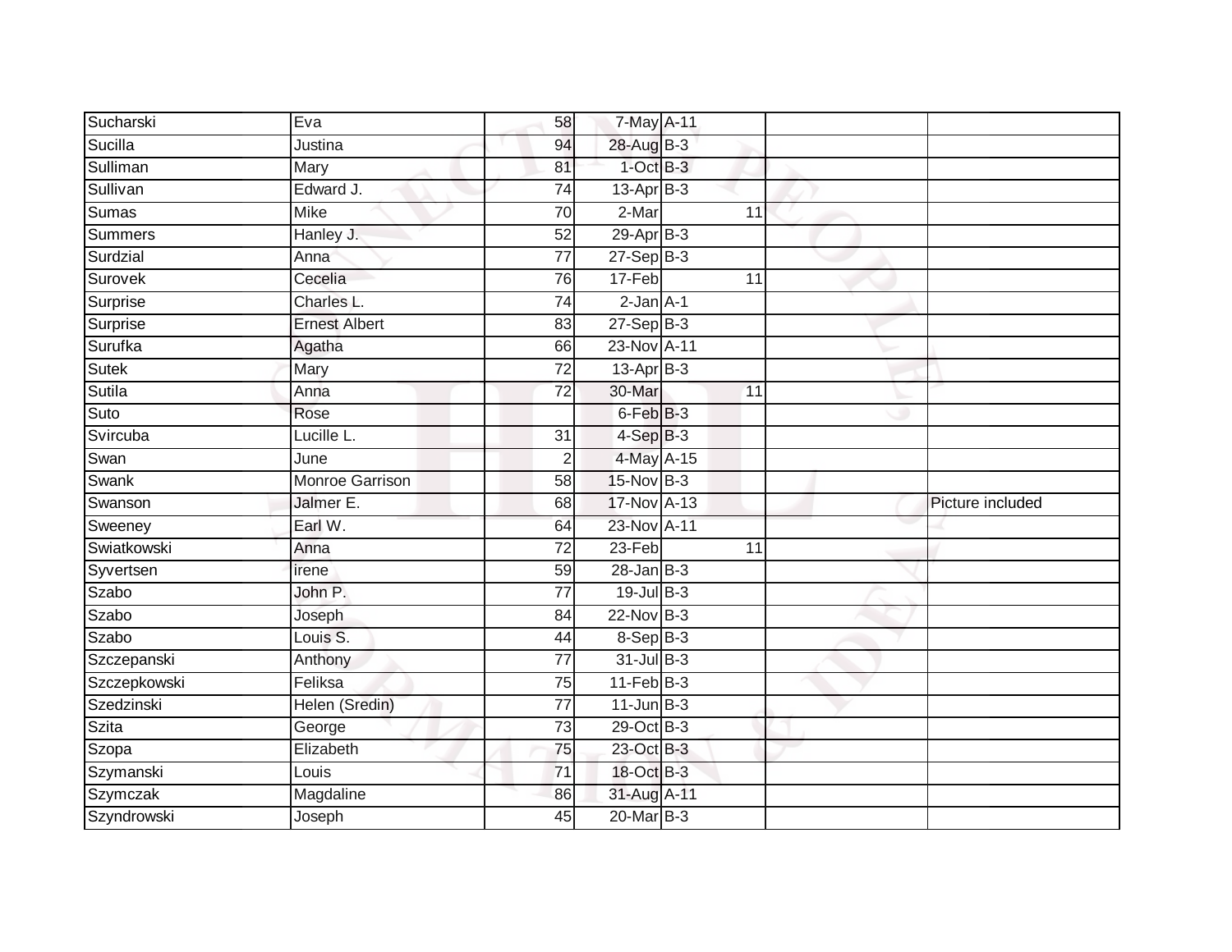| | | | | | | |
|---|---|---|---|---|---|---|
| Sucharski | Eva | 58 | 7-May | A-11 | | |
| Sucilla | Justina | 94 | 28-Aug | B-3 | | |
| Sulliman | Mary | 81 | 1-Oct | B-3 | | |
| Sullivan | Edward J. | 74 | 13-Apr | B-3 | | |
| Sumas | Mike | 70 | 2-Mar | 11 | | |
| Summers | Hanley J. | 52 | 29-Apr | B-3 | | |
| Surdzial | Anna | 77 | 27-Sep | B-3 | | |
| Surovek | Cecelia | 76 | 17-Feb | 11 | | |
| Surprise | Charles L. | 74 | 2-Jan | A-1 | | |
| Surprise | Ernest Albert | 83 | 27-Sep | B-3 | | |
| Surufka | Agatha | 66 | 23-Nov | A-11 | | |
| Sutek | Mary | 72 | 13-Apr | B-3 | | |
| Sutila | Anna | 72 | 30-Mar | 11 | | |
| Suto | Rose | | 6-Feb | B-3 | | |
| Svircuba | Lucille L. | 31 | 4-Sep | B-3 | | |
| Swan | June | 2 | 4-May | A-15 | | |
| Swank | Monroe Garrison | 58 | 15-Nov | B-3 | | |
| Swanson | Jalmer E. | 68 | 17-Nov | A-13 | | Picture included |
| Sweeney | Earl W. | 64 | 23-Nov | A-11 | | |
| Swiatkowski | Anna | 72 | 23-Feb | 11 | | |
| Syvertsen | irene | 59 | 28-Jan | B-3 | | |
| Szabo | John P. | 77 | 19-Jul | B-3 | | |
| Szabo | Joseph | 84 | 22-Nov | B-3 | | |
| Szabo | Louis S. | 44 | 8-Sep | B-3 | | |
| Szczepanski | Anthony | 77 | 31-Jul | B-3 | | |
| Szczepkowski | Feliksa | 75 | 11-Feb | B-3 | | |
| Szedzinski | Helen (Sredin) | 77 | 11-Jun | B-3 | | |
| Szita | George | 73 | 29-Oct | B-3 | | |
| Szopa | Elizabeth | 75 | 23-Oct | B-3 | | |
| Szymanski | Louis | 71 | 18-Oct | B-3 | | |
| Szymczak | Magdaline | 86 | 31-Aug | A-11 | | |
| Szyndrowski | Joseph | 45 | 20-Mar | B-3 | | |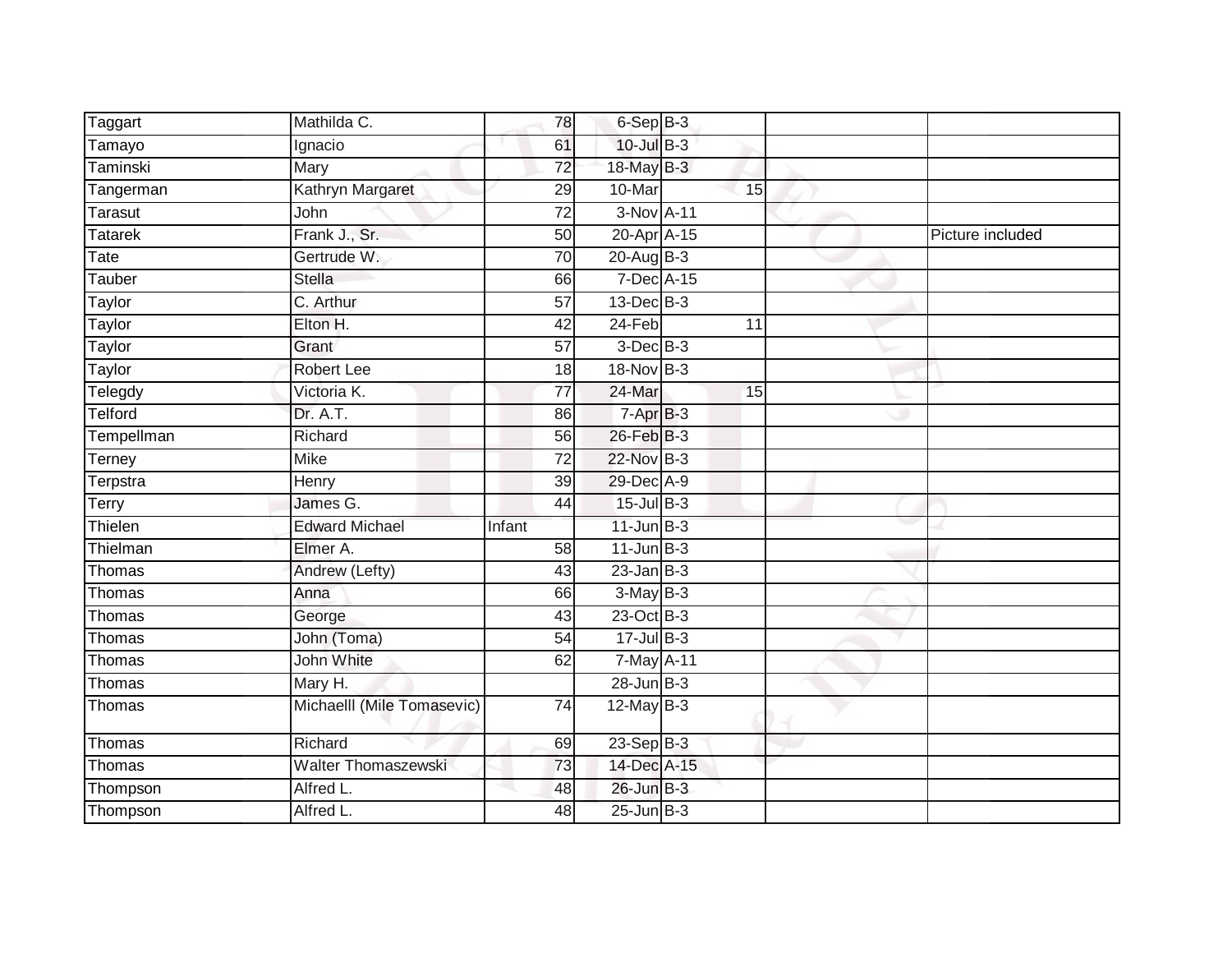| | | | | | | | |
|---|---|---|---|---|---|---|---|
| Taggart | Mathilda C. | 78 | 6-Sep | B-3 | | | |
| Tamayo | Ignacio | 61 | 10-Jul | B-3 | | | |
| Taminski | Mary | 72 | 18-May | B-3 | | | |
| Tangerman | Kathryn Margaret | 29 | 10-Mar | | 15 | | |
| Tarasut | John | 72 | 3-Nov | A-11 | | | |
| Tatarek | Frank J., Sr. | 50 | 20-Apr | A-15 | | | Picture included |
| Tate | Gertrude W. | 70 | 20-Aug | B-3 | | | |
| Tauber | Stella | 66 | 7-Dec | A-15 | | | |
| Taylor | C. Arthur | 57 | 13-Dec | B-3 | | | |
| Taylor | Elton H. | 42 | 24-Feb | | 11 | | |
| Taylor | Grant | 57 | 3-Dec | B-3 | | | |
| Taylor | Robert Lee | 18 | 18-Nov | B-3 | | | |
| Telegdy | Victoria K. | 77 | 24-Mar | | 15 | | |
| Telford | Dr. A.T. | 86 | 7-Apr | B-3 | | | |
| Tempellman | Richard | 56 | 26-Feb | B-3 | | | |
| Terney | Mike | 72 | 22-Nov | B-3 | | | |
| Terpstra | Henry | 39 | 29-Dec | A-9 | | | |
| Terry | James G. | 44 | 15-Jul | B-3 | | | |
| Thielen | Edward Michael | Infant | 11-Jun | B-3 | | | |
| Thielman | Elmer A. | 58 | 11-Jun | B-3 | | | |
| Thomas | Andrew (Lefty) | 43 | 23-Jan | B-3 | | | |
| Thomas | Anna | 66 | 3-May | B-3 | | | |
| Thomas | George | 43 | 23-Oct | B-3 | | | |
| Thomas | John (Toma) | 54 | 17-Jul | B-3 | | | |
| Thomas | John White | 62 | 7-May | A-11 | | | |
| Thomas | Mary H. | | 28-Jun | B-3 | | | |
| Thomas | Michaelll (Mile Tomasevic) | 74 | 12-May | B-3 | | | |
| Thomas | Richard | 69 | 23-Sep | B-3 | | | |
| Thomas | Walter Thomaszewski | 73 | 14-Dec | A-15 | | | |
| Thompson | Alfred L. | 48 | 26-Jun | B-3 | | | |
| Thompson | Alfred L. | 48 | 25-Jun | B-3 | | | |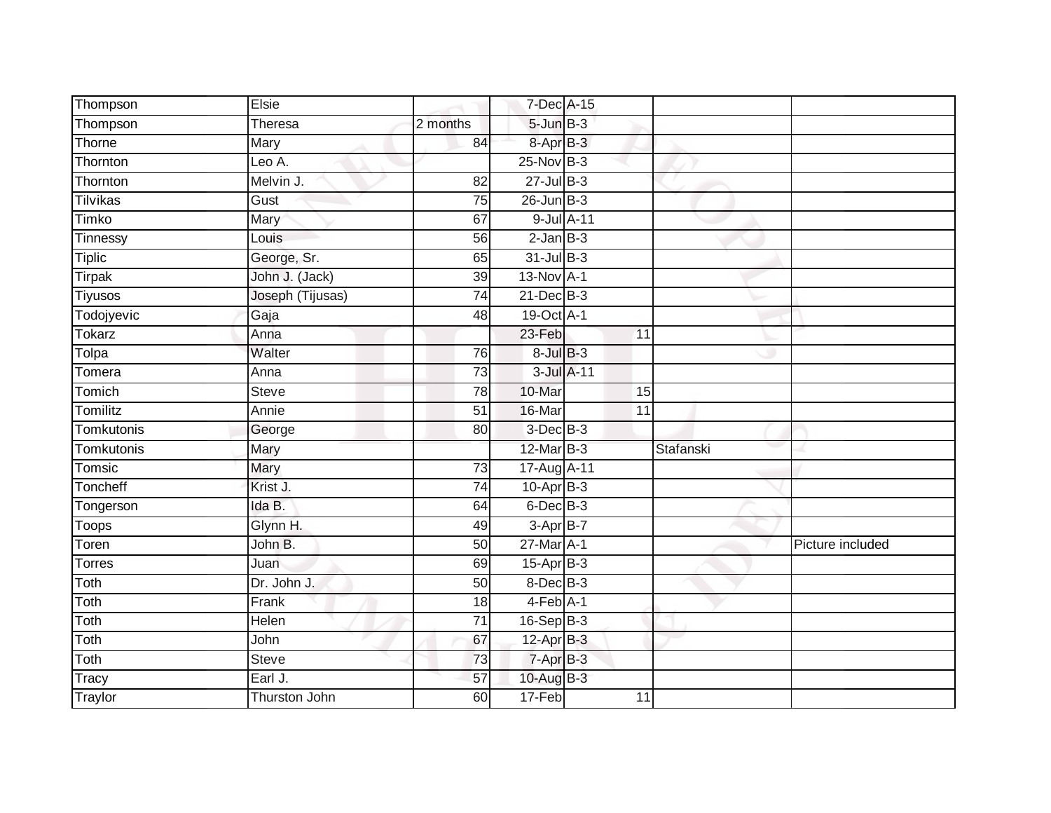| | | | | | | | |
|---|---|---|---|---|---|---|---|
| Thompson | Elsie | | 7-Dec | A-15 | | | |
| Thompson | Theresa | 2 months | 5-Jun | B-3 | | | |
| Thorne | Mary | 84 | 8-Apr | B-3 | | | |
| Thornton | Leo A. | | 25-Nov | B-3 | | | |
| Thornton | Melvin J. | 82 | 27-Jul | B-3 | | | |
| Tilvikas | Gust | 75 | 26-Jun | B-3 | | | |
| Timko | Mary | 67 | 9-Jul | A-11 | | | |
| Tinnessy | Louis | 56 | 2-Jan | B-3 | | | |
| Tiplic | George, Sr. | 65 | 31-Jul | B-3 | | | |
| Tirpak | John J. (Jack) | 39 | 13-Nov | A-1 | | | |
| Tiyusos | Joseph (Tijusas) | 74 | 21-Dec | B-3 | | | |
| Todojyevic | Gaja | 48 | 19-Oct | A-1 | | | |
| Tokarz | Anna | | 23-Feb | | 11 | | |
| Tolpa | Walter | 76 | 8-Jul | B-3 | | | |
| Tomera | Anna | 73 | 3-Jul | A-11 | | | |
| Tomich | Steve | 78 | 10-Mar | | 15 | | |
| Tomilitz | Annie | 51 | 16-Mar | | 11 | | |
| Tomkutonis | George | 80 | 3-Dec | B-3 | | | |
| Tomkutonis | Mary | | 12-Mar | B-3 | | Stafanski | |
| Tomsic | Mary | 73 | 17-Aug | A-11 | | | |
| Toncheff | Krist J. | 74 | 10-Apr | B-3 | | | |
| Tongerson | Ida B. | 64 | 6-Dec | B-3 | | | |
| Toops | Glynn H. | 49 | 3-Apr | B-7 | | | |
| Toren | John B. | 50 | 27-Mar | A-1 | | | Picture included |
| Torres | Juan | 69 | 15-Apr | B-3 | | | |
| Toth | Dr. John J. | 50 | 8-Dec | B-3 | | | |
| Toth | Frank | 18 | 4-Feb | A-1 | | | |
| Toth | Helen | 71 | 16-Sep | B-3 | | | |
| Toth | John | 67 | 12-Apr | B-3 | | | |
| Toth | Steve | 73 | 7-Apr | B-3 | | | |
| Tracy | Earl J. | 57 | 10-Aug | B-3 | | | |
| Traylor | Thurston John | 60 | 17-Feb | | 11 | | |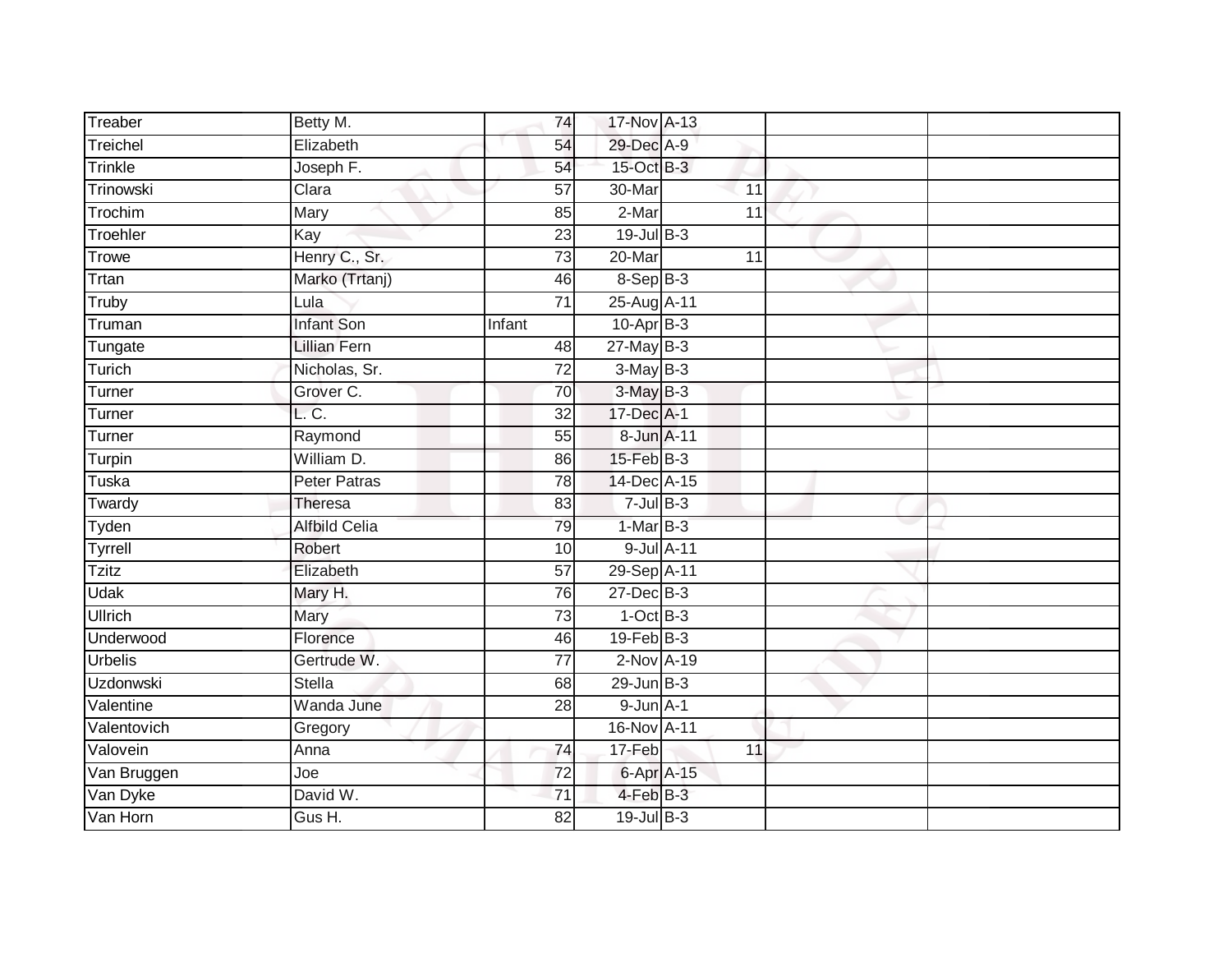| | | | | | | | |
|---|---|---|---|---|---|---|---|
| Treaber | Betty M. | 74 | 17-Nov | A-13 | | | |
| Treichel | Elizabeth | 54 | 29-Dec | A-9 | | | |
| Trinkle | Joseph F. | 54 | 15-Oct | B-3 | | | |
| Trinowski | Clara | 57 | 30-Mar | | 11 | | |
| Trochim | Mary | 85 | 2-Mar | | 11 | | |
| Troehler | Kay | 23 | 19-Jul | B-3 | | | |
| Trowe | Henry C., Sr. | 73 | 20-Mar | | 11 | | |
| Trtan | Marko (Trtanj) | 46 | 8-Sep | B-3 | | | |
| Truby | Lula | 71 | 25-Aug | A-11 | | | |
| Truman | Infant Son | Infant | 10-Apr | B-3 | | | |
| Tungate | Lillian Fern | 48 | 27-May | B-3 | | | |
| Turich | Nicholas, Sr. | 72 | 3-May | B-3 | | | |
| Turner | Grover C. | 70 | 3-May | B-3 | | | |
| Turner | L. C. | 32 | 17-Dec | A-1 | | | |
| Turner | Raymond | 55 | 8-Jun | A-11 | | | |
| Turpin | William D. | 86 | 15-Feb | B-3 | | | |
| Tuska | Peter Patras | 78 | 14-Dec | A-15 | | | |
| Twardy | Theresa | 83 | 7-Jul | B-3 | | | |
| Tyden | Alfbild Celia | 79 | 1-Mar | B-3 | | | |
| Tyrrell | Robert | 10 | 9-Jul | A-11 | | | |
| Tzitz | Elizabeth | 57 | 29-Sep | A-11 | | | |
| Udak | Mary H. | 76 | 27-Dec | B-3 | | | |
| Ullrich | Mary | 73 | 1-Oct | B-3 | | | |
| Underwood | Florence | 46 | 19-Feb | B-3 | | | |
| Urbelis | Gertrude W. | 77 | 2-Nov | A-19 | | | |
| Uzdonwski | Stella | 68 | 29-Jun | B-3 | | | |
| Valentine | Wanda June | 28 | 9-Jun | A-1 | | | |
| Valentovich | Gregory | | 16-Nov | A-11 | | | |
| Valovein | Anna | 74 | 17-Feb | | 11 | | |
| Van Bruggen | Joe | 72 | 6-Apr | A-15 | | | |
| Van Dyke | David W. | 71 | 4-Feb | B-3 | | | |
| Van Horn | Gus H. | 82 | 19-Jul | B-3 | | | |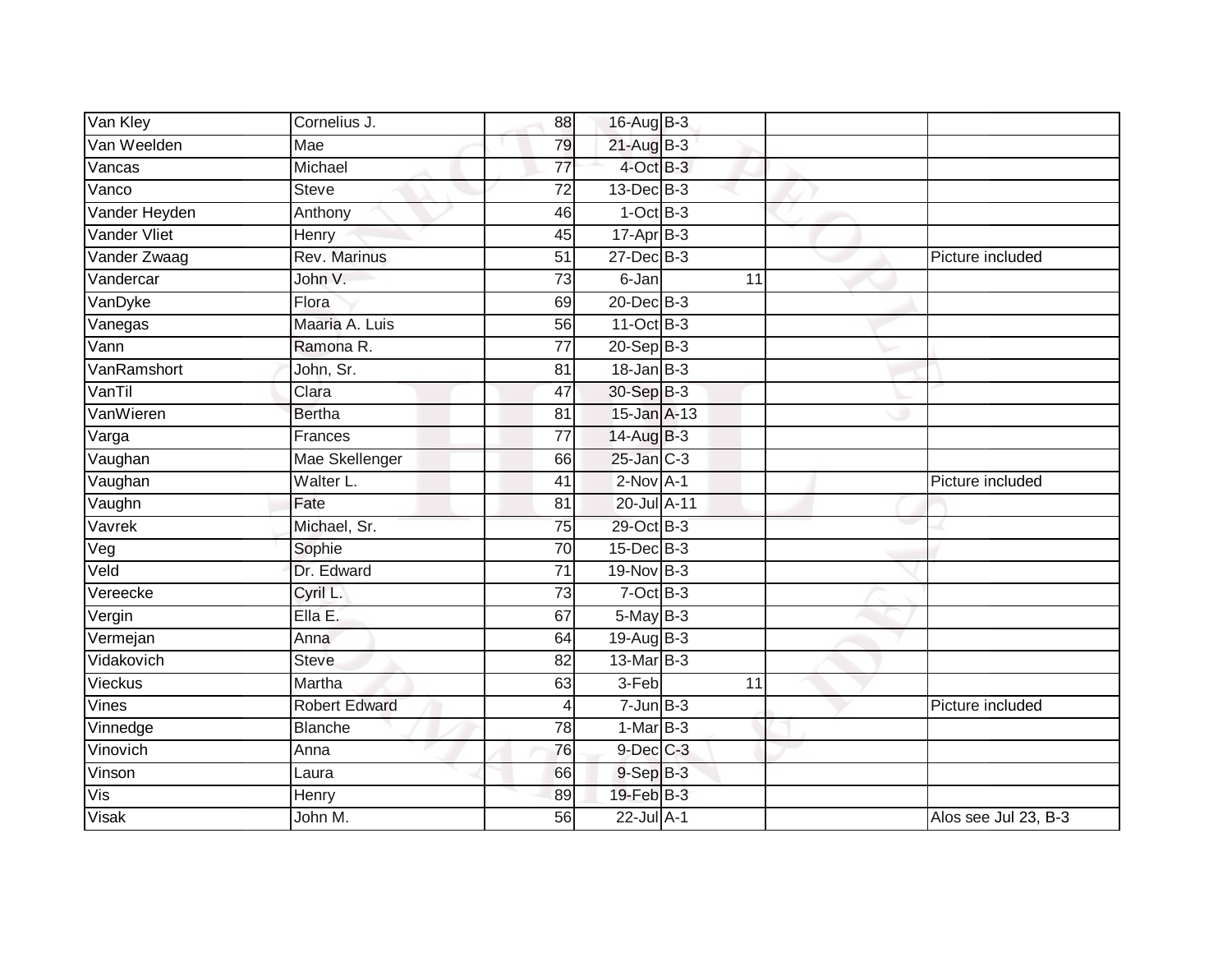| Van Kley | Cornelius J. | 88 | 16-Aug | B-3 | | | |
|---|---|---|---|---|---|---|---|
| Van Weelden | Mae | 79 | 21-Aug | B-3 | | | |
| Vancas | Michael | 77 | 4-Oct | B-3 | | | |
| Vanco | Steve | 72 | 13-Dec | B-3 | | | |
| Vander Heyden | Anthony | 46 | 1-Oct | B-3 | | | |
| Vander Vliet | Henry | 45 | 17-Apr | B-3 | | | |
| Vander Zwaag | Rev. Marinus | 51 | 27-Dec | B-3 | | | Picture included |
| Vandercar | John V. | 73 | 6-Jan | | 11 | | |
| VanDyke | Flora | 69 | 20-Dec | B-3 | | | |
| Vanegas | Maaria A. Luis | 56 | 11-Oct | B-3 | | | |
| Vann | Ramona R. | 77 | 20-Sep | B-3 | | | |
| VanRamshort | John, Sr. | 81 | 18-Jan | B-3 | | | |
| VanTil | Clara | 47 | 30-Sep | B-3 | | | |
| VanWieren | Bertha | 81 | 15-Jan | A-13 | | | |
| Varga | Frances | 77 | 14-Aug | B-3 | | | |
| Vaughan | Mae Skellenger | 66 | 25-Jan | C-3 | | | |
| Vaughan | Walter L. | 41 | 2-Nov | A-1 | | | Picture included |
| Vaughn | Fate | 81 | 20-Jul | A-11 | | | |
| Vavrek | Michael, Sr. | 75 | 29-Oct | B-3 | | | |
| Veg | Sophie | 70 | 15-Dec | B-3 | | | |
| Veld | Dr. Edward | 71 | 19-Nov | B-3 | | | |
| Vereecke | Cyril L. | 73 | 7-Oct | B-3 | | | |
| Vergin | Ella E. | 67 | 5-May | B-3 | | | |
| Vermejan | Anna | 64 | 19-Aug | B-3 | | | |
| Vidakovich | Steve | 82 | 13-Mar | B-3 | | | |
| Vieckus | Martha | 63 | 3-Feb | | 11 | | |
| Vines | Robert Edward | 4 | 7-Jun | B-3 | | | Picture included |
| Vinnedge | Blanche | 78 | 1-Mar | B-3 | | | |
| Vinovich | Anna | 76 | 9-Dec | C-3 | | | |
| Vinson | Laura | 66 | 9-Sep | B-3 | | | |
| Vis | Henry | 89 | 19-Feb | B-3 | | | |
| Visak | John M. | 56 | 22-Jul | A-1 | | | Alos see Jul 23, B-3 |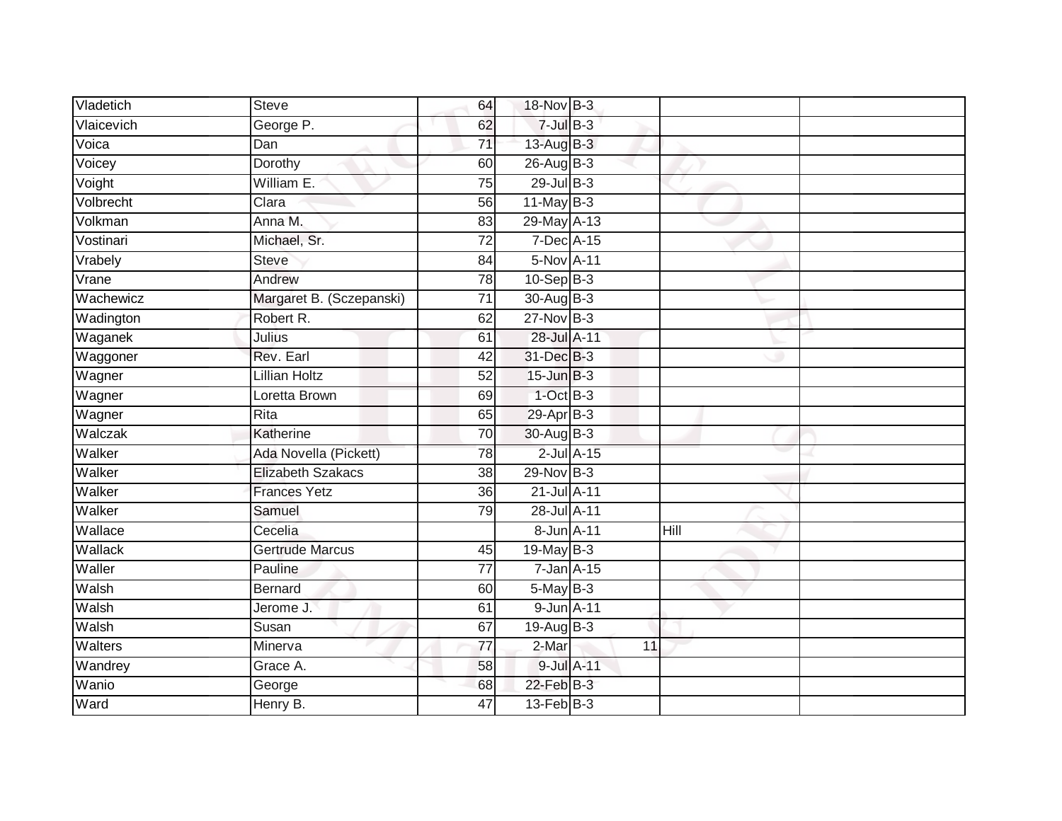| | | | | | | |
|---|---|---|---|---|---|---|
| Vladetich | Steve | 64 | 18-Nov | B-3 | | |
| Vlaicevich | George P. | 62 | 7-Jul | B-3 | | |
| Voica | Dan | 71 | 13-Aug | B-3 | | |
| Voicey | Dorothy | 60 | 26-Aug | B-3 | | |
| Voight | William E. | 75 | 29-Jul | B-3 | | |
| Volbrecht | Clara | 56 | 11-May | B-3 | | |
| Volkman | Anna M. | 83 | 29-May | A-13 | | |
| Vostinari | Michael, Sr. | 72 | 7-Dec | A-15 | | |
| Vrabely | Steve | 84 | 5-Nov | A-11 | | |
| Vrane | Andrew | 78 | 10-Sep | B-3 | | |
| Wachewicz | Margaret B. (Sczepanski) | 71 | 30-Aug | B-3 | | |
| Wadington | Robert R. | 62 | 27-Nov | B-3 | | |
| Waganek | Julius | 61 | 28-Jul | A-11 | | |
| Waggoner | Rev. Earl | 42 | 31-Dec | B-3 | | |
| Wagner | Lillian Holtz | 52 | 15-Jun | B-3 | | |
| Wagner | Loretta Brown | 69 | 1-Oct | B-3 | | |
| Wagner | Rita | 65 | 29-Apr | B-3 | | |
| Walczak | Katherine | 70 | 30-Aug | B-3 | | |
| Walker | Ada Novella (Pickett) | 78 | 2-Jul | A-15 | | |
| Walker | Elizabeth Szakacs | 38 | 29-Nov | B-3 | | |
| Walker | Frances Yetz | 36 | 21-Jul | A-11 | | |
| Walker | Samuel | 79 | 28-Jul | A-11 | | |
| Wallace | Cecelia | | 8-Jun | A-11 | Hill | |
| Wallack | Gertrude Marcus | 45 | 19-May | B-3 | | |
| Waller | Pauline | 77 | 7-Jan | A-15 | | |
| Walsh | Bernard | 60 | 5-May | B-3 | | |
| Walsh | Jerome J. | 61 | 9-Jun | A-11 | | |
| Walsh | Susan | 67 | 19-Aug | B-3 | | |
| Walters | Minerva | 77 | 2-Mar | 11 | | |
| Wandrey | Grace A. | 58 | 9-Jul | A-11 | | |
| Wanio | George | 68 | 22-Feb | B-3 | | |
| Ward | Henry B. | 47 | 13-Feb | B-3 | | |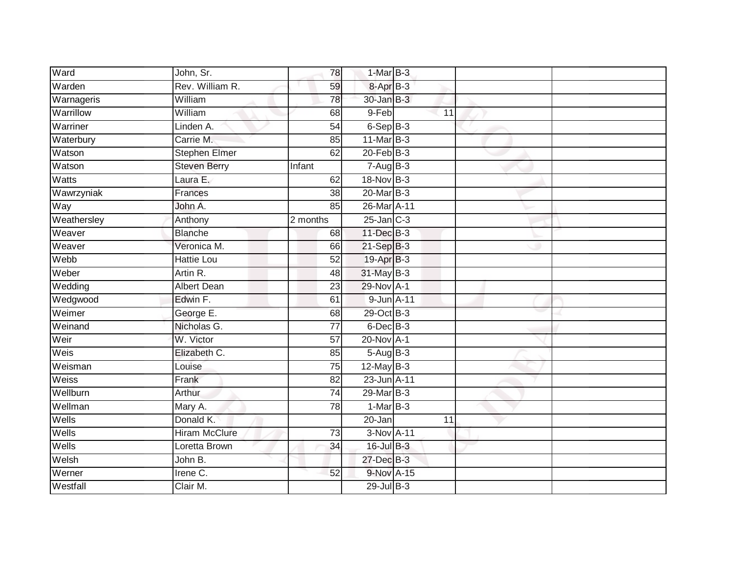| Ward | John, Sr. | 78 | 1-Mar | B-3 | | | |
|---|---|---|---|---|---|---|---|
| Warden | Rev. William R. | 59 | 8-Apr | B-3 | | | |
| Warnageris | William | 78 | 30-Jan | B-3 | | | |
| Warrillow | William | 68 | 9-Feb | | 11 | | |
| Warriner | Linden A. | 54 | 6-Sep | B-3 | | | |
| Waterbury | Carrie M. | 85 | 11-Mar | B-3 | | | |
| Watson | Stephen Elmer | 62 | 20-Feb | B-3 | | | |
| Watson | Steven Berry | Infant | 7-Aug | B-3 | | | |
| Watts | Laura E. | 62 | 18-Nov | B-3 | | | |
| Wawrzyniak | Frances | 38 | 20-Mar | B-3 | | | |
| Way | John A. | 85 | 26-Mar | A-11 | | | |
| Weathersley | Anthony | 2 months | 25-Jan | C-3 | | | |
| Weaver | Blanche | 68 | 11-Dec | B-3 | | | |
| Weaver | Veronica M. | 66 | 21-Sep | B-3 | | | |
| Webb | Hattie Lou | 52 | 19-Apr | B-3 | | | |
| Weber | Artin R. | 48 | 31-May | B-3 | | | |
| Wedding | Albert Dean | 23 | 29-Nov | A-1 | | | |
| Wedgwood | Edwin F. | 61 | 9-Jun | A-11 | | | |
| Weimer | George E. | 68 | 29-Oct | B-3 | | | |
| Weinand | Nicholas G. | 77 | 6-Dec | B-3 | | | |
| Weir | W. Victor | 57 | 20-Nov | A-1 | | | |
| Weis | Elizabeth C. | 85 | 5-Aug | B-3 | | | |
| Weisman | Louise | 75 | 12-May | B-3 | | | |
| Weiss | Frank | 82 | 23-Jun | A-11 | | | |
| Wellburn | Arthur | 74 | 29-Mar | B-3 | | | |
| Wellman | Mary A. | 78 | 1-Mar | B-3 | | | |
| Wells | Donald K. | | 20-Jan | | 11 | | |
| Wells | Hiram McClure | 73 | 3-Nov | A-11 | | | |
| Wells | Loretta Brown | 34 | 16-Jul | B-3 | | | |
| Welsh | John B. | | 27-Dec | B-3 | | | |
| Werner | Irene C. | 52 | 9-Nov | A-15 | | | |
| Westfall | Clair M. | | 29-Jul | B-3 | | | |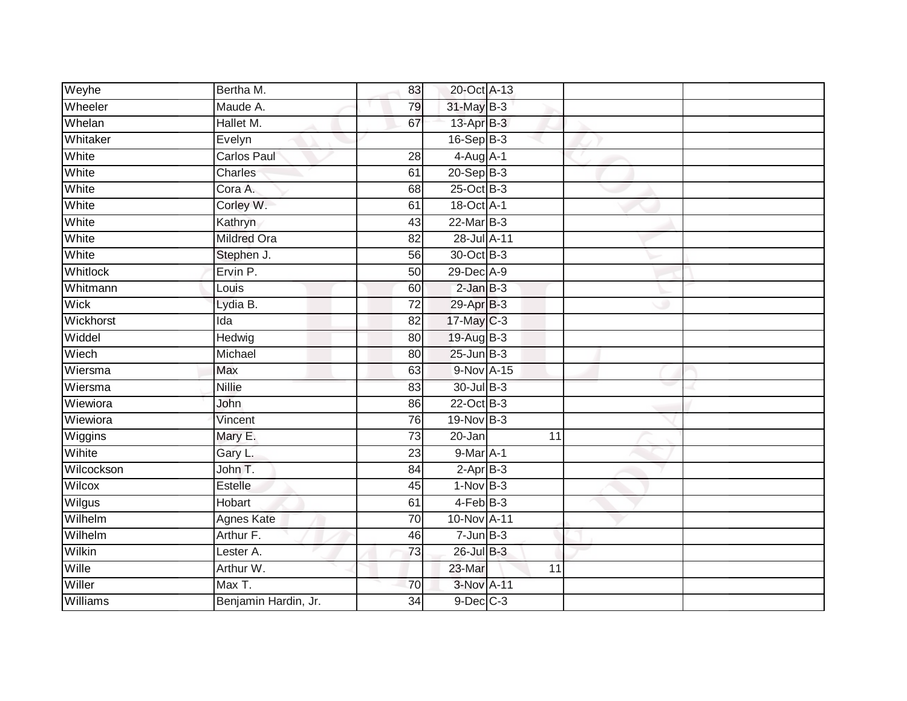| | | | | | | |
|---|---|---|---|---|---|---|
| Weyhe | Bertha M. | 83 | 20-Oct | A-13 | | |
| Wheeler | Maude A. | 79 | 31-May | B-3 | | |
| Whelan | Hallet M. | 67 | 13-Apr | B-3 | | |
| Whitaker | Evelyn | | 16-Sep | B-3 | | |
| White | Carlos Paul | 28 | 4-Aug | A-1 | | |
| White | Charles | 61 | 20-Sep | B-3 | | |
| White | Cora A. | 68 | 25-Oct | B-3 | | |
| White | Corley W. | 61 | 18-Oct | A-1 | | |
| White | Kathryn | 43 | 22-Mar | B-3 | | |
| White | Mildred Ora | 82 | 28-Jul | A-11 | | |
| White | Stephen J. | 56 | 30-Oct | B-3 | | |
| Whitlock | Ervin P. | 50 | 29-Dec | A-9 | | |
| Whitmann | Louis | 60 | 2-Jan | B-3 | | |
| Wick | Lydia B. | 72 | 29-Apr | B-3 | | |
| Wickhorst | Ida | 82 | 17-May | C-3 | | |
| Widdel | Hedwig | 80 | 19-Aug | B-3 | | |
| Wiech | Michael | 80 | 25-Jun | B-3 | | |
| Wiersma | Max | 63 | 9-Nov | A-15 | | |
| Wiersma | Nillie | 83 | 30-Jul | B-3 | | |
| Wiewiora | John | 86 | 22-Oct | B-3 | | |
| Wiewiora | Vincent | 76 | 19-Nov | B-3 | | |
| Wiggins | Mary E. | 73 | 20-Jan | 11 | | |
| Wihite | Gary L. | 23 | 9-Mar | A-1 | | |
| Wilcockson | John T. | 84 | 2-Apr | B-3 | | |
| Wilcox | Estelle | 45 | 1-Nov | B-3 | | |
| Wilgus | Hobart | 61 | 4-Feb | B-3 | | |
| Wilhelm | Agnes Kate | 70 | 10-Nov | A-11 | | |
| Wilhelm | Arthur F. | 46 | 7-Jun | B-3 | | |
| Wilkin | Lester A. | 73 | 26-Jul | B-3 | | |
| Wille | Arthur W. | | 23-Mar | 11 | | |
| Willer | Max T. | 70 | 3-Nov | A-11 | | |
| Williams | Benjamin Hardin, Jr. | 34 | 9-Dec | C-3 | | |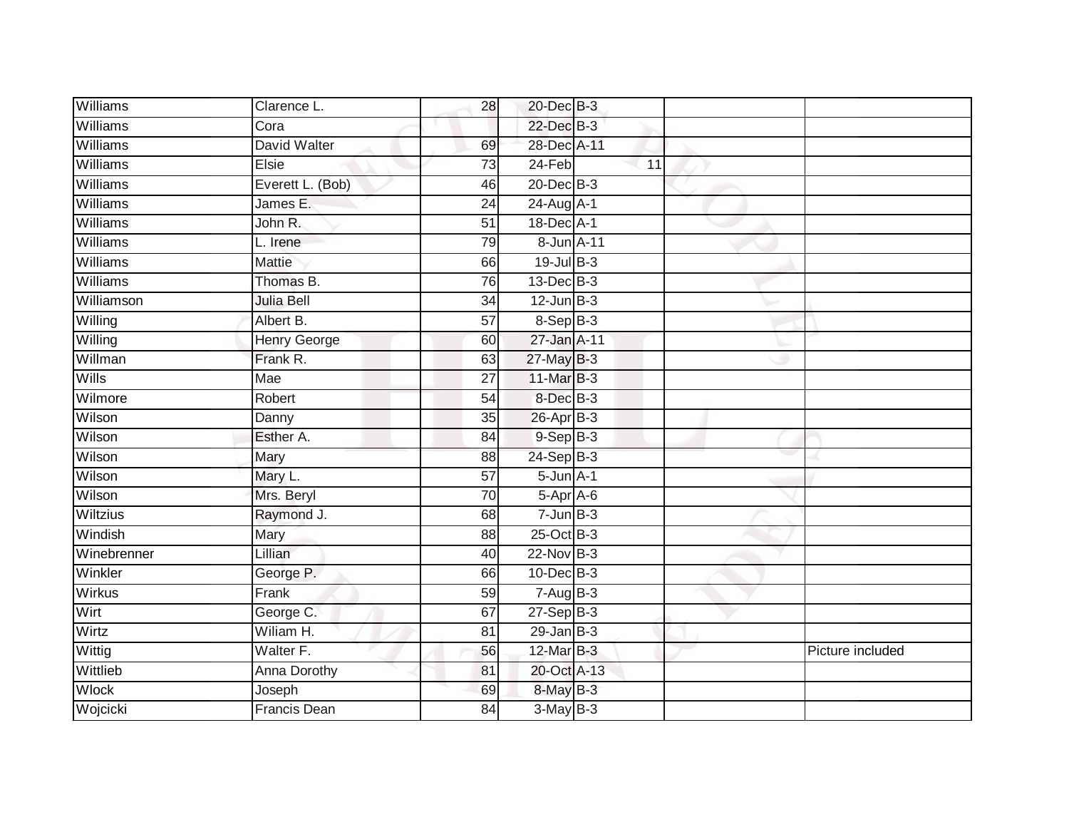| | | | | | | |
|---|---|---|---|---|---|---|
| Williams | Clarence L. | 28 | 20-Dec | B-3 | | |
| Williams | Cora | | 22-Dec | B-3 | | |
| Williams | David Walter | 69 | 28-Dec | A-11 | | |
| Williams | Elsie | 73 | 24-Feb | 11 | | |
| Williams | Everett L. (Bob) | 46 | 20-Dec | B-3 | | |
| Williams | James E. | 24 | 24-Aug | A-1 | | |
| Williams | John R. | 51 | 18-Dec | A-1 | | |
| Williams | L. Irene | 79 | 8-Jun | A-11 | | |
| Williams | Mattie | 66 | 19-Jul | B-3 | | |
| Williams | Thomas B. | 76 | 13-Dec | B-3 | | |
| Williamson | Julia Bell | 34 | 12-Jun | B-3 | | |
| Willing | Albert B. | 57 | 8-Sep | B-3 | | |
| Willing | Henry George | 60 | 27-Jan | A-11 | | |
| Willman | Frank R. | 63 | 27-May | B-3 | | |
| Wills | Mae | 27 | 11-Mar | B-3 | | |
| Wilmore | Robert | 54 | 8-Dec | B-3 | | |
| Wilson | Danny | 35 | 26-Apr | B-3 | | |
| Wilson | Esther A. | 84 | 9-Sep | B-3 | | |
| Wilson | Mary | 88 | 24-Sep | B-3 | | |
| Wilson | Mary L. | 57 | 5-Jun | A-1 | | |
| Wilson | Mrs. Beryl | 70 | 5-Apr | A-6 | | |
| Wiltzius | Raymond J. | 68 | 7-Jun | B-3 | | |
| Windish | Mary | 88 | 25-Oct | B-3 | | |
| Winebrenner | Lillian | 40 | 22-Nov | B-3 | | |
| Winkler | George P. | 66 | 10-Dec | B-3 | | |
| Wirkus | Frank | 59 | 7-Aug | B-3 | | |
| Wirt | George C. | 67 | 27-Sep | B-3 | | |
| Wirtz | Wiliam H. | 81 | 29-Jan | B-3 | | |
| Wittig | Walter F. | 56 | 12-Mar | B-3 | | Picture included |
| Wittlieb | Anna Dorothy | 81 | 20-Oct | A-13 | | |
| Wlock | Joseph | 69 | 8-May | B-3 | | |
| Wojcicki | Francis Dean | 84 | 3-May | B-3 | | |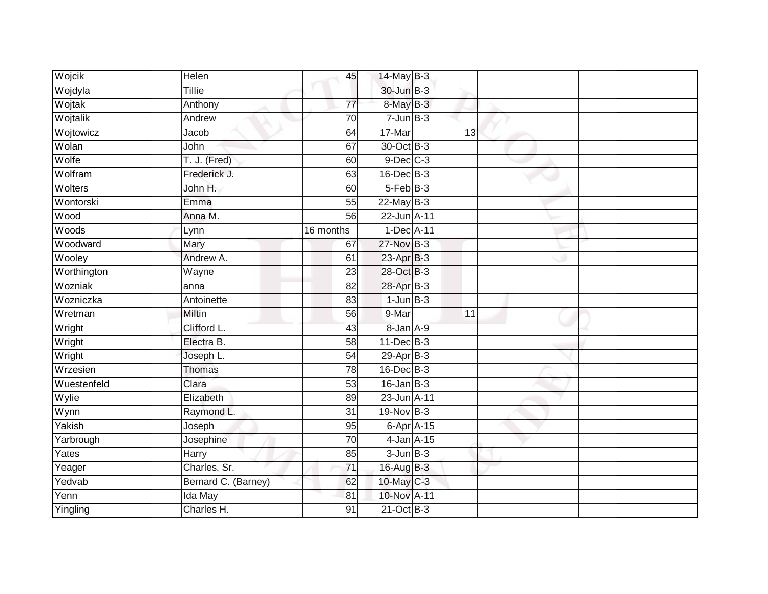| | | | | | | |
|---|---|---|---|---|---|---|
| Wojcik | Helen | 45 | 14-May | B-3 | | |
| Wojdyla | Tillie | | 30-Jun | B-3 | | |
| Wojtak | Anthony | 77 | 8-May | B-3 | | |
| Wojtalik | Andrew | 70 | 7-Jun | B-3 | | |
| Wojtowicz | Jacob | 64 | 17-Mar | 13 | | |
| Wolan | John | 67 | 30-Oct | B-3 | | |
| Wolfe | T. J. (Fred) | 60 | 9-Dec | C-3 | | |
| Wolfram | Frederick J. | 63 | 16-Dec | B-3 | | |
| Wolters | John H. | 60 | 5-Feb | B-3 | | |
| Wontorski | Emma | 55 | 22-May | B-3 | | |
| Wood | Anna M. | 56 | 22-Jun | A-11 | | |
| Woods | Lynn | 16 months | 1-Dec | A-11 | | |
| Woodward | Mary | 67 | 27-Nov | B-3 | | |
| Wooley | Andrew A. | 61 | 23-Apr | B-3 | | |
| Worthington | Wayne | 23 | 28-Oct | B-3 | | |
| Wozniak | anna | 82 | 28-Apr | B-3 | | |
| Wozniczka | Antoinette | 83 | 1-Jun | B-3 | | |
| Wretman | Miltin | 56 | 9-Mar | 11 | | |
| Wright | Clifford L. | 43 | 8-Jan | A-9 | | |
| Wright | Electra B. | 58 | 11-Dec | B-3 | | |
| Wright | Joseph L. | 54 | 29-Apr | B-3 | | |
| Wrzesien | Thomas | 78 | 16-Dec | B-3 | | |
| Wuestenfeld | Clara | 53 | 16-Jan | B-3 | | |
| Wylie | Elizabeth | 89 | 23-Jun | A-11 | | |
| Wynn | Raymond L. | 31 | 19-Nov | B-3 | | |
| Yakish | Joseph | 95 | 6-Apr | A-15 | | |
| Yarbrough | Josephine | 70 | 4-Jan | A-15 | | |
| Yates | Harry | 85 | 3-Jun | B-3 | | |
| Yeager | Charles, Sr. | 71 | 16-Aug | B-3 | | |
| Yedvab | Bernard C. (Barney) | 62 | 10-May | C-3 | | |
| Yenn | Ida May | 81 | 10-Nov | A-11 | | |
| Yingling | Charles H. | 91 | 21-Oct | B-3 | | |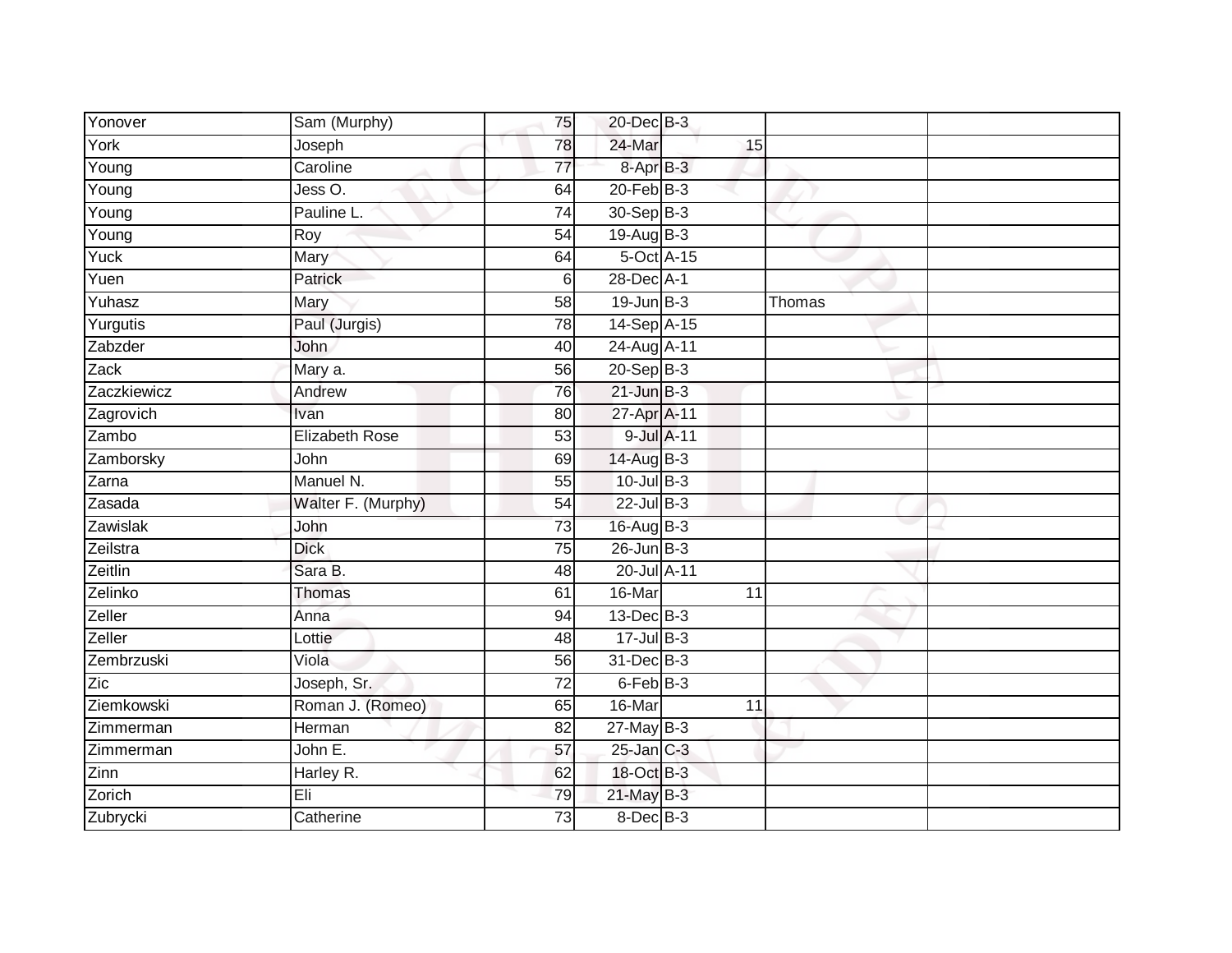| | | | | | | |
|---|---|---|---|---|---|---|
| Yonover | Sam (Murphy) | 75 | 20-Dec | B-3 | | |
| York | Joseph | 78 | 24-Mar | 15 | | |
| Young | Caroline | 77 | 8-Apr | B-3 | | |
| Young | Jess O. | 64 | 20-Feb | B-3 | | |
| Young | Pauline L. | 74 | 30-Sep | B-3 | | |
| Young | Roy | 54 | 19-Aug | B-3 | | |
| Yuck | Mary | 64 | 5-Oct | A-15 | | |
| Yuen | Patrick | 6 | 28-Dec | A-1 | | |
| Yuhasz | Mary | 58 | 19-Jun | B-3 | Thomas | |
| Yurgutis | Paul (Jurgis) | 78 | 14-Sep | A-15 | | |
| Zabzder | John | 40 | 24-Aug | A-11 | | |
| Zack | Mary a. | 56 | 20-Sep | B-3 | | |
| Zaczkiewicz | Andrew | 76 | 21-Jun | B-3 | | |
| Zagrovich | Ivan | 80 | 27-Apr | A-11 | | |
| Zambo | Elizabeth Rose | 53 | 9-Jul | A-11 | | |
| Zamborsky | John | 69 | 14-Aug | B-3 | | |
| Zarna | Manuel N. | 55 | 10-Jul | B-3 | | |
| Zasada | Walter F. (Murphy) | 54 | 22-Jul | B-3 | | |
| Zawislak | John | 73 | 16-Aug | B-3 | | |
| Zeilstra | Dick | 75 | 26-Jun | B-3 | | |
| Zeitlin | Sara B. | 48 | 20-Jul | A-11 | | |
| Zelinko | Thomas | 61 | 16-Mar | 11 | | |
| Zeller | Anna | 94 | 13-Dec | B-3 | | |
| Zeller | Lottie | 48 | 17-Jul | B-3 | | |
| Zembrzuski | Viola | 56 | 31-Dec | B-3 | | |
| Zic | Joseph, Sr. | 72 | 6-Feb | B-3 | | |
| Ziemkowski | Roman J. (Romeo) | 65 | 16-Mar | 11 | | |
| Zimmerman | Herman | 82 | 27-May | B-3 | | |
| Zimmerman | John E. | 57 | 25-Jan | C-3 | | |
| Zinn | Harley R. | 62 | 18-Oct | B-3 | | |
| Zorich | Eli | 79 | 21-May | B-3 | | |
| Zubrycki | Catherine | 73 | 8-Dec | B-3 | | |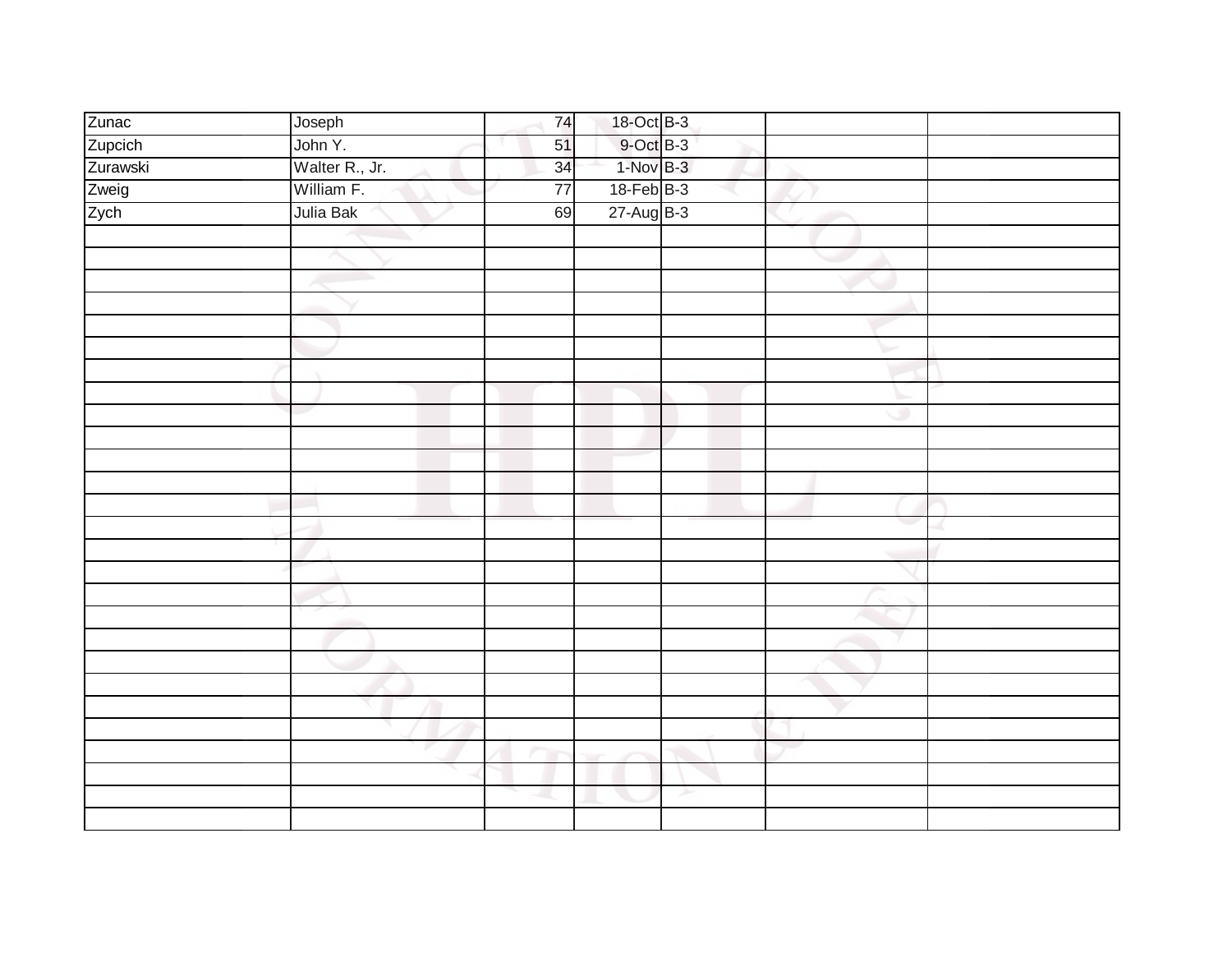| | | | | | | |
|---|---|---|---|---|---|---|
| Zunac | Joseph | 74 | 18-Oct | B-3 | | |
| Zupcich | John Y. | 51 | 9-Oct | B-3 | | |
| Zurawski | Walter R., Jr. | 34 | 1-Nov | B-3 | | |
| Zweig | William F. | 77 | 18-Feb | B-3 | | |
| Zych | Julia Bak | 69 | 27-Aug | B-3 | | |